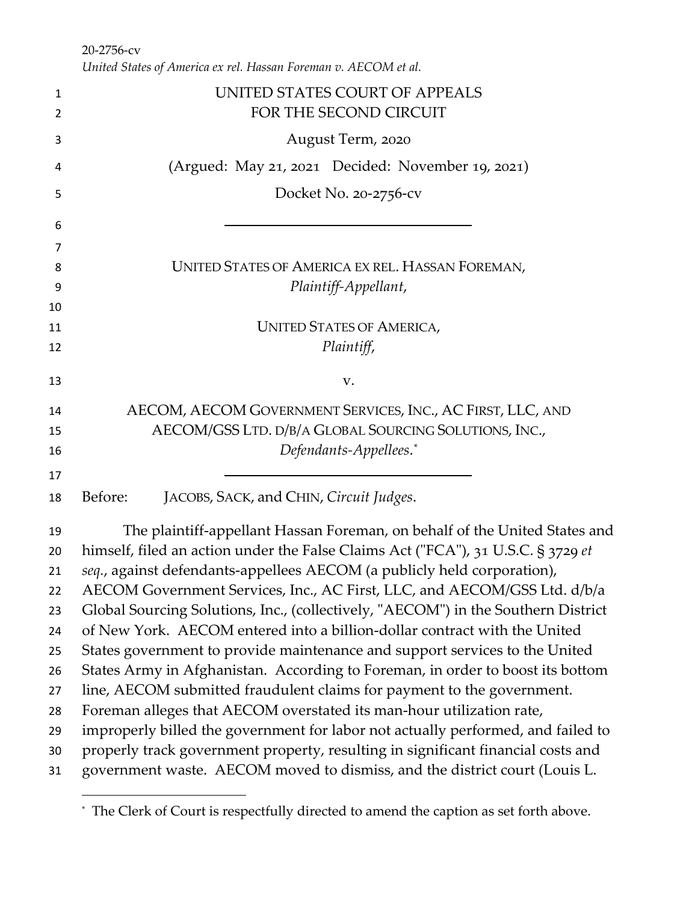20-2756-cv

*United States of America ex rel. Hassan Foreman v. AECOM et al.*

UNITED STATES COURT OF APPEALS
FOR THE SECOND CIRCUIT

August Term, 2020

(Argued: May 21, 2021 Decided: November 19, 2021)

Docket No. 20-2756-cv

---

UNITED STATES OF AMERICA EX REL. HASSAN FOREMAN,
*Plaintiff-Appellant*,

UNITED STATES OF AMERICA,
*Plaintiff*,

v.

AECOM, AECOM GOVERNMENT SERVICES, INC., AC FIRST, LLC, AND
AECOM/GSS LTD. D/B/A GLOBAL SOURCING SOLUTIONS, INC.,
*Defendants-Appellees*.*

---

Before: JACOBS, SACK, and CHIN, *Circuit Judges*.

The plaintiff-appellant Hassan Foreman, on behalf of the United States and himself, filed an action under the False Claims Act ("FCA"), 31 U.S.C. § 3729 *et seq*., against defendants-appellees AECOM (a publicly held corporation), AECOM Government Services, Inc., AC First, LLC, and AECOM/GSS Ltd. d/b/a Global Sourcing Solutions, Inc., (collectively, "AECOM") in the Southern District of New York. AECOM entered into a billion-dollar contract with the United States government to provide maintenance and support services to the United States Army in Afghanistan. According to Foreman, in order to boost its bottom line, AECOM submitted fraudulent claims for payment to the government. Foreman alleges that AECOM overstated its man-hour utilization rate, improperly billed the government for labor not actually performed, and failed to properly track government property, resulting in significant financial costs and government waste. AECOM moved to dismiss, and the district court (Louis L.

* The Clerk of Court is respectfully directed to amend the caption as set forth above.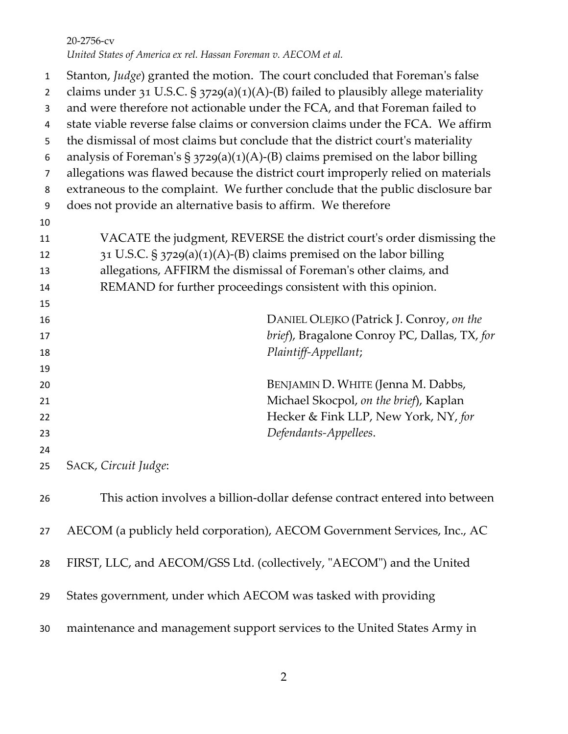Stanton, *Judge*) granted the motion. The court concluded that Foreman's false claims under 31 U.S.C. § 3729(a)(1)(A)-(B) failed to plausibly allege materiality and were therefore not actionable under the FCA, and that Foreman failed to state viable reverse false claims or conversion claims under the FCA. We affirm the dismissal of most claims but conclude that the district court's materiality analysis of Foreman's § 3729(a)(1)(A)-(B) claims premised on the labor billing allegations was flawed because the district court improperly relied on materials extraneous to the complaint. We further conclude that the public disclosure bar does not provide an alternative basis to affirm. We therefore

> VACATE the judgment, REVERSE the district court's order dismissing the 31 U.S.C. § 3729(a)(1)(A)-(B) claims premised on the labor billing allegations, AFFIRM the dismissal of Foreman's other claims, and REMAND for further proceedings consistent with this opinion.

DANIEL OLEJKO (Patrick J. Conroy, *on the brief*), Bragalone Conroy PC, Dallas, TX, *for Plaintiff-Appellant*;

BENJAMIN D. WHITE (Jenna M. Dabbs, Michael Skocpol, *on the brief*), Kaplan Hecker & Fink LLP, New York, NY, *for Defendants-Appellees*.

SACK, *Circuit Judge*:

This action involves a billion-dollar defense contract entered into between AECOM (a publicly held corporation), AECOM Government Services, Inc., AC FIRST, LLC, and AECOM/GSS Ltd. (collectively, "AECOM") and the United States government, under which AECOM was tasked with providing maintenance and management support services to the United States Army in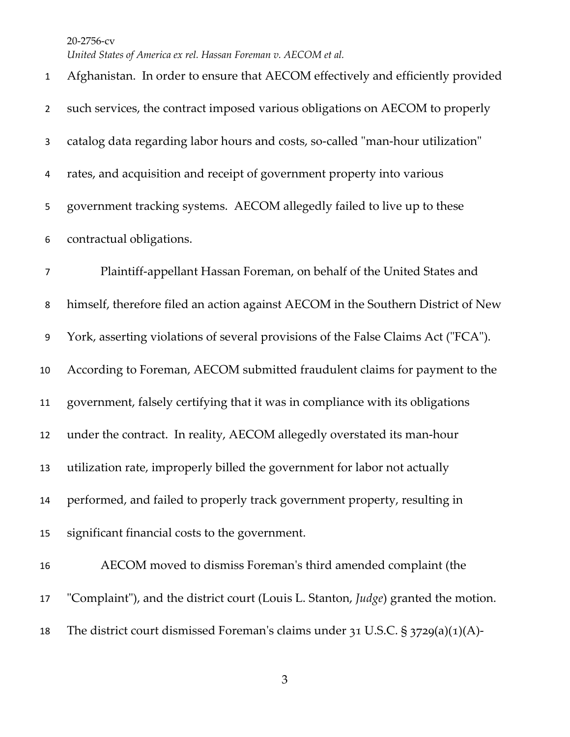Afghanistan. In order to ensure that AECOM effectively and efficiently provided such services, the contract imposed various obligations on AECOM to properly catalog data regarding labor hours and costs, so-called "man-hour utilization" rates, and acquisition and receipt of government property into various government tracking systems. AECOM allegedly failed to live up to these contractual obligations.

Plaintiff-appellant Hassan Foreman, on behalf of the United States and himself, therefore filed an action against AECOM in the Southern District of New York, asserting violations of several provisions of the False Claims Act ("FCA"). According to Foreman, AECOM submitted fraudulent claims for payment to the government, falsely certifying that it was in compliance with its obligations under the contract. In reality, AECOM allegedly overstated its man-hour utilization rate, improperly billed the government for labor not actually performed, and failed to properly track government property, resulting in significant financial costs to the government.

AECOM moved to dismiss Foreman's third amended complaint (the "Complaint"), and the district court (Louis L. Stanton, *Judge*) granted the motion. The district court dismissed Foreman's claims under 31 U.S.C. § 3729(a)(1)(A)-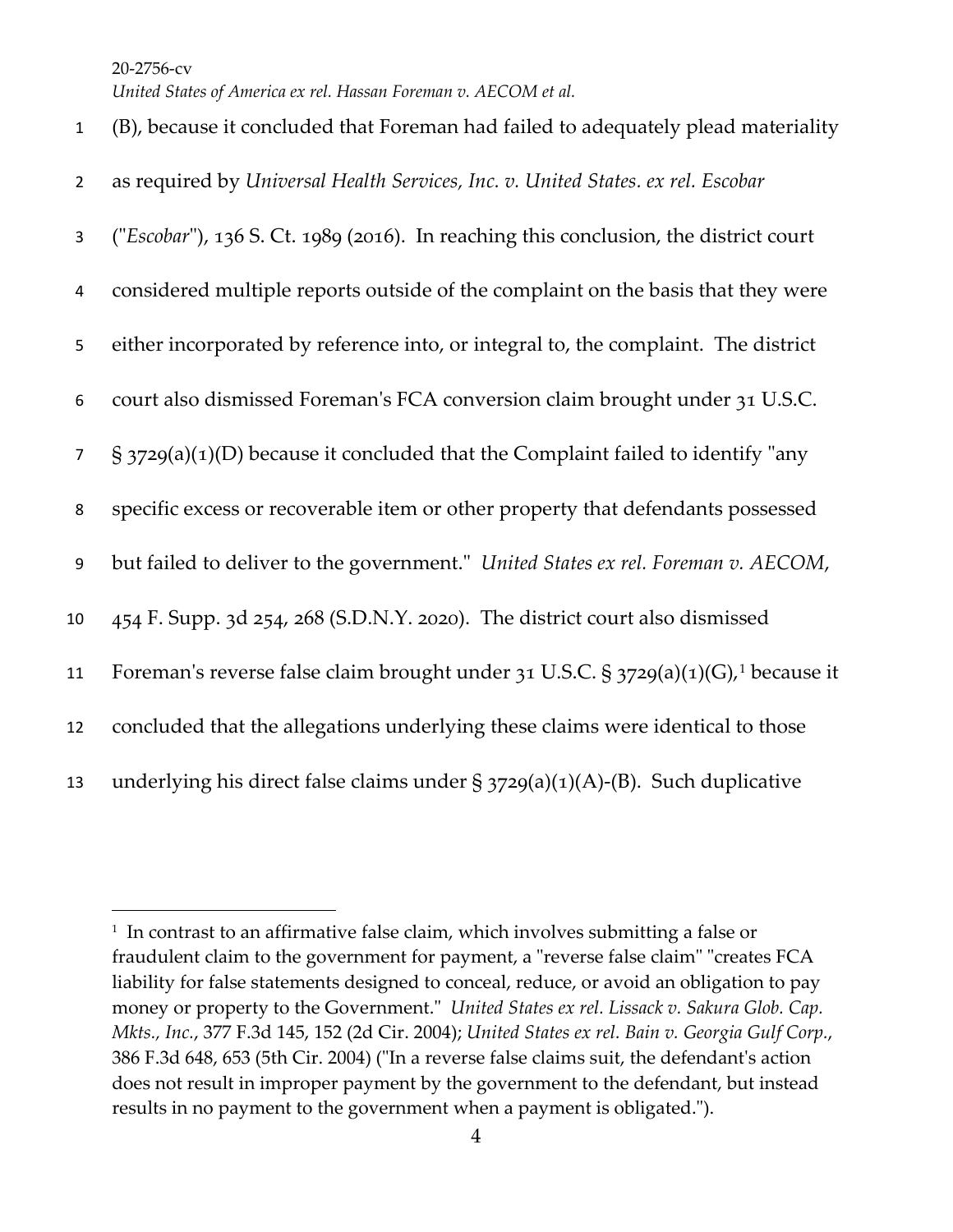(B), because it concluded that Foreman had failed to adequately plead materiality as required by *Universal Health Services, Inc. v. United States. ex rel. Escobar* ("*Escobar*"), 136 S. Ct. 1989 (2016). In reaching this conclusion, the district court considered multiple reports outside of the complaint on the basis that they were either incorporated by reference into, or integral to, the complaint. The district court also dismissed Foreman's FCA conversion claim brought under 31 U.S.C. § 3729(a)(1)(D) because it concluded that the Complaint failed to identify "any specific excess or recoverable item or other property that defendants possessed but failed to deliver to the government." *United States ex rel. Foreman v. AECOM*, 454 F. Supp. 3d 254, 268 (S.D.N.Y. 2020). The district court also dismissed Foreman's reverse false claim brought under 31 U.S.C. § 3729(a)(1)(G),[1] because it concluded that the allegations underlying these claims were identical to those underlying his direct false claims under § 3729(a)(1)(A)-(B). Such duplicative

---

[1] In contrast to an affirmative false claim, which involves submitting a false or fraudulent claim to the government for payment, a "reverse false claim" "creates FCA liability for false statements designed to conceal, reduce, or avoid an obligation to pay money or property to the Government." *United States ex rel. Lissack v. Sakura Glob. Cap. Mkts., Inc.*, 377 F.3d 145, 152 (2d Cir. 2004); *United States ex rel. Bain v. Georgia Gulf Corp.*, 386 F.3d 648, 653 (5th Cir. 2004) ("In a reverse false claims suit, the defendant's action does not result in improper payment by the government to the defendant, but instead results in no payment to the government when a payment is obligated.").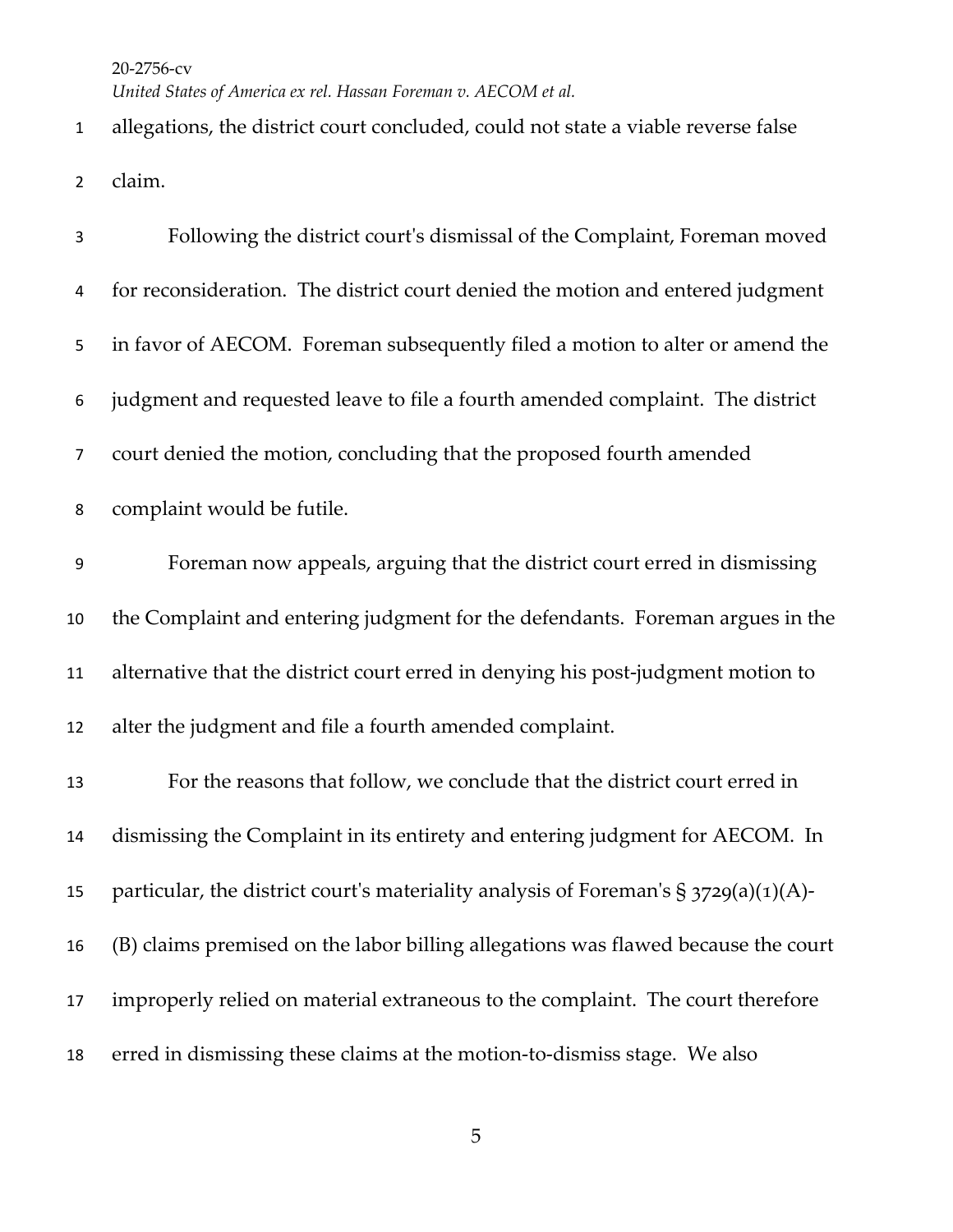allegations, the district court concluded, could not state a viable reverse false claim.

Following the district court's dismissal of the Complaint, Foreman moved for reconsideration. The district court denied the motion and entered judgment in favor of AECOM. Foreman subsequently filed a motion to alter or amend the judgment and requested leave to file a fourth amended complaint. The district court denied the motion, concluding that the proposed fourth amended complaint would be futile.

Foreman now appeals, arguing that the district court erred in dismissing the Complaint and entering judgment for the defendants. Foreman argues in the alternative that the district court erred in denying his post-judgment motion to alter the judgment and file a fourth amended complaint.

For the reasons that follow, we conclude that the district court erred in dismissing the Complaint in its entirety and entering judgment for AECOM. In particular, the district court's materiality analysis of Foreman's § 3729(a)(1)(A)-(B) claims premised on the labor billing allegations was flawed because the court improperly relied on material extraneous to the complaint. The court therefore erred in dismissing these claims at the motion-to-dismiss stage. We also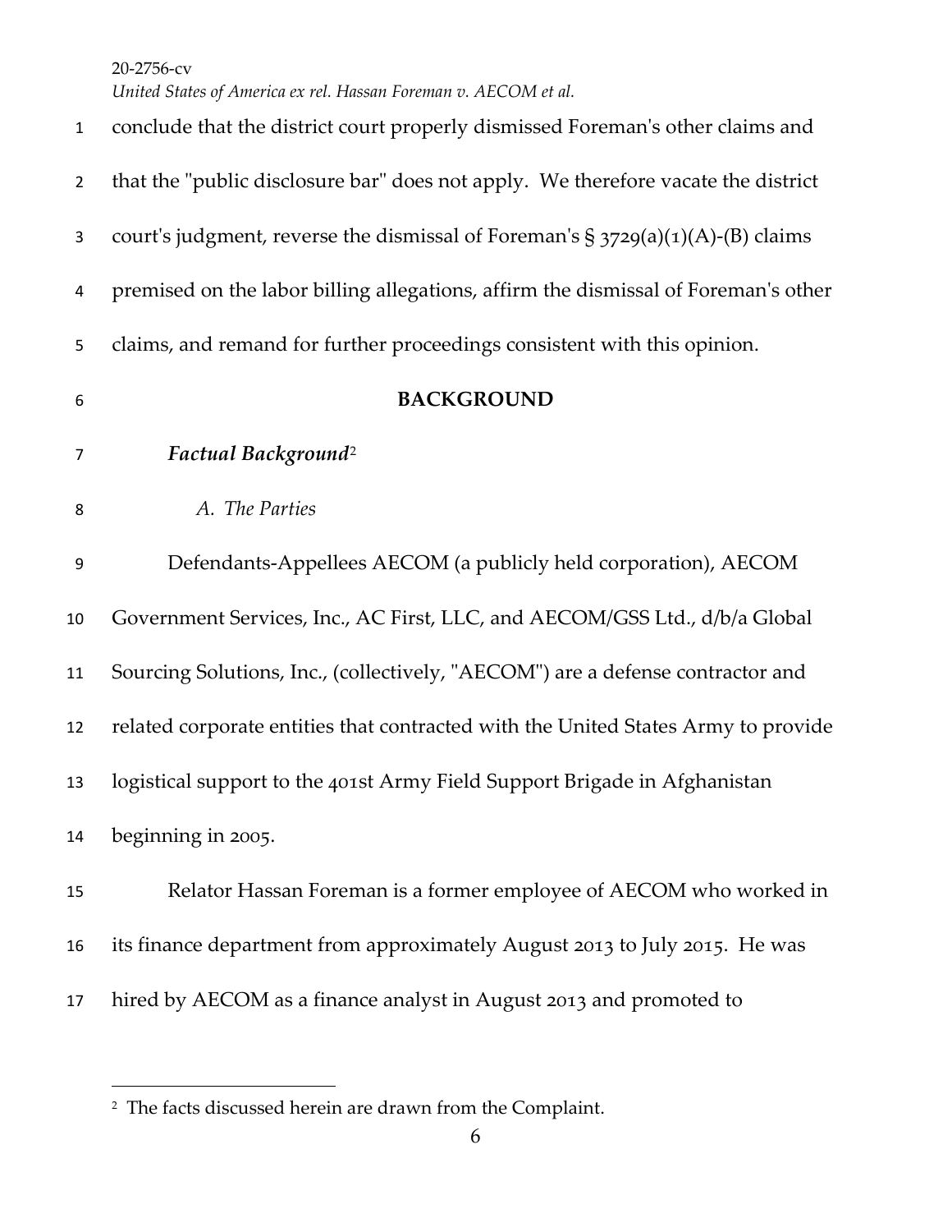conclude that the district court properly dismissed Foreman's other claims and that the "public disclosure bar" does not apply. We therefore vacate the district court's judgment, reverse the dismissal of Foreman's § 3729(a)(1)(A)-(B) claims premised on the labor billing allegations, affirm the dismissal of Foreman's other claims, and remand for further proceedings consistent with this opinion.

## BACKGROUND

### *Factual Background*[2]

#### *A. The Parties*

Defendants-Appellees AECOM (a publicly held corporation), AECOM Government Services, Inc., AC First, LLC, and AECOM/GSS Ltd., d/b/a Global Sourcing Solutions, Inc., (collectively, "AECOM") are a defense contractor and related corporate entities that contracted with the United States Army to provide logistical support to the 401st Army Field Support Brigade in Afghanistan beginning in 2005.

Relator Hassan Foreman is a former employee of AECOM who worked in its finance department from approximately August 2013 to July 2015. He was hired by AECOM as a finance analyst in August 2013 and promoted to

---

[2] The facts discussed herein are drawn from the Complaint.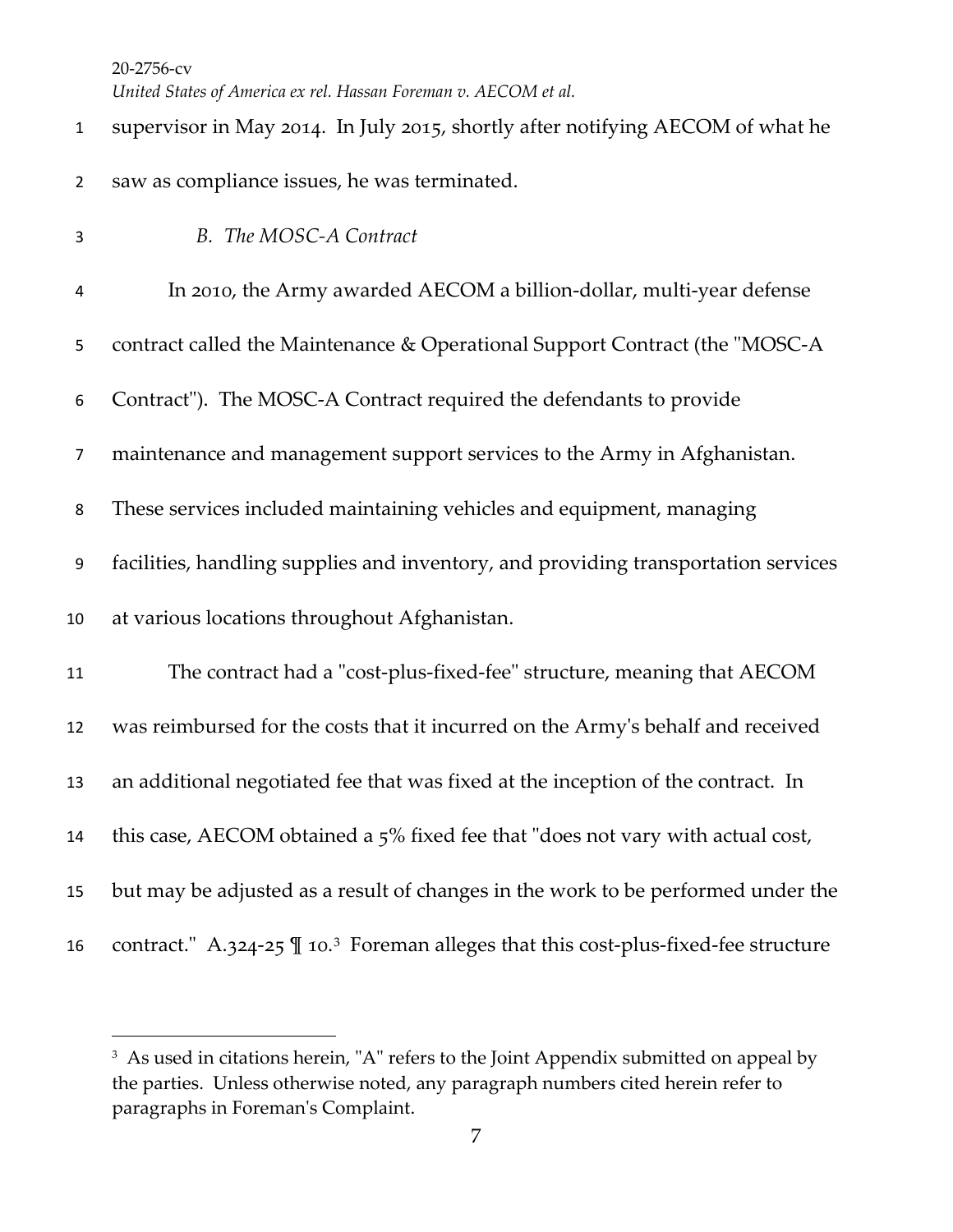supervisor in May 2014. In July 2015, shortly after notifying AECOM of what he saw as compliance issues, he was terminated.

### *B. The MOSC-A Contract*

In 2010, the Army awarded AECOM a billion-dollar, multi-year defense contract called the Maintenance & Operational Support Contract (the "MOSC-A Contract"). The MOSC-A Contract required the defendants to provide maintenance and management support services to the Army in Afghanistan. These services included maintaining vehicles and equipment, managing facilities, handling supplies and inventory, and providing transportation services at various locations throughout Afghanistan.

The contract had a "cost-plus-fixed-fee" structure, meaning that AECOM was reimbursed for the costs that it incurred on the Army's behalf and received an additional negotiated fee that was fixed at the inception of the contract. In this case, AECOM obtained a 5% fixed fee that "does not vary with actual cost, but may be adjusted as a result of changes in the work to be performed under the contract." A.324-25 ¶ 10.[3] Foreman alleges that this cost-plus-fixed-fee structure

---

[3] As used in citations herein, "A" refers to the Joint Appendix submitted on appeal by the parties. Unless otherwise noted, any paragraph numbers cited herein refer to paragraphs in Foreman's Complaint.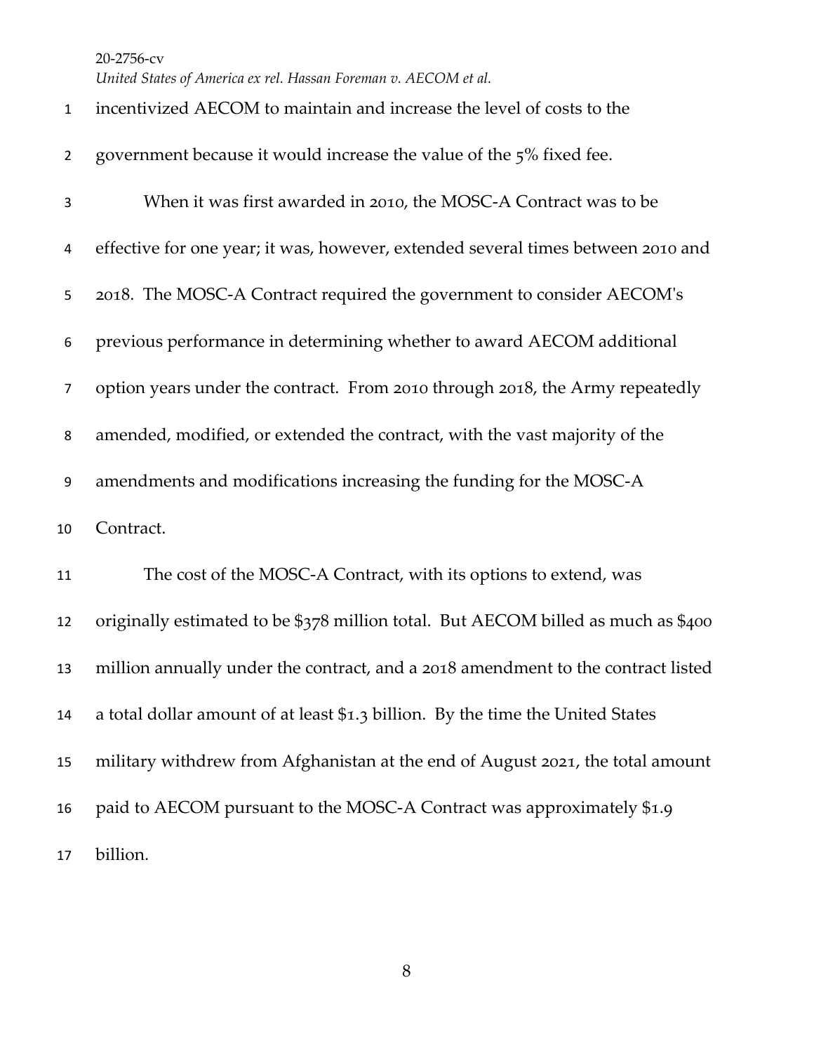incentivized AECOM to maintain and increase the level of costs to the government because it would increase the value of the 5% fixed fee.

When it was first awarded in 2010, the MOSC-A Contract was to be effective for one year; it was, however, extended several times between 2010 and 2018. The MOSC-A Contract required the government to consider AECOM's previous performance in determining whether to award AECOM additional option years under the contract. From 2010 through 2018, the Army repeatedly amended, modified, or extended the contract, with the vast majority of the amendments and modifications increasing the funding for the MOSC-A Contract.

The cost of the MOSC-A Contract, with its options to extend, was originally estimated to be $378 million total. But AECOM billed as much as $400 million annually under the contract, and a 2018 amendment to the contract listed a total dollar amount of at least $1.3 billion. By the time the United States military withdrew from Afghanistan at the end of August 2021, the total amount paid to AECOM pursuant to the MOSC-A Contract was approximately $1.9 billion.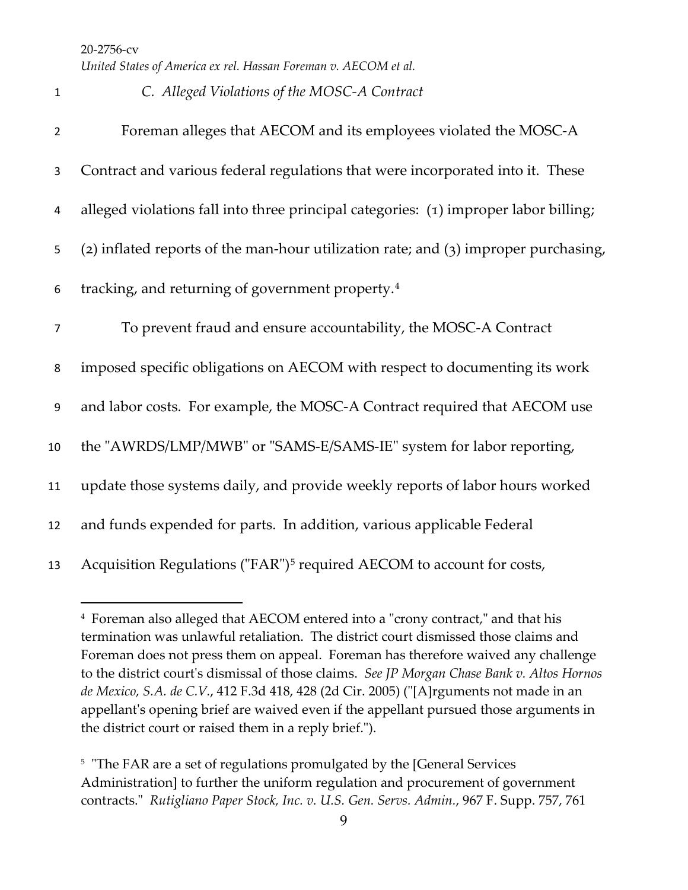### *C. Alleged Violations of the MOSC-A Contract*

Foreman alleges that AECOM and its employees violated the MOSC-A Contract and various federal regulations that were incorporated into it. These alleged violations fall into three principal categories: (1) improper labor billing; (2) inflated reports of the man-hour utilization rate; and (3) improper purchasing, tracking, and returning of government property.[4]

To prevent fraud and ensure accountability, the MOSC-A Contract imposed specific obligations on AECOM with respect to documenting its work and labor costs. For example, the MOSC-A Contract required that AECOM use the "AWRDS/LMP/MWB" or "SAMS-E/SAMS-IE" system for labor reporting, update those systems daily, and provide weekly reports of labor hours worked and funds expended for parts. In addition, various applicable Federal Acquisition Regulations ("FAR")[5] required AECOM to account for costs,

---

[4] Foreman also alleged that AECOM entered into a "crony contract," and that his termination was unlawful retaliation. The district court dismissed those claims and Foreman does not press them on appeal. Foreman has therefore waived any challenge to the district court's dismissal of those claims. *See JP Morgan Chase Bank v. Altos Hornos de Mexico, S.A. de C.V.*, 412 F.3d 418, 428 (2d Cir. 2005) ("[A]rguments not made in an appellant's opening brief are waived even if the appellant pursued those arguments in the district court or raised them in a reply brief.").

[5] "The FAR are a set of regulations promulgated by the [General Services Administration] to further the uniform regulation and procurement of government contracts." *Rutigliano Paper Stock, Inc. v. U.S. Gen. Servs. Admin.*, 967 F. Supp. 757, 761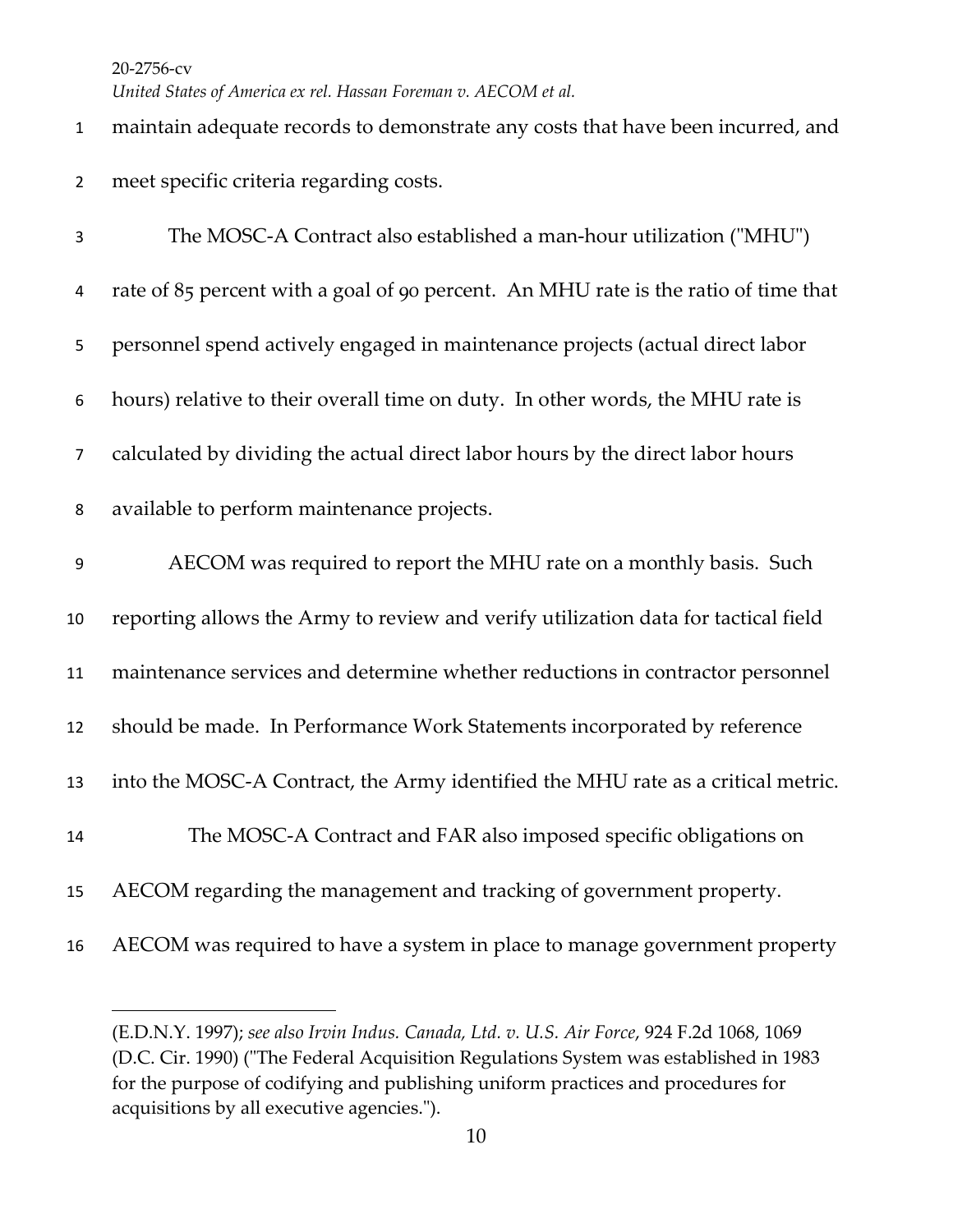maintain adequate records to demonstrate any costs that have been incurred, and meet specific criteria regarding costs.

The MOSC-A Contract also established a man-hour utilization ("MHU") rate of 85 percent with a goal of 90 percent. An MHU rate is the ratio of time that personnel spend actively engaged in maintenance projects (actual direct labor hours) relative to their overall time on duty. In other words, the MHU rate is calculated by dividing the actual direct labor hours by the direct labor hours available to perform maintenance projects.

AECOM was required to report the MHU rate on a monthly basis. Such reporting allows the Army to review and verify utilization data for tactical field maintenance services and determine whether reductions in contractor personnel should be made. In Performance Work Statements incorporated by reference into the MOSC-A Contract, the Army identified the MHU rate as a critical metric.

The MOSC-A Contract and FAR also imposed specific obligations on AECOM regarding the management and tracking of government property. AECOM was required to have a system in place to manage government property

---

(E.D.N.Y. 1997); *see also Irvin Indus. Canada, Ltd. v. U.S. Air Force*, 924 F.2d 1068, 1069 (D.C. Cir. 1990) ("The Federal Acquisition Regulations System was established in 1983 for the purpose of codifying and publishing uniform practices and procedures for acquisitions by all executive agencies.").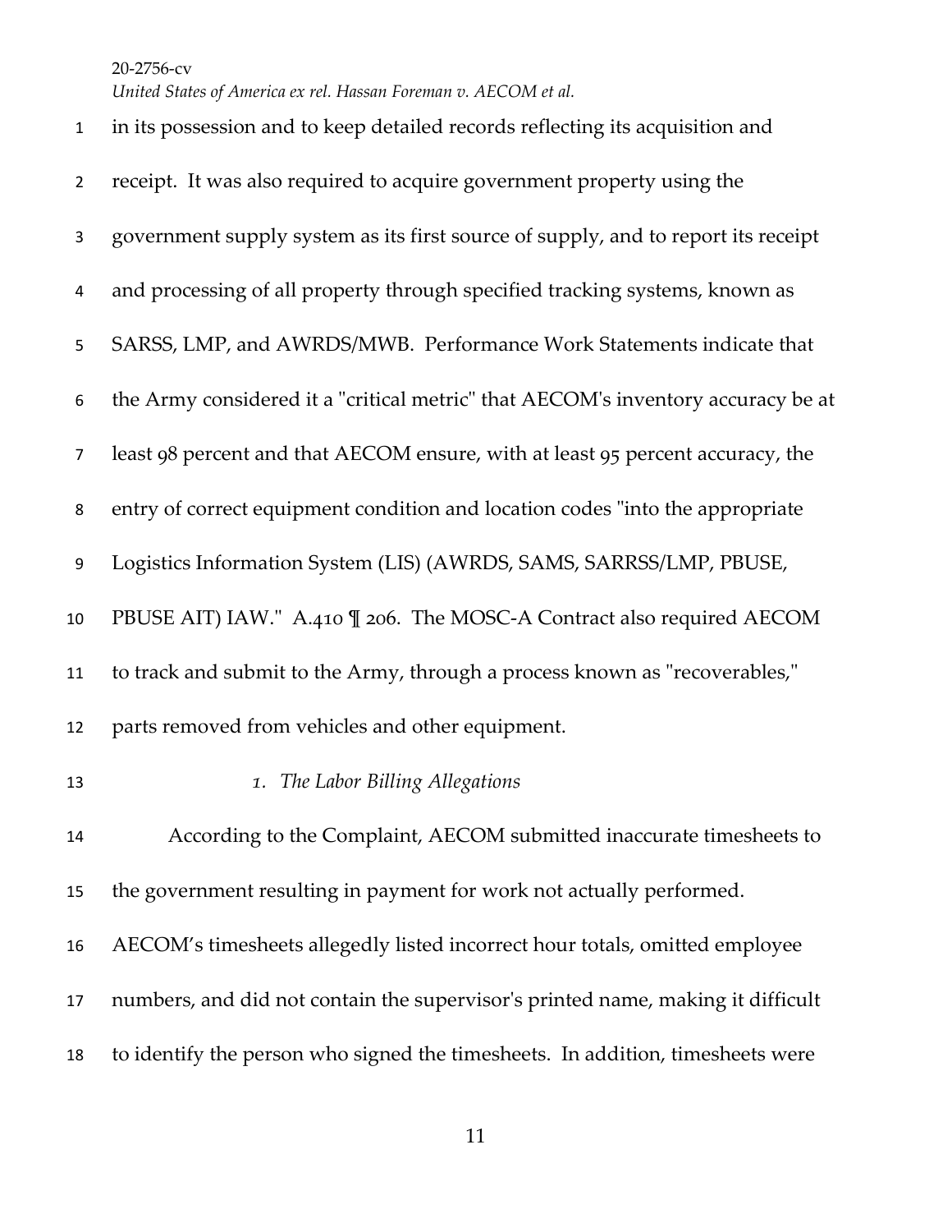in its possession and to keep detailed records reflecting its acquisition and receipt. It was also required to acquire government property using the government supply system as its first source of supply, and to report its receipt and processing of all property through specified tracking systems, known as SARSS, LMP, and AWRDS/MWB. Performance Work Statements indicate that the Army considered it a "critical metric" that AECOM's inventory accuracy be at least 98 percent and that AECOM ensure, with at least 95 percent accuracy, the entry of correct equipment condition and location codes "into the appropriate Logistics Information System (LIS) (AWRDS, SAMS, SARRSS/LMP, PBUSE, PBUSE AIT) IAW." A.410 ¶ 206. The MOSC-A Contract also required AECOM to track and submit to the Army, through a process known as "recoverables," parts removed from vehicles and other equipment.

*1. The Labor Billing Allegations*

According to the Complaint, AECOM submitted inaccurate timesheets to the government resulting in payment for work not actually performed. AECOM's timesheets allegedly listed incorrect hour totals, omitted employee numbers, and did not contain the supervisor's printed name, making it difficult to identify the person who signed the timesheets. In addition, timesheets were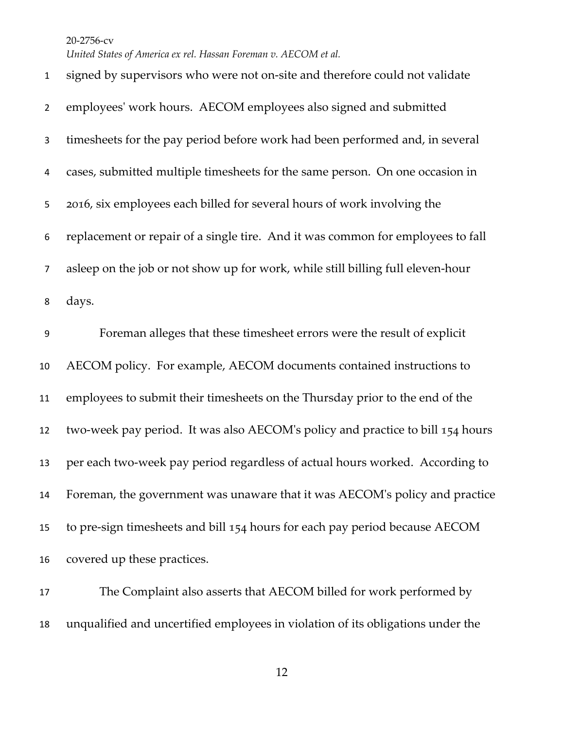signed by supervisors who were not on-site and therefore could not validate employees' work hours. AECOM employees also signed and submitted timesheets for the pay period before work had been performed and, in several cases, submitted multiple timesheets for the same person. On one occasion in 2016, six employees each billed for several hours of work involving the replacement or repair of a single tire. And it was common for employees to fall asleep on the job or not show up for work, while still billing full eleven-hour days.

Foreman alleges that these timesheet errors were the result of explicit AECOM policy. For example, AECOM documents contained instructions to employees to submit their timesheets on the Thursday prior to the end of the two-week pay period. It was also AECOM's policy and practice to bill 154 hours per each two-week pay period regardless of actual hours worked. According to Foreman, the government was unaware that it was AECOM's policy and practice to pre-sign timesheets and bill 154 hours for each pay period because AECOM covered up these practices.

The Complaint also asserts that AECOM billed for work performed by unqualified and uncertified employees in violation of its obligations under the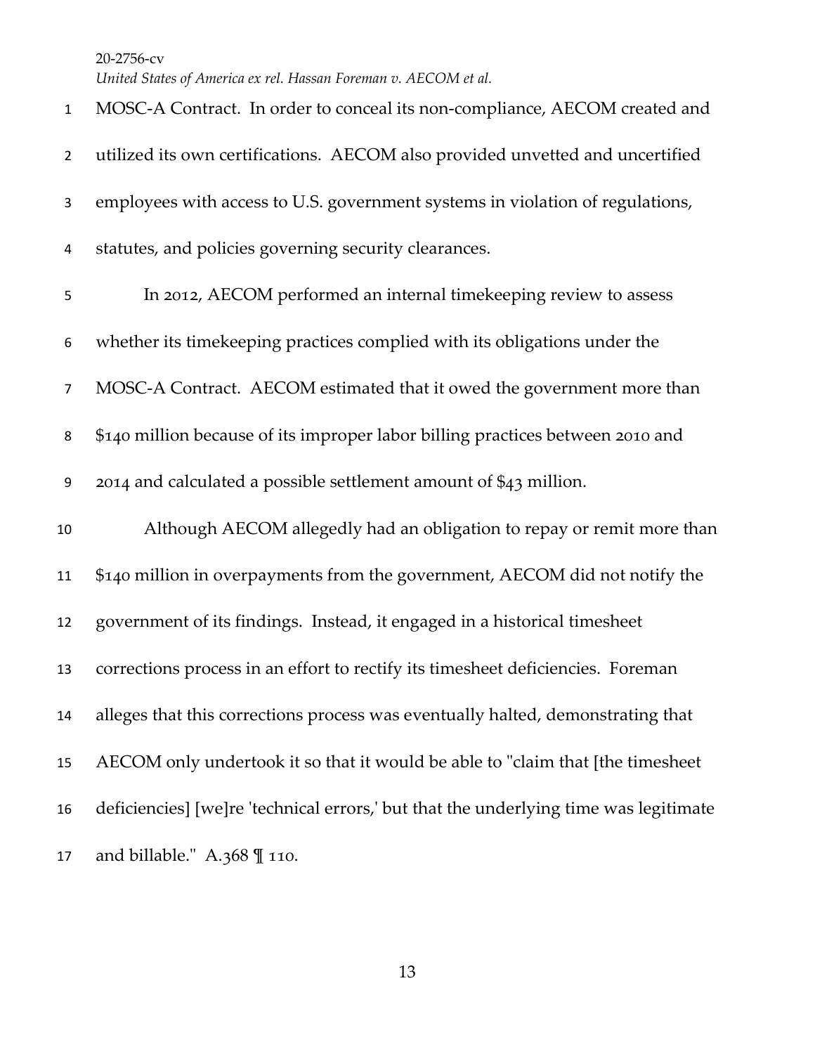MOSC-A Contract. In order to conceal its non-compliance, AECOM created and utilized its own certifications. AECOM also provided unvetted and uncertified employees with access to U.S. government systems in violation of regulations, statutes, and policies governing security clearances.

In 2012, AECOM performed an internal timekeeping review to assess whether its timekeeping practices complied with its obligations under the MOSC-A Contract. AECOM estimated that it owed the government more than $140 million because of its improper labor billing practices between 2010 and 2014 and calculated a possible settlement amount of $43 million.

Although AECOM allegedly had an obligation to repay or remit more than $140 million in overpayments from the government, AECOM did not notify the government of its findings. Instead, it engaged in a historical timesheet corrections process in an effort to rectify its timesheet deficiencies. Foreman alleges that this corrections process was eventually halted, demonstrating that AECOM only undertook it so that it would be able to "claim that [the timesheet deficiencies] [we]re 'technical errors,' but that the underlying time was legitimate and billable." A.368 ¶ 110.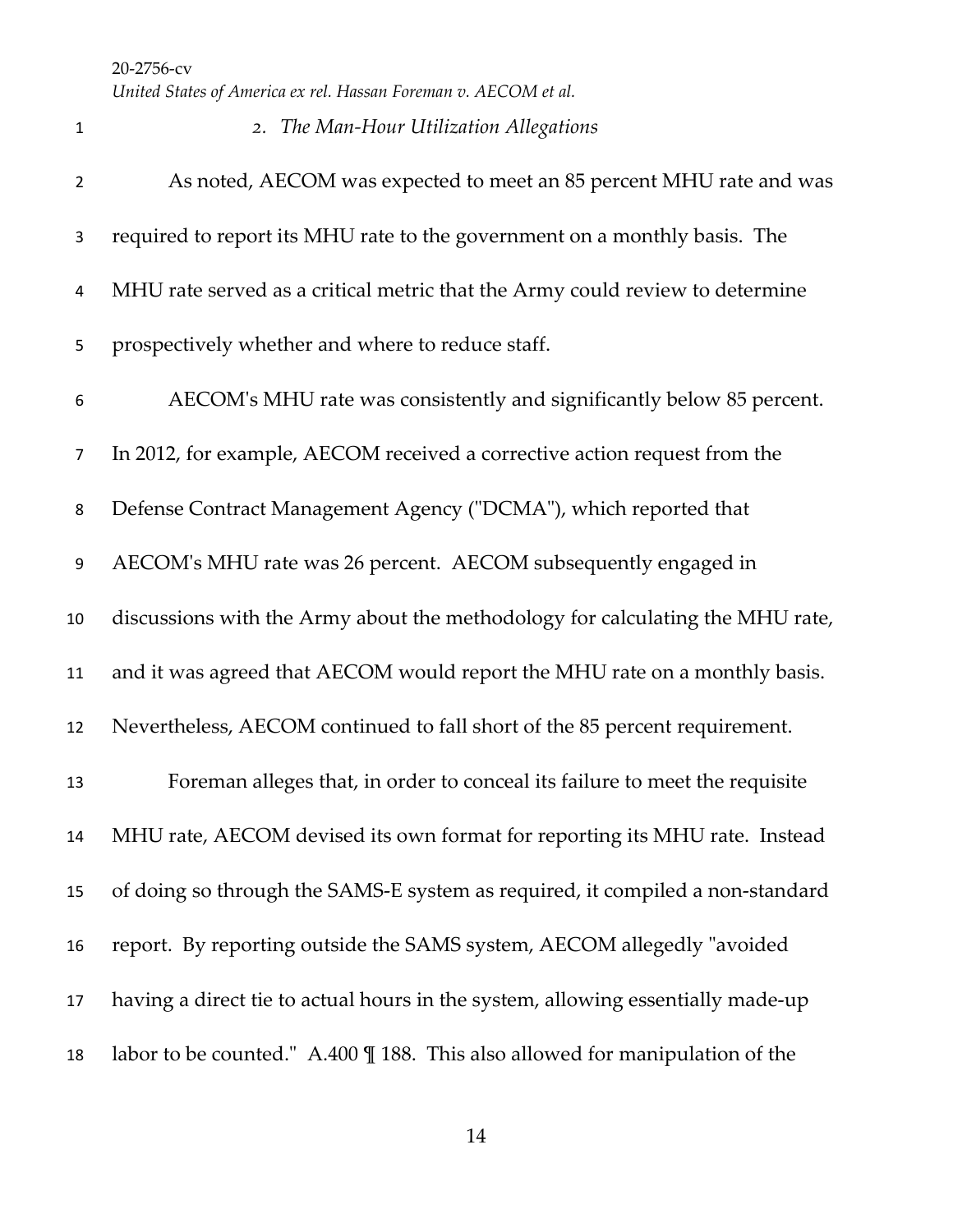### 2. *The Man-Hour Utilization Allegations*

As noted, AECOM was expected to meet an 85 percent MHU rate and was required to report its MHU rate to the government on a monthly basis. The MHU rate served as a critical metric that the Army could review to determine prospectively whether and where to reduce staff.

AECOM's MHU rate was consistently and significantly below 85 percent. In 2012, for example, AECOM received a corrective action request from the Defense Contract Management Agency ("DCMA"), which reported that AECOM's MHU rate was 26 percent. AECOM subsequently engaged in discussions with the Army about the methodology for calculating the MHU rate, and it was agreed that AECOM would report the MHU rate on a monthly basis. Nevertheless, AECOM continued to fall short of the 85 percent requirement.

Foreman alleges that, in order to conceal its failure to meet the requisite MHU rate, AECOM devised its own format for reporting its MHU rate. Instead of doing so through the SAMS-E system as required, it compiled a non-standard report. By reporting outside the SAMS system, AECOM allegedly "avoided having a direct tie to actual hours in the system, allowing essentially made-up labor to be counted." A.400 ¶ 188. This also allowed for manipulation of the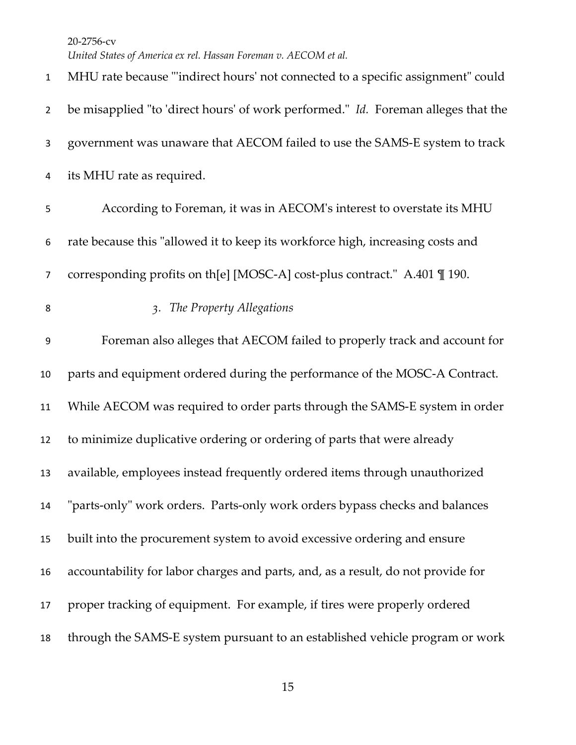MHU rate because "'indirect hours' not connected to a specific assignment" could be misapplied "to 'direct hours' of work performed." *Id.* Foreman alleges that the government was unaware that AECOM failed to use the SAMS-E system to track its MHU rate as required.

According to Foreman, it was in AECOM's interest to overstate its MHU rate because this "allowed it to keep its workforce high, increasing costs and corresponding profits on th[e] [MOSC-A] cost-plus contract." A.401 ¶ 190.

*3. The Property Allegations*

Foreman also alleges that AECOM failed to properly track and account for parts and equipment ordered during the performance of the MOSC-A Contract. While AECOM was required to order parts through the SAMS-E system in order to minimize duplicative ordering or ordering of parts that were already available, employees instead frequently ordered items through unauthorized "parts-only" work orders. Parts-only work orders bypass checks and balances built into the procurement system to avoid excessive ordering and ensure accountability for labor charges and parts, and, as a result, do not provide for proper tracking of equipment. For example, if tires were properly ordered through the SAMS-E system pursuant to an established vehicle program or work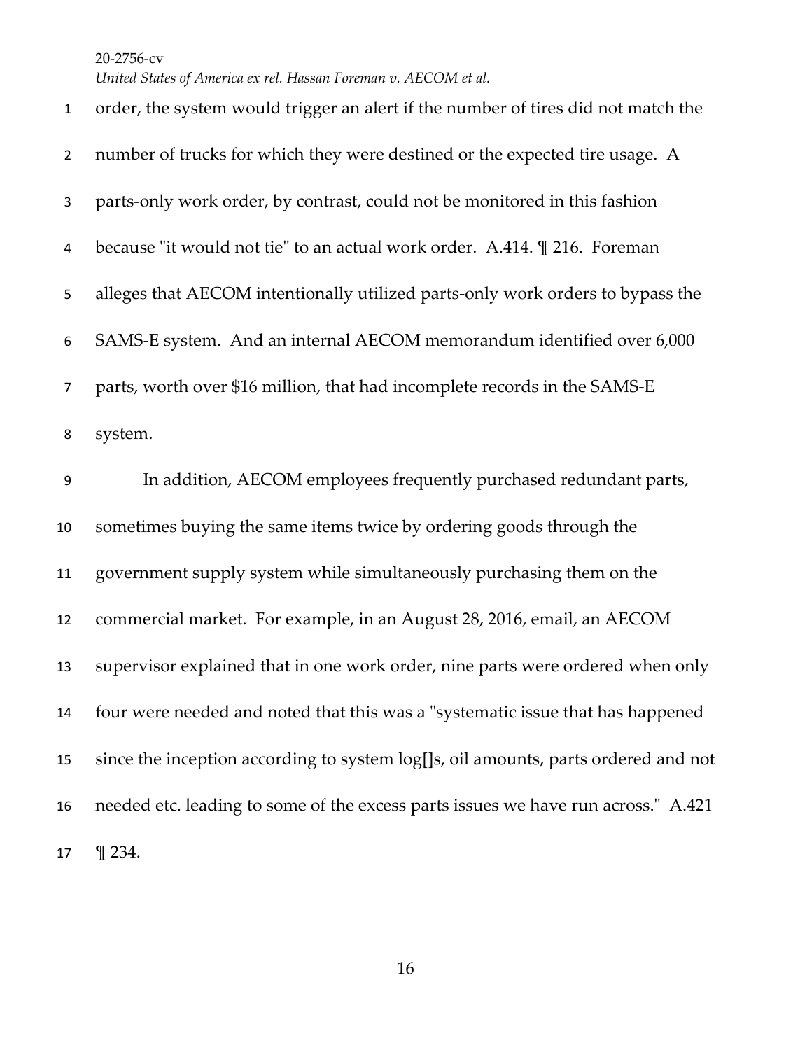order, the system would trigger an alert if the number of tires did not match the number of trucks for which they were destined or the expected tire usage. A parts-only work order, by contrast, could not be monitored in this fashion because "it would not tie" to an actual work order. A.414. ¶ 216. Foreman alleges that AECOM intentionally utilized parts-only work orders to bypass the SAMS-E system. And an internal AECOM memorandum identified over 6,000 parts, worth over $16 million, that had incomplete records in the SAMS-E system.

In addition, AECOM employees frequently purchased redundant parts, sometimes buying the same items twice by ordering goods through the government supply system while simultaneously purchasing them on the commercial market. For example, in an August 28, 2016, email, an AECOM supervisor explained that in one work order, nine parts were ordered when only four were needed and noted that this was a "systematic issue that has happened since the inception according to system log[]s, oil amounts, parts ordered and not needed etc. leading to some of the excess parts issues we have run across." A.421 ¶ 234.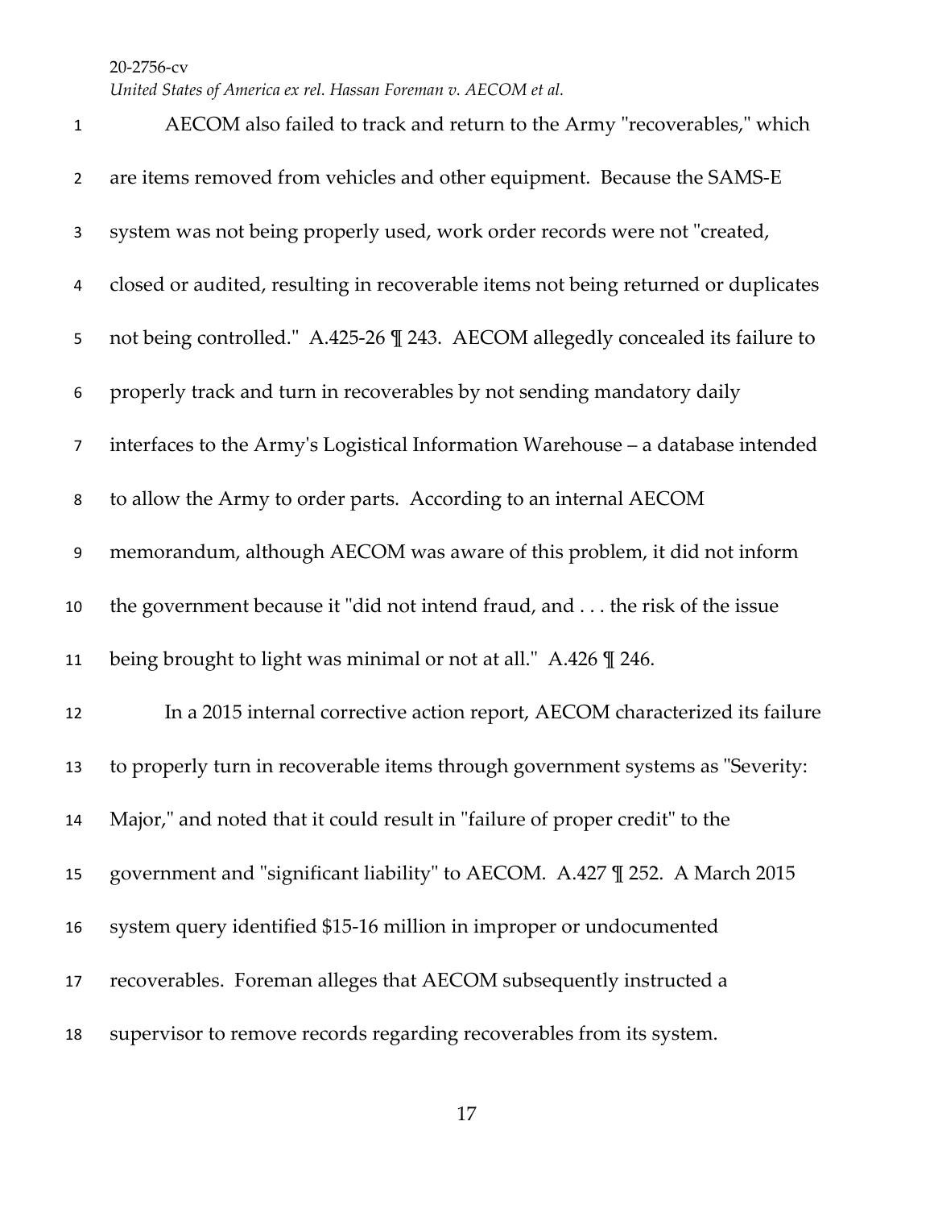AECOM also failed to track and return to the Army "recoverables," which are items removed from vehicles and other equipment. Because the SAMS-E system was not being properly used, work order records were not "created, closed or audited, resulting in recoverable items not being returned or duplicates not being controlled." A.425-26 ¶ 243. AECOM allegedly concealed its failure to properly track and turn in recoverables by not sending mandatory daily interfaces to the Army's Logistical Information Warehouse – a database intended to allow the Army to order parts. According to an internal AECOM memorandum, although AECOM was aware of this problem, it did not inform the government because it "did not intend fraud, and . . . the risk of the issue being brought to light was minimal or not at all." A.426 ¶ 246.

In a 2015 internal corrective action report, AECOM characterized its failure to properly turn in recoverable items through government systems as "Severity: Major," and noted that it could result in "failure of proper credit" to the government and "significant liability" to AECOM. A.427 ¶ 252. A March 2015 system query identified $15-16 million in improper or undocumented recoverables. Foreman alleges that AECOM subsequently instructed a supervisor to remove records regarding recoverables from its system.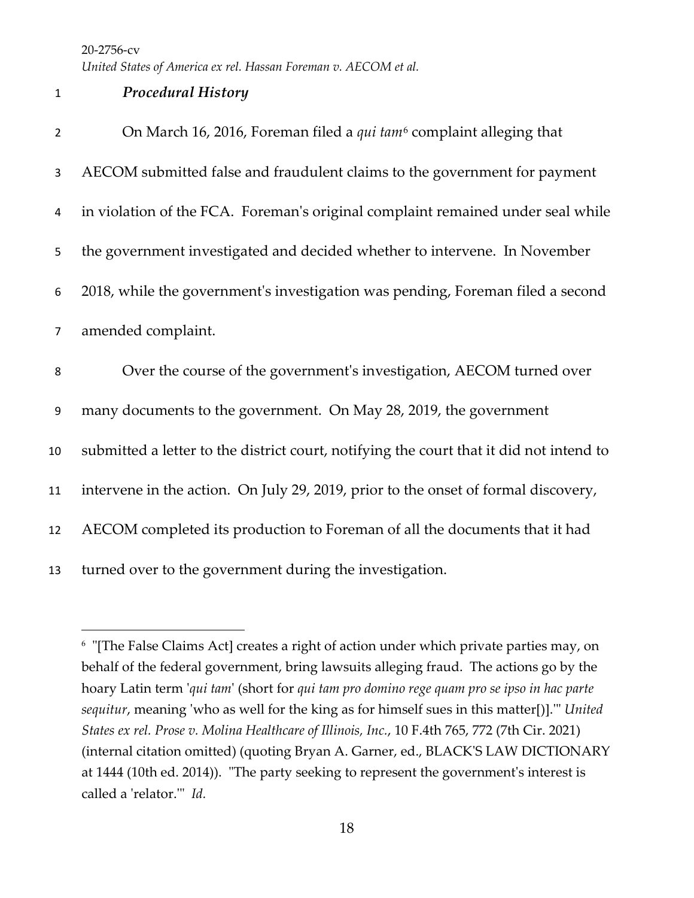### *Procedural History*

On March 16, 2016, Foreman filed a *qui tam*[6] complaint alleging that AECOM submitted false and fraudulent claims to the government for payment in violation of the FCA. Foreman's original complaint remained under seal while the government investigated and decided whether to intervene. In November 2018, while the government's investigation was pending, Foreman filed a second amended complaint.

Over the course of the government's investigation, AECOM turned over many documents to the government. On May 28, 2019, the government submitted a letter to the district court, notifying the court that it did not intend to intervene in the action. On July 29, 2019, prior to the onset of formal discovery, AECOM completed its production to Foreman of all the documents that it had turned over to the government during the investigation.

---

[6] "[The False Claims Act] creates a right of action under which private parties may, on behalf of the federal government, bring lawsuits alleging fraud. The actions go by the hoary Latin term '*qui tam*' (short for *qui tam pro domino rege quam pro se ipso in hac parte sequitur*, meaning 'who as well for the king as for himself sues in this matter[)].'" *United States ex rel. Prose v. Molina Healthcare of Illinois, Inc.*, 10 F.4th 765, 772 (7th Cir. 2021) (internal citation omitted) (quoting Bryan A. Garner, ed., BLACK'S LAW DICTIONARY at 1444 (10th ed. 2014)). "The party seeking to represent the government's interest is called a 'relator.'" *Id.*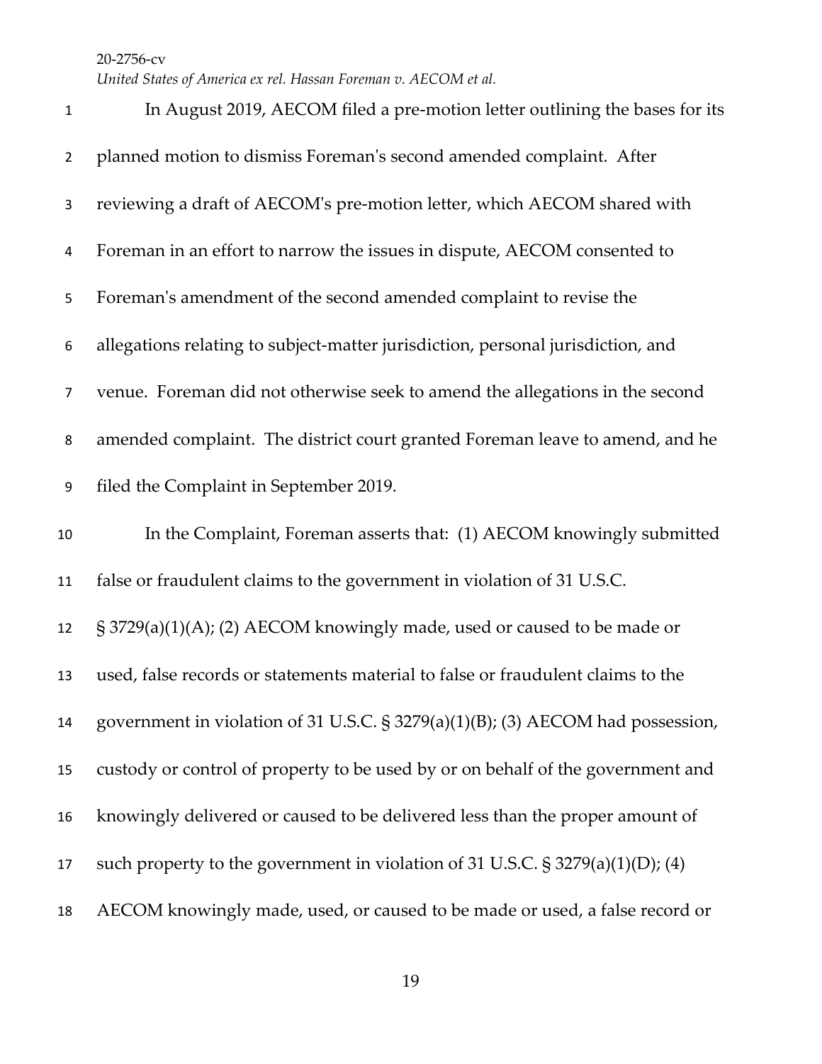In August 2019, AECOM filed a pre-motion letter outlining the bases for its planned motion to dismiss Foreman's second amended complaint. After reviewing a draft of AECOM's pre-motion letter, which AECOM shared with Foreman in an effort to narrow the issues in dispute, AECOM consented to Foreman's amendment of the second amended complaint to revise the allegations relating to subject-matter jurisdiction, personal jurisdiction, and venue. Foreman did not otherwise seek to amend the allegations in the second amended complaint. The district court granted Foreman leave to amend, and he filed the Complaint in September 2019.

In the Complaint, Foreman asserts that: (1) AECOM knowingly submitted false or fraudulent claims to the government in violation of 31 U.S.C. § 3729(a)(1)(A); (2) AECOM knowingly made, used or caused to be made or used, false records or statements material to false or fraudulent claims to the government in violation of 31 U.S.C. § 3279(a)(1)(B); (3) AECOM had possession, custody or control of property to be used by or on behalf of the government and knowingly delivered or caused to be delivered less than the proper amount of such property to the government in violation of 31 U.S.C. § 3279(a)(1)(D); (4) AECOM knowingly made, used, or caused to be made or used, a false record or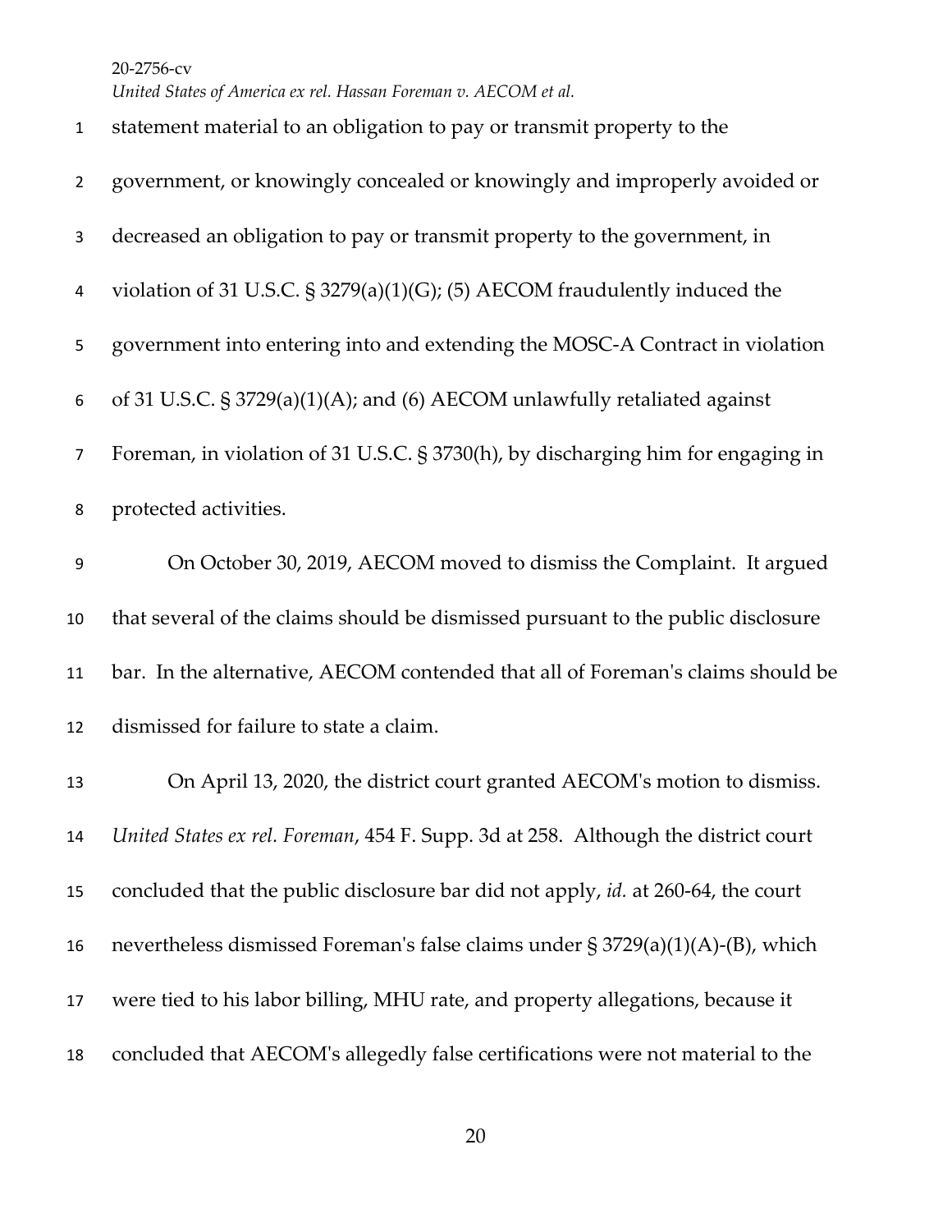statement material to an obligation to pay or transmit property to the government, or knowingly concealed or knowingly and improperly avoided or decreased an obligation to pay or transmit property to the government, in violation of 31 U.S.C. § 3279(a)(1)(G); (5) AECOM fraudulently induced the government into entering into and extending the MOSC-A Contract in violation of 31 U.S.C. § 3729(a)(1)(A); and (6) AECOM unlawfully retaliated against Foreman, in violation of 31 U.S.C. § 3730(h), by discharging him for engaging in protected activities.

On October 30, 2019, AECOM moved to dismiss the Complaint. It argued that several of the claims should be dismissed pursuant to the public disclosure bar. In the alternative, AECOM contended that all of Foreman's claims should be dismissed for failure to state a claim.

On April 13, 2020, the district court granted AECOM's motion to dismiss. *United States ex rel. Foreman*, 454 F. Supp. 3d at 258. Although the district court concluded that the public disclosure bar did not apply, *id.* at 260-64, the court nevertheless dismissed Foreman's false claims under § 3729(a)(1)(A)-(B), which were tied to his labor billing, MHU rate, and property allegations, because it concluded that AECOM's allegedly false certifications were not material to the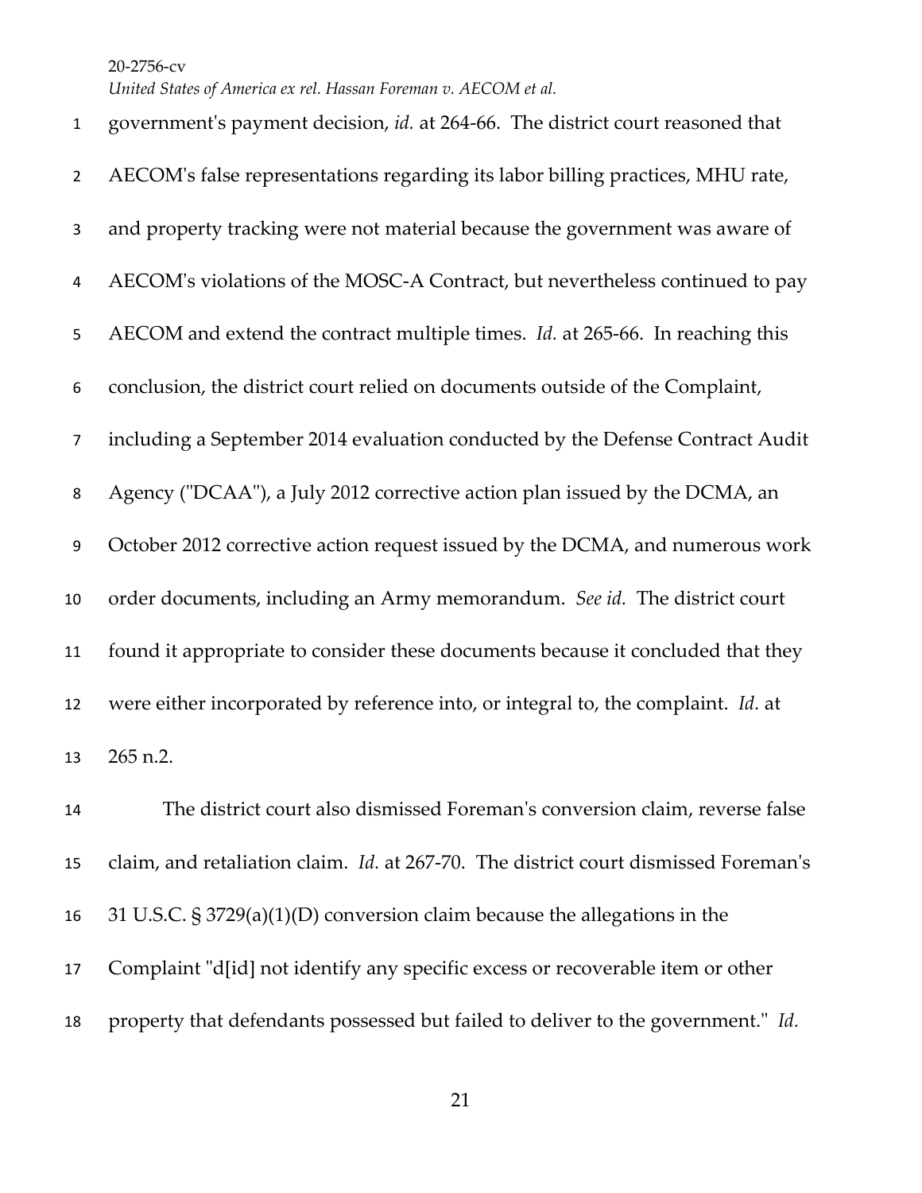government's payment decision, *id.* at 264-66. The district court reasoned that AECOM's false representations regarding its labor billing practices, MHU rate, and property tracking were not material because the government was aware of AECOM's violations of the MOSC-A Contract, but nevertheless continued to pay AECOM and extend the contract multiple times. *Id.* at 265-66. In reaching this conclusion, the district court relied on documents outside of the Complaint, including a September 2014 evaluation conducted by the Defense Contract Audit Agency ("DCAA"), a July 2012 corrective action plan issued by the DCMA, an October 2012 corrective action request issued by the DCMA, and numerous work order documents, including an Army memorandum. *See id.* The district court found it appropriate to consider these documents because it concluded that they were either incorporated by reference into, or integral to, the complaint. *Id.* at 265 n.2.

The district court also dismissed Foreman's conversion claim, reverse false claim, and retaliation claim. *Id.* at 267-70. The district court dismissed Foreman's 31 U.S.C. § 3729(a)(1)(D) conversion claim because the allegations in the Complaint "d[id] not identify any specific excess or recoverable item or other property that defendants possessed but failed to deliver to the government." *Id.*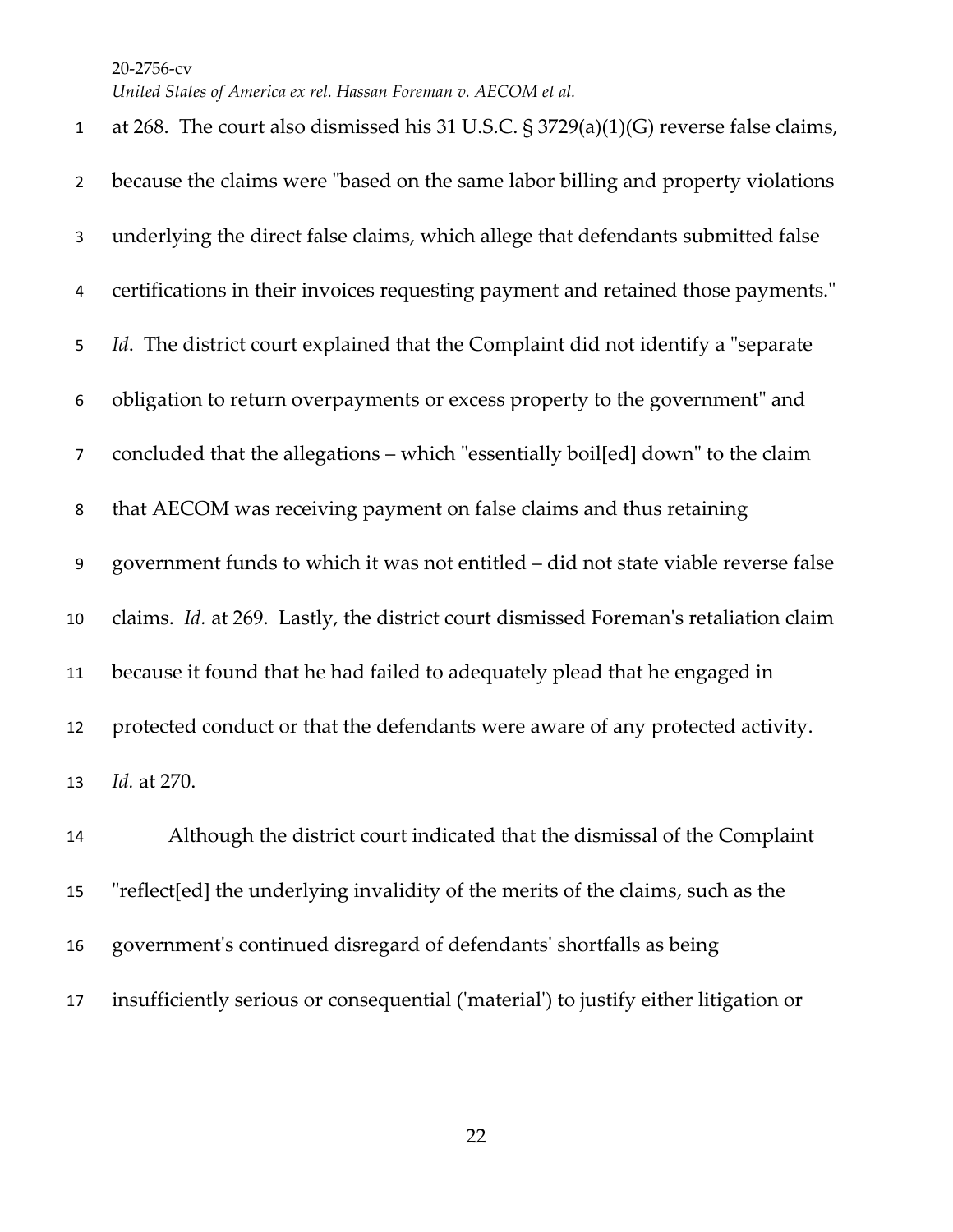at 268. The court also dismissed his 31 U.S.C. § 3729(a)(1)(G) reverse false claims, because the claims were "based on the same labor billing and property violations underlying the direct false claims, which allege that defendants submitted false certifications in their invoices requesting payment and retained those payments." *Id*. The district court explained that the Complaint did not identify a "separate obligation to return overpayments or excess property to the government" and concluded that the allegations – which "essentially boil[ed] down" to the claim that AECOM was receiving payment on false claims and thus retaining government funds to which it was not entitled – did not state viable reverse false claims. *Id.* at 269. Lastly, the district court dismissed Foreman's retaliation claim because it found that he had failed to adequately plead that he engaged in protected conduct or that the defendants were aware of any protected activity. *Id.* at 270.

Although the district court indicated that the dismissal of the Complaint "reflect[ed] the underlying invalidity of the merits of the claims, such as the government's continued disregard of defendants' shortfalls as being insufficiently serious or consequential ('material') to justify either litigation or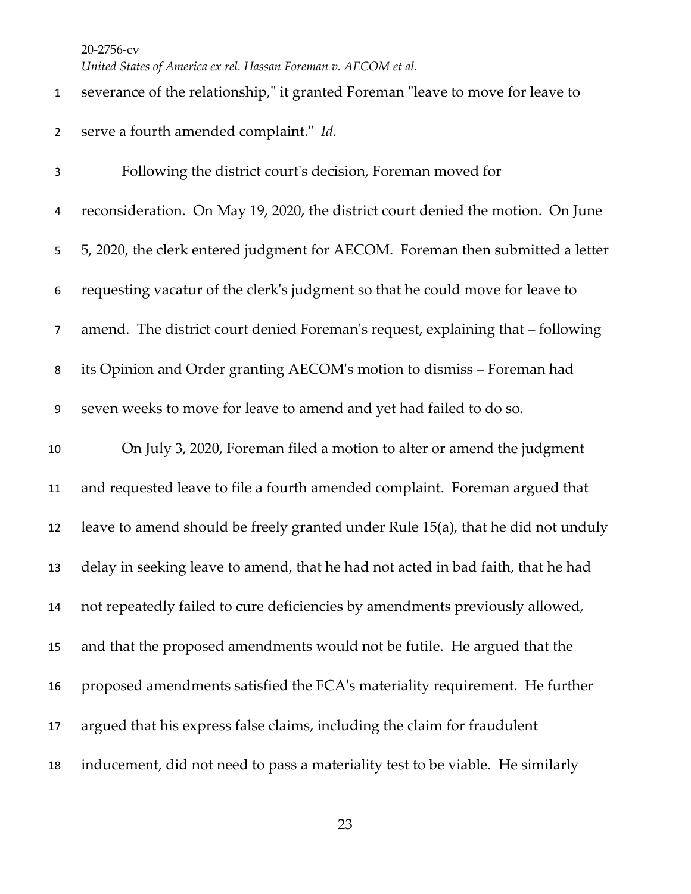severance of the relationship," it granted Foreman "leave to move for leave to serve a fourth amended complaint." *Id.*

Following the district court's decision, Foreman moved for reconsideration. On May 19, 2020, the district court denied the motion. On June 5, 2020, the clerk entered judgment for AECOM. Foreman then submitted a letter requesting vacatur of the clerk's judgment so that he could move for leave to amend. The district court denied Foreman's request, explaining that – following its Opinion and Order granting AECOM's motion to dismiss – Foreman had seven weeks to move for leave to amend and yet had failed to do so.

On July 3, 2020, Foreman filed a motion to alter or amend the judgment and requested leave to file a fourth amended complaint. Foreman argued that leave to amend should be freely granted under Rule 15(a), that he did not unduly delay in seeking leave to amend, that he had not acted in bad faith, that he had not repeatedly failed to cure deficiencies by amendments previously allowed, and that the proposed amendments would not be futile. He argued that the proposed amendments satisfied the FCA's materiality requirement. He further argued that his express false claims, including the claim for fraudulent inducement, did not need to pass a materiality test to be viable. He similarly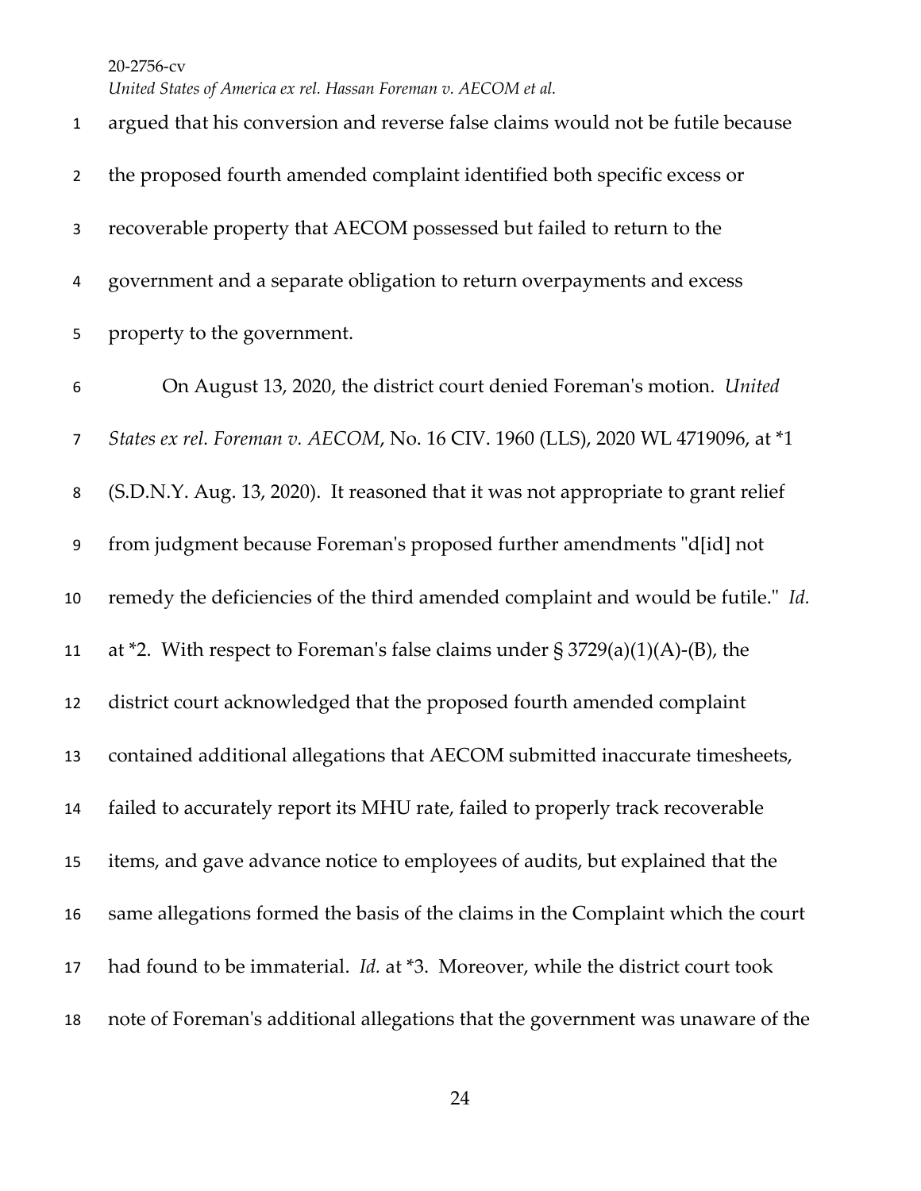argued that his conversion and reverse false claims would not be futile because the proposed fourth amended complaint identified both specific excess or recoverable property that AECOM possessed but failed to return to the government and a separate obligation to return overpayments and excess property to the government.

On August 13, 2020, the district court denied Foreman's motion. *United States ex rel. Foreman v. AECOM*, No. 16 CIV. 1960 (LLS), 2020 WL 4719096, at *1 (S.D.N.Y. Aug. 13, 2020). It reasoned that it was not appropriate to grant relief from judgment because Foreman's proposed further amendments "d[id] not remedy the deficiencies of the third amended complaint and would be futile." *Id.* at *2. With respect to Foreman's false claims under § 3729(a)(1)(A)-(B), the district court acknowledged that the proposed fourth amended complaint contained additional allegations that AECOM submitted inaccurate timesheets, failed to accurately report its MHU rate, failed to properly track recoverable items, and gave advance notice to employees of audits, but explained that the same allegations formed the basis of the claims in the Complaint which the court had found to be immaterial. *Id.* at *3. Moreover, while the district court took note of Foreman's additional allegations that the government was unaware of the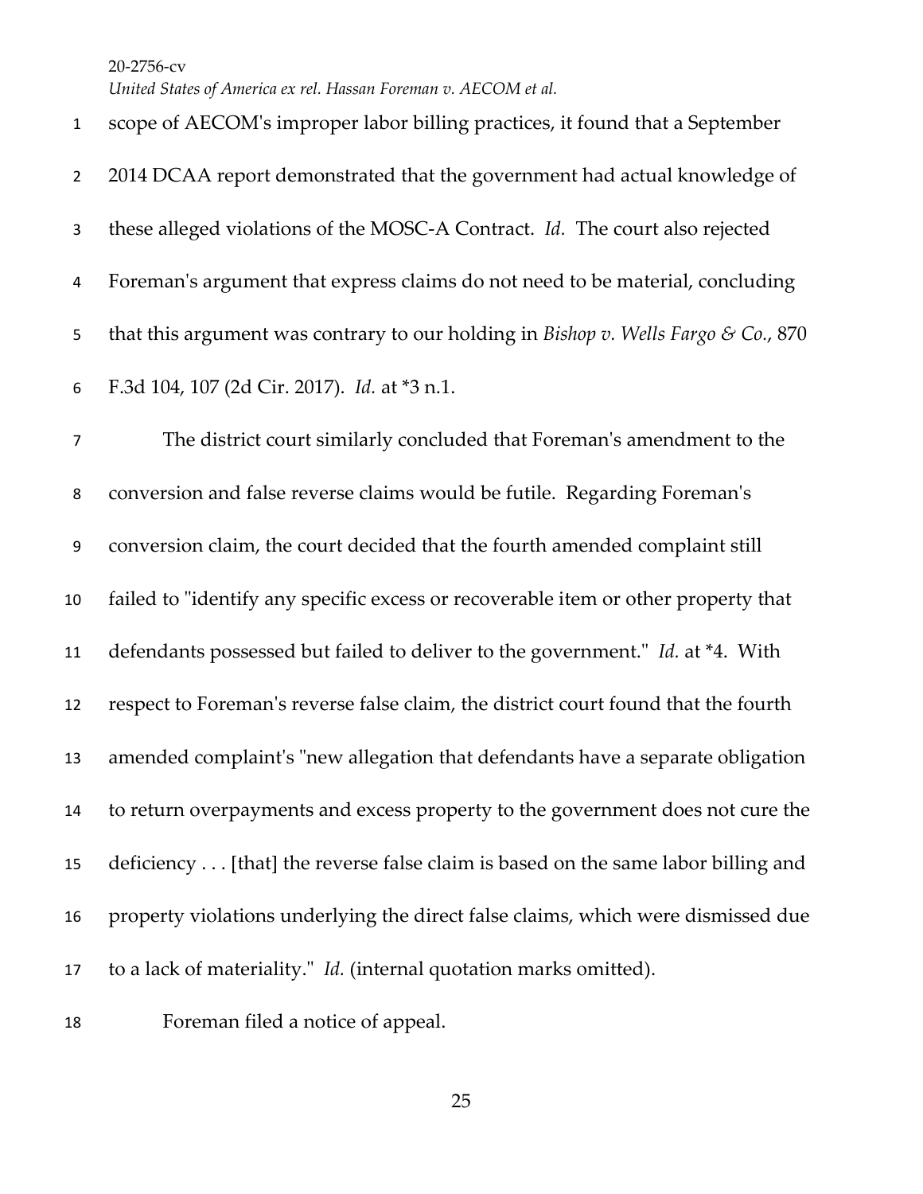scope of AECOM's improper labor billing practices, it found that a September 2014 DCAA report demonstrated that the government had actual knowledge of these alleged violations of the MOSC-A Contract. *Id.* The court also rejected Foreman's argument that express claims do not need to be material, concluding that this argument was contrary to our holding in *Bishop v. Wells Fargo & Co.*, 870 F.3d 104, 107 (2d Cir. 2017). *Id.* at *3 n.1.

The district court similarly concluded that Foreman's amendment to the conversion and false reverse claims would be futile. Regarding Foreman's conversion claim, the court decided that the fourth amended complaint still failed to "identify any specific excess or recoverable item or other property that defendants possessed but failed to deliver to the government." *Id.* at *4. With respect to Foreman's reverse false claim, the district court found that the fourth amended complaint's "new allegation that defendants have a separate obligation to return overpayments and excess property to the government does not cure the deficiency . . . [that] the reverse false claim is based on the same labor billing and property violations underlying the direct false claims, which were dismissed due to a lack of materiality." *Id.* (internal quotation marks omitted).

Foreman filed a notice of appeal.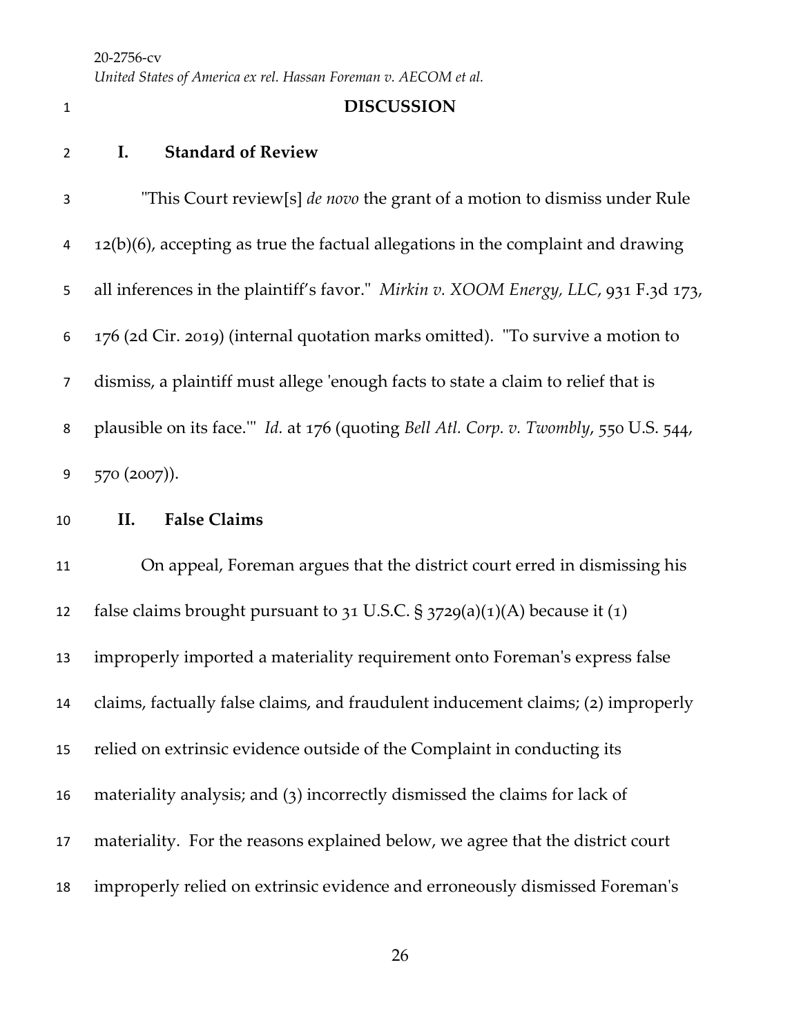## DISCUSSION

### I. Standard of Review

"This Court review[s] *de novo* the grant of a motion to dismiss under Rule 12(b)(6), accepting as true the factual allegations in the complaint and drawing all inferences in the plaintiff's favor." *Mirkin v. XOOM Energy, LLC*, 931 F.3d 173, 176 (2d Cir. 2019) (internal quotation marks omitted). "To survive a motion to dismiss, a plaintiff must allege 'enough facts to state a claim to relief that is plausible on its face.'" *Id.* at 176 (quoting *Bell Atl. Corp. v. Twombly*, 550 U.S. 544, 570 (2007)).

### II. False Claims

On appeal, Foreman argues that the district court erred in dismissing his false claims brought pursuant to 31 U.S.C. § 3729(a)(1)(A) because it (1) improperly imported a materiality requirement onto Foreman's express false claims, factually false claims, and fraudulent inducement claims; (2) improperly relied on extrinsic evidence outside of the Complaint in conducting its materiality analysis; and (3) incorrectly dismissed the claims for lack of materiality. For the reasons explained below, we agree that the district court improperly relied on extrinsic evidence and erroneously dismissed Foreman's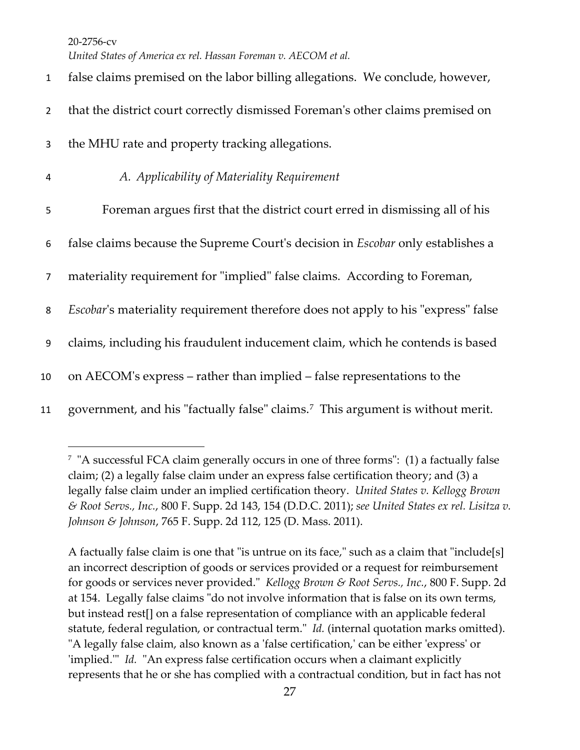false claims premised on the labor billing allegations. We conclude, however, that the district court correctly dismissed Foreman's other claims premised on the MHU rate and property tracking allegations.

*A. Applicability of Materiality Requirement*

Foreman argues first that the district court erred in dismissing all of his false claims because the Supreme Court's decision in *Escobar* only establishes a materiality requirement for "implied" false claims. According to Foreman, *Escobar*'s materiality requirement therefore does not apply to his "express" false claims, including his fraudulent inducement claim, which he contends is based on AECOM's express – rather than implied – false representations to the government, and his "factually false" claims.[7] This argument is without merit.

---

[7] "A successful FCA claim generally occurs in one of three forms": (1) a factually false claim; (2) a legally false claim under an express false certification theory; and (3) a legally false claim under an implied certification theory. *United States v. Kellogg Brown & Root Servs., Inc.*, 800 F. Supp. 2d 143, 154 (D.D.C. 2011); *see United States ex rel. Lisitza v. Johnson & Johnson*, 765 F. Supp. 2d 112, 125 (D. Mass. 2011).

A factually false claim is one that "is untrue on its face," such as a claim that "include[s] an incorrect description of goods or services provided or a request for reimbursement for goods or services never provided." *Kellogg Brown & Root Servs., Inc.*, 800 F. Supp. 2d at 154. Legally false claims "do not involve information that is false on its own terms, but instead rest[] on a false representation of compliance with an applicable federal statute, federal regulation, or contractual term." *Id.* (internal quotation marks omitted). "A legally false claim, also known as a 'false certification,' can be either 'express' or 'implied.'" *Id.* "An express false certification occurs when a claimant explicitly represents that he or she has complied with a contractual condition, but in fact has not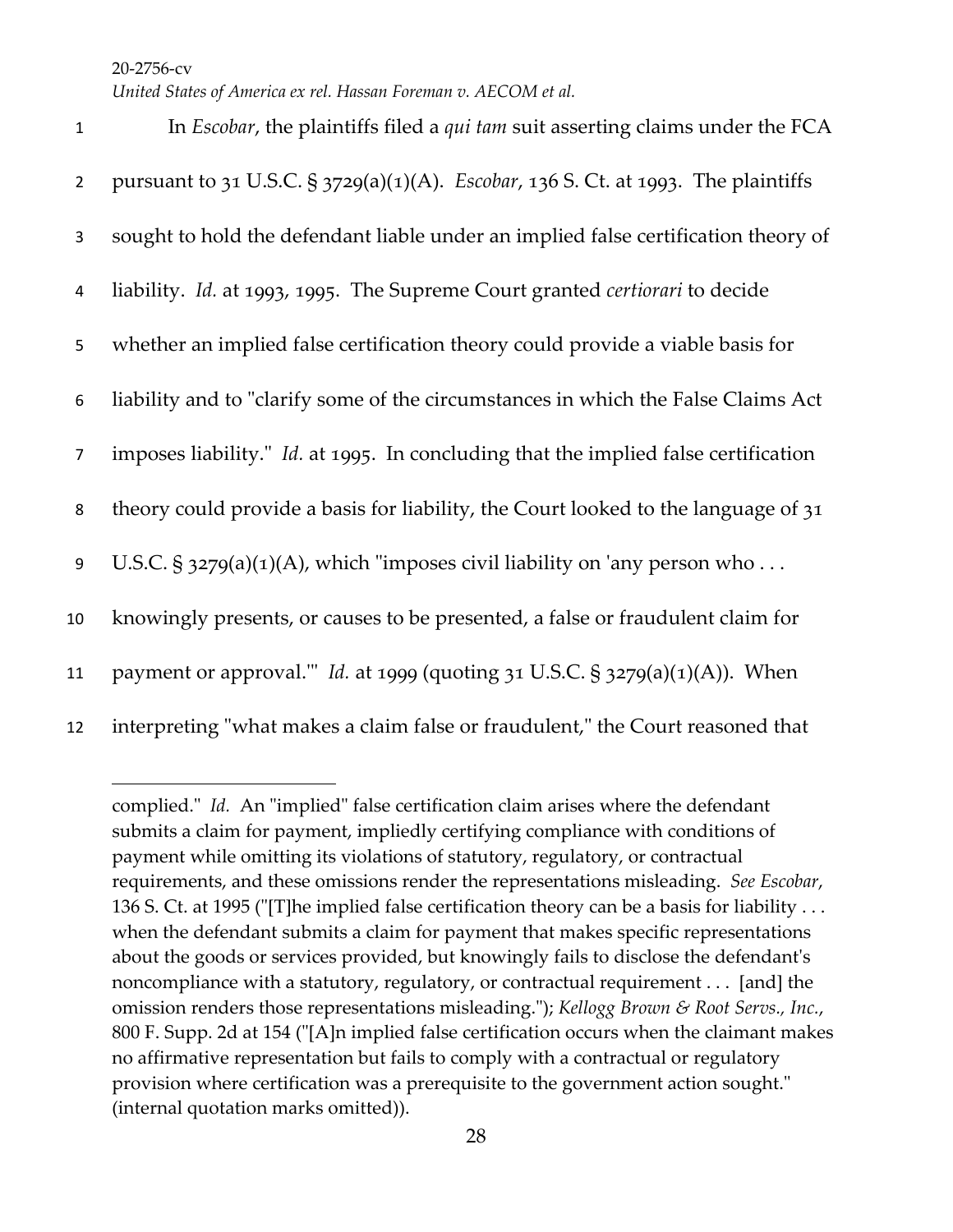In *Escobar*, the plaintiffs filed a *qui tam* suit asserting claims under the FCA pursuant to 31 U.S.C. § 3729(a)(1)(A). *Escobar*, 136 S. Ct. at 1993. The plaintiffs sought to hold the defendant liable under an implied false certification theory of liability. *Id.* at 1993, 1995. The Supreme Court granted *certiorari* to decide whether an implied false certification theory could provide a viable basis for liability and to "clarify some of the circumstances in which the False Claims Act imposes liability." *Id.* at 1995. In concluding that the implied false certification theory could provide a basis for liability, the Court looked to the language of 31 U.S.C. § 3279(a)(1)(A), which "imposes civil liability on 'any person who . . . knowingly presents, or causes to be presented, a false or fraudulent claim for payment or approval.'" *Id.* at 1999 (quoting 31 U.S.C. § 3279(a)(1)(A)). When interpreting "what makes a claim false or fraudulent," the Court reasoned that

---

complied." *Id.* An "implied" false certification claim arises where the defendant submits a claim for payment, impliedly certifying compliance with conditions of payment while omitting its violations of statutory, regulatory, or contractual requirements, and these omissions render the representations misleading. *See Escobar*, 136 S. Ct. at 1995 ("[T]he implied false certification theory can be a basis for liability . . . when the defendant submits a claim for payment that makes specific representations about the goods or services provided, but knowingly fails to disclose the defendant's noncompliance with a statutory, regulatory, or contractual requirement . . . [and] the omission renders those representations misleading."); *Kellogg Brown & Root Servs., Inc.*, 800 F. Supp. 2d at 154 ("[A]n implied false certification occurs when the claimant makes no affirmative representation but fails to comply with a contractual or regulatory provision where certification was a prerequisite to the government action sought." (internal quotation marks omitted)).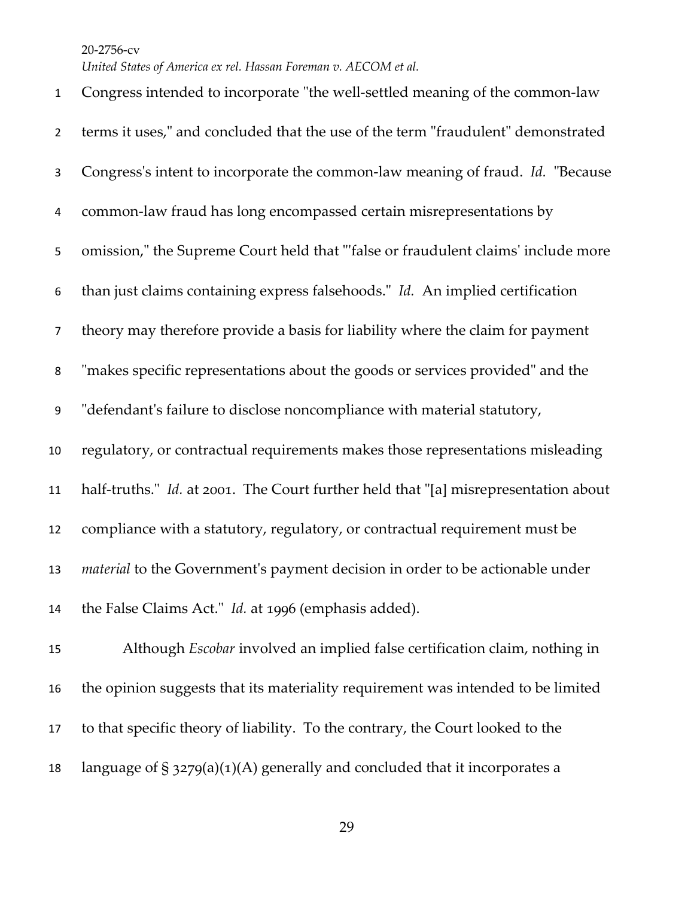Congress intended to incorporate "the well-settled meaning of the common-law terms it uses," and concluded that the use of the term "fraudulent" demonstrated Congress's intent to incorporate the common-law meaning of fraud. *Id.* "Because common-law fraud has long encompassed certain misrepresentations by omission," the Supreme Court held that "'false or fraudulent claims' include more than just claims containing express falsehoods." *Id.* An implied certification theory may therefore provide a basis for liability where the claim for payment "makes specific representations about the goods or services provided" and the "defendant's failure to disclose noncompliance with material statutory, regulatory, or contractual requirements makes those representations misleading half-truths." *Id.* at 2001. The Court further held that "[a] misrepresentation about compliance with a statutory, regulatory, or contractual requirement must be *material* to the Government's payment decision in order to be actionable under the False Claims Act." *Id.* at 1996 (emphasis added).

Although *Escobar* involved an implied false certification claim, nothing in the opinion suggests that its materiality requirement was intended to be limited to that specific theory of liability. To the contrary, the Court looked to the language of § 3279(a)(1)(A) generally and concluded that it incorporates a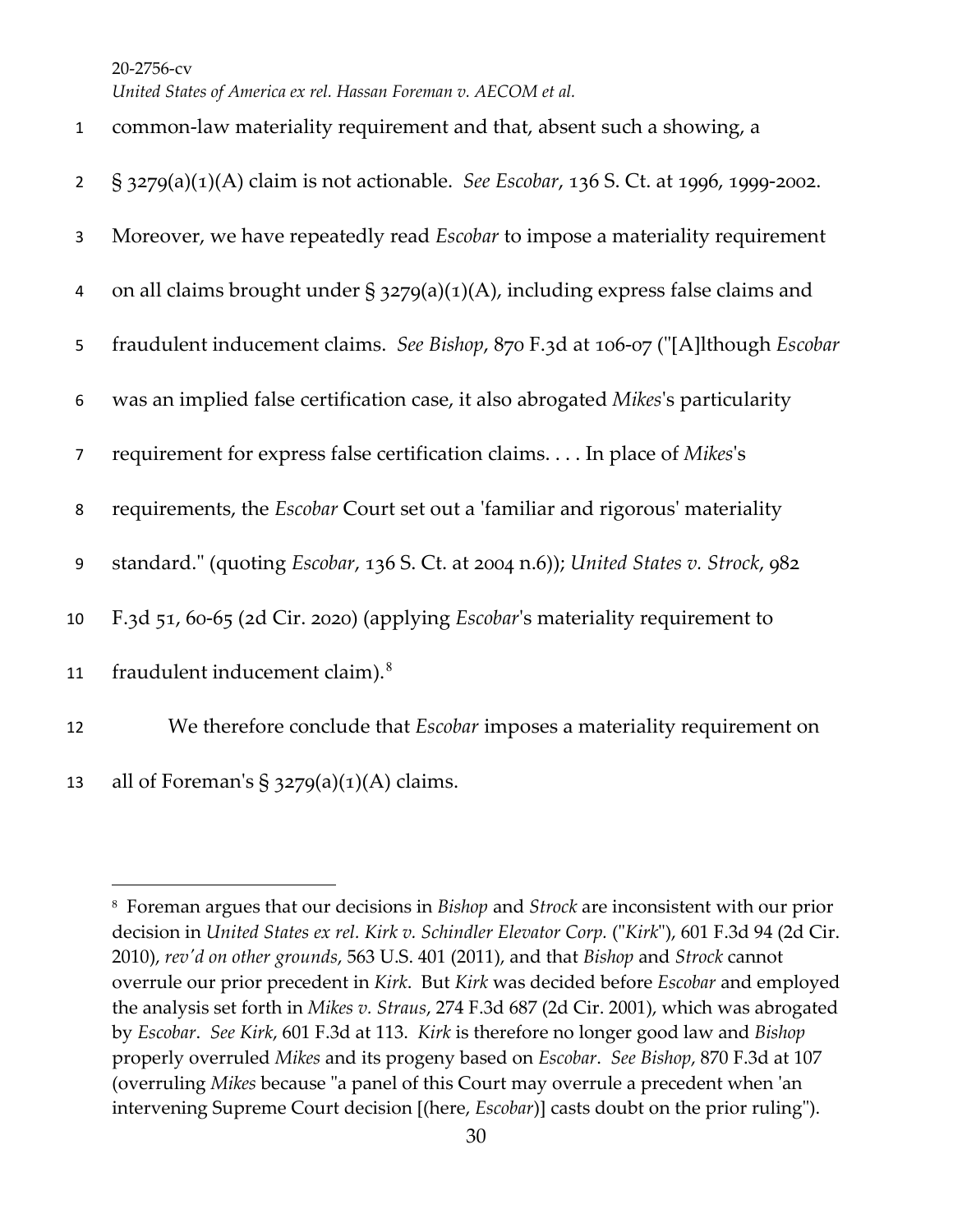common-law materiality requirement and that, absent such a showing, a § 3279(a)(1)(A) claim is not actionable. *See Escobar*, 136 S. Ct. at 1996, 1999-2002. Moreover, we have repeatedly read *Escobar* to impose a materiality requirement on all claims brought under § 3279(a)(1)(A), including express false claims and fraudulent inducement claims. *See Bishop*, 870 F.3d at 106-07 ("[A]lthough *Escobar* was an implied false certification case, it also abrogated *Mikes*'s particularity requirement for express false certification claims. . . . In place of *Mikes*'s requirements, the *Escobar* Court set out a 'familiar and rigorous' materiality standard." (quoting *Escobar*, 136 S. Ct. at 2004 n.6)); *United States v. Strock*, 982 F.3d 51, 60-65 (2d Cir. 2020) (applying *Escobar*'s materiality requirement to fraudulent inducement claim).[8]

We therefore conclude that *Escobar* imposes a materiality requirement on all of Foreman's § 3279(a)(1)(A) claims.

---

[8] Foreman argues that our decisions in *Bishop* and *Strock* are inconsistent with our prior decision in *United States ex rel. Kirk v. Schindler Elevator Corp.* ("*Kirk*"), 601 F.3d 94 (2d Cir. 2010), *rev'd on other grounds*, 563 U.S. 401 (2011), and that *Bishop* and *Strock* cannot overrule our prior precedent in *Kirk*. But *Kirk* was decided before *Escobar* and employed the analysis set forth in *Mikes v. Straus*, 274 F.3d 687 (2d Cir. 2001), which was abrogated by *Escobar*. *See Kirk*, 601 F.3d at 113. *Kirk* is therefore no longer good law and *Bishop* properly overruled *Mikes* and its progeny based on *Escobar*. *See Bishop*, 870 F.3d at 107 (overruling *Mikes* because "a panel of this Court may overrule a precedent when 'an intervening Supreme Court decision [(here, *Escobar*)] casts doubt on the prior ruling'").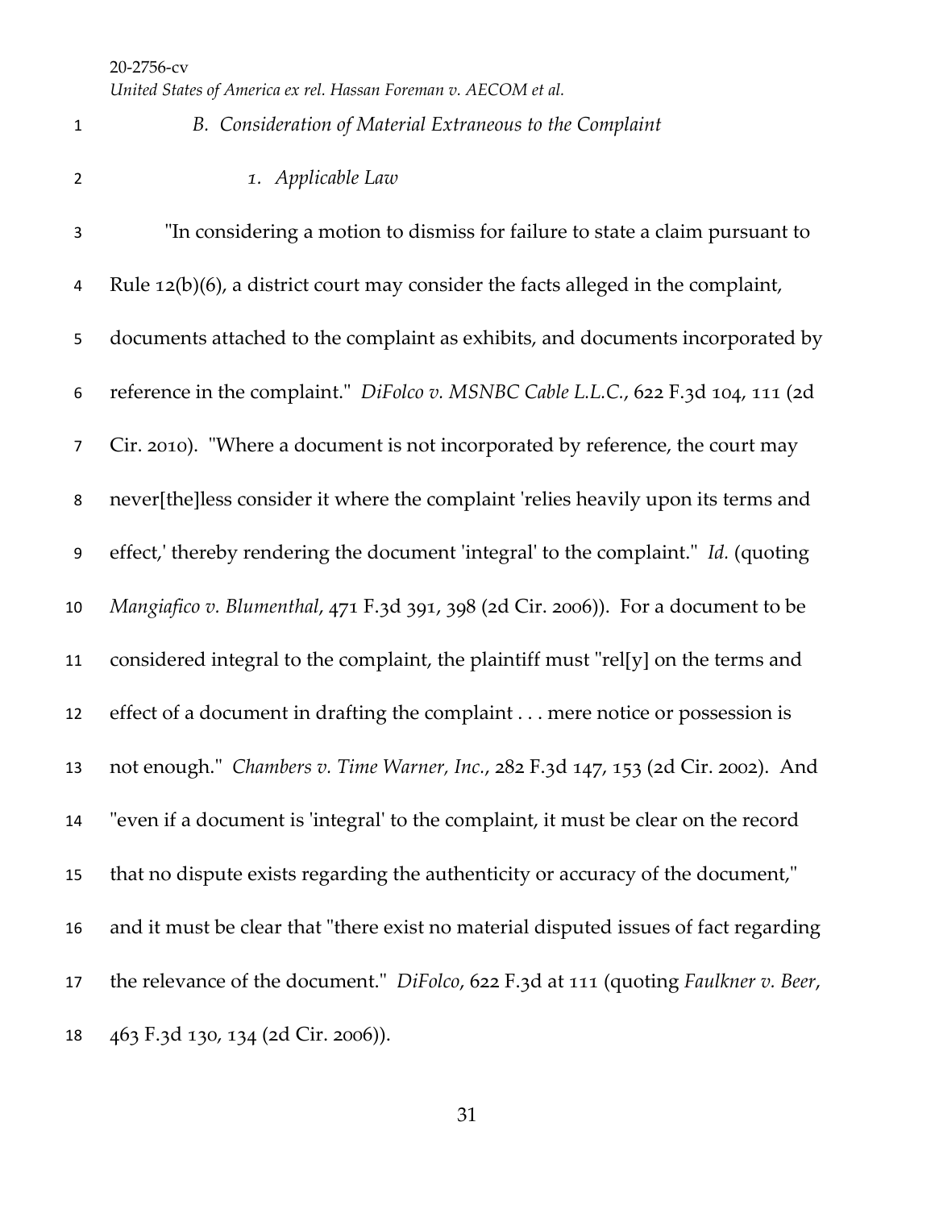### *B. Consideration of Material Extraneous to the Complaint*

#### *1. Applicable Law*

"In considering a motion to dismiss for failure to state a claim pursuant to Rule 12(b)(6), a district court may consider the facts alleged in the complaint, documents attached to the complaint as exhibits, and documents incorporated by reference in the complaint." *DiFolco v. MSNBC Cable L.L.C.*, 622 F.3d 104, 111 (2d Cir. 2010). "Where a document is not incorporated by reference, the court may never[the]less consider it where the complaint 'relies heavily upon its terms and effect,' thereby rendering the document 'integral' to the complaint." *Id.* (quoting *Mangiafico v. Blumenthal*, 471 F.3d 391, 398 (2d Cir. 2006)). For a document to be considered integral to the complaint, the plaintiff must "rel[y] on the terms and effect of a document in drafting the complaint . . . mere notice or possession is not enough." *Chambers v. Time Warner, Inc.*, 282 F.3d 147, 153 (2d Cir. 2002). And "even if a document is 'integral' to the complaint, it must be clear on the record that no dispute exists regarding the authenticity or accuracy of the document," and it must be clear that "there exist no material disputed issues of fact regarding the relevance of the document." *DiFolco*, 622 F.3d at 111 (quoting *Faulkner v. Beer*, 463 F.3d 130, 134 (2d Cir. 2006)).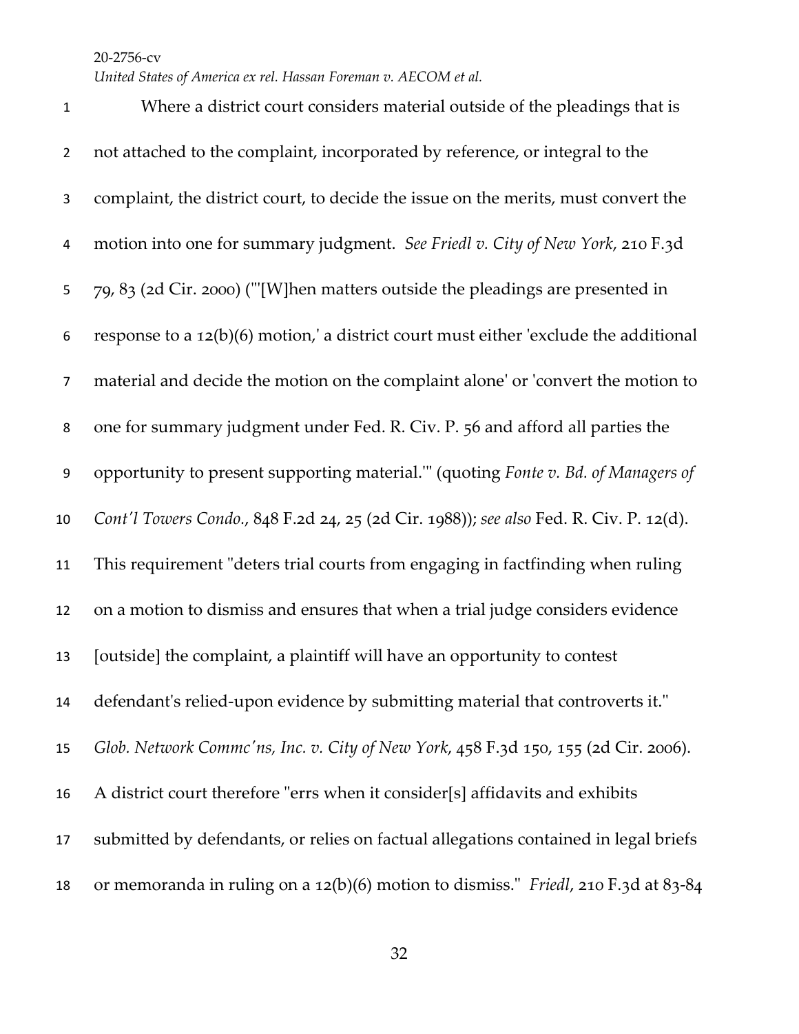Where a district court considers material outside of the pleadings that is not attached to the complaint, incorporated by reference, or integral to the complaint, the district court, to decide the issue on the merits, must convert the motion into one for summary judgment. *See Friedl v. City of New York*, 210 F.3d 79, 83 (2d Cir. 2000) ("'[W]hen matters outside the pleadings are presented in response to a 12(b)(6) motion,' a district court must either 'exclude the additional material and decide the motion on the complaint alone' or 'convert the motion to one for summary judgment under Fed. R. Civ. P. 56 and afford all parties the opportunity to present supporting material.'" (quoting *Fonte v. Bd. of Managers of Cont'l Towers Condo.*, 848 F.2d 24, 25 (2d Cir. 1988)); *see also* Fed. R. Civ. P. 12(d). This requirement "deters trial courts from engaging in factfinding when ruling on a motion to dismiss and ensures that when a trial judge considers evidence [outside] the complaint, a plaintiff will have an opportunity to contest defendant's relied-upon evidence by submitting material that controverts it." *Glob. Network Commc'ns, Inc. v. City of New York*, 458 F.3d 150, 155 (2d Cir. 2006). A district court therefore "errs when it consider[s] affidavits and exhibits submitted by defendants, or relies on factual allegations contained in legal briefs or memoranda in ruling on a 12(b)(6) motion to dismiss." *Friedl*, 210 F.3d at 83-84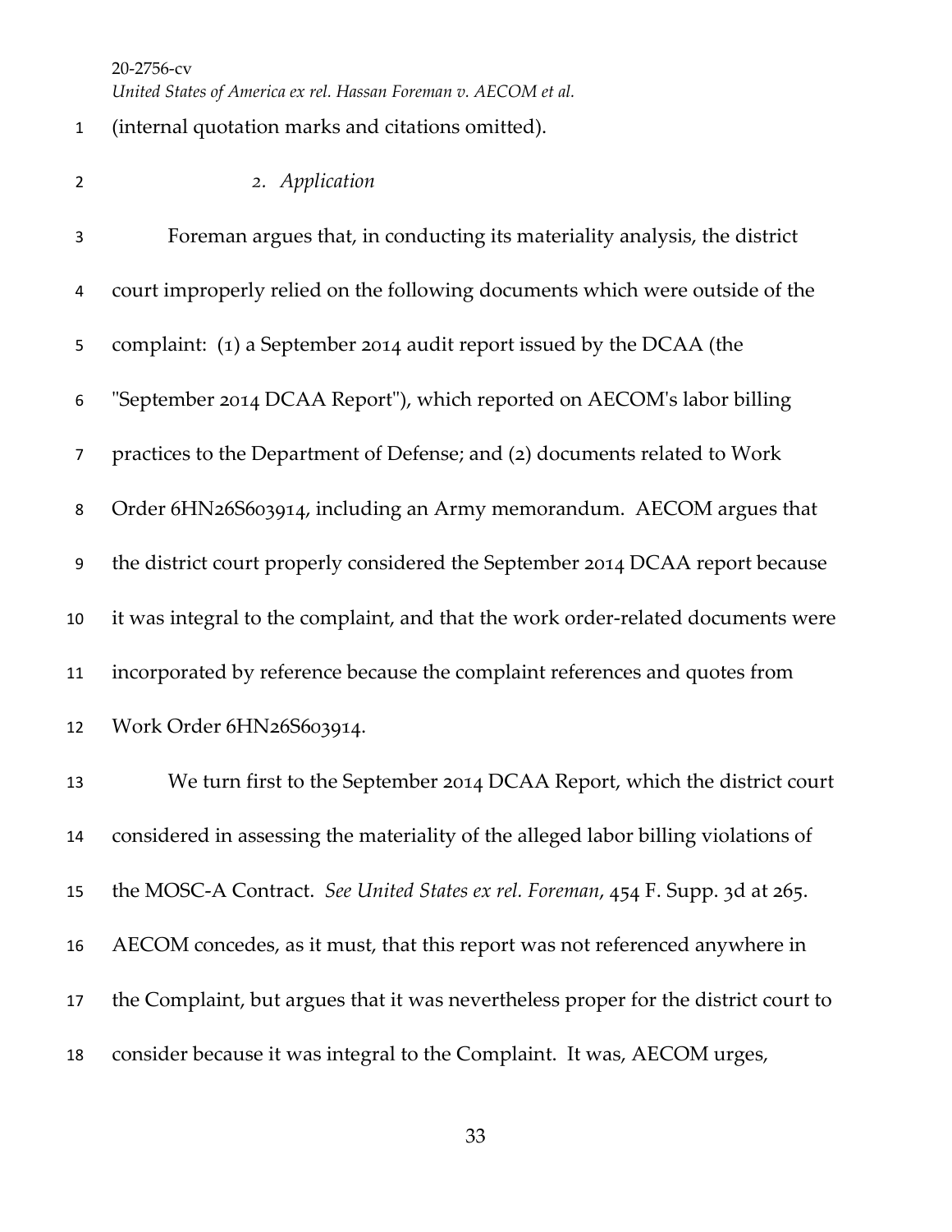(internal quotation marks and citations omitted).

*2. Application*

Foreman argues that, in conducting its materiality analysis, the district court improperly relied on the following documents which were outside of the complaint: (1) a September 2014 audit report issued by the DCAA (the "September 2014 DCAA Report"), which reported on AECOM's labor billing practices to the Department of Defense; and (2) documents related to Work Order 6HN26S603914, including an Army memorandum. AECOM argues that the district court properly considered the September 2014 DCAA report because it was integral to the complaint, and that the work order-related documents were incorporated by reference because the complaint references and quotes from Work Order 6HN26S603914.

We turn first to the September 2014 DCAA Report, which the district court considered in assessing the materiality of the alleged labor billing violations of the MOSC-A Contract. *See United States ex rel. Foreman*, 454 F. Supp. 3d at 265. AECOM concedes, as it must, that this report was not referenced anywhere in the Complaint, but argues that it was nevertheless proper for the district court to consider because it was integral to the Complaint. It was, AECOM urges,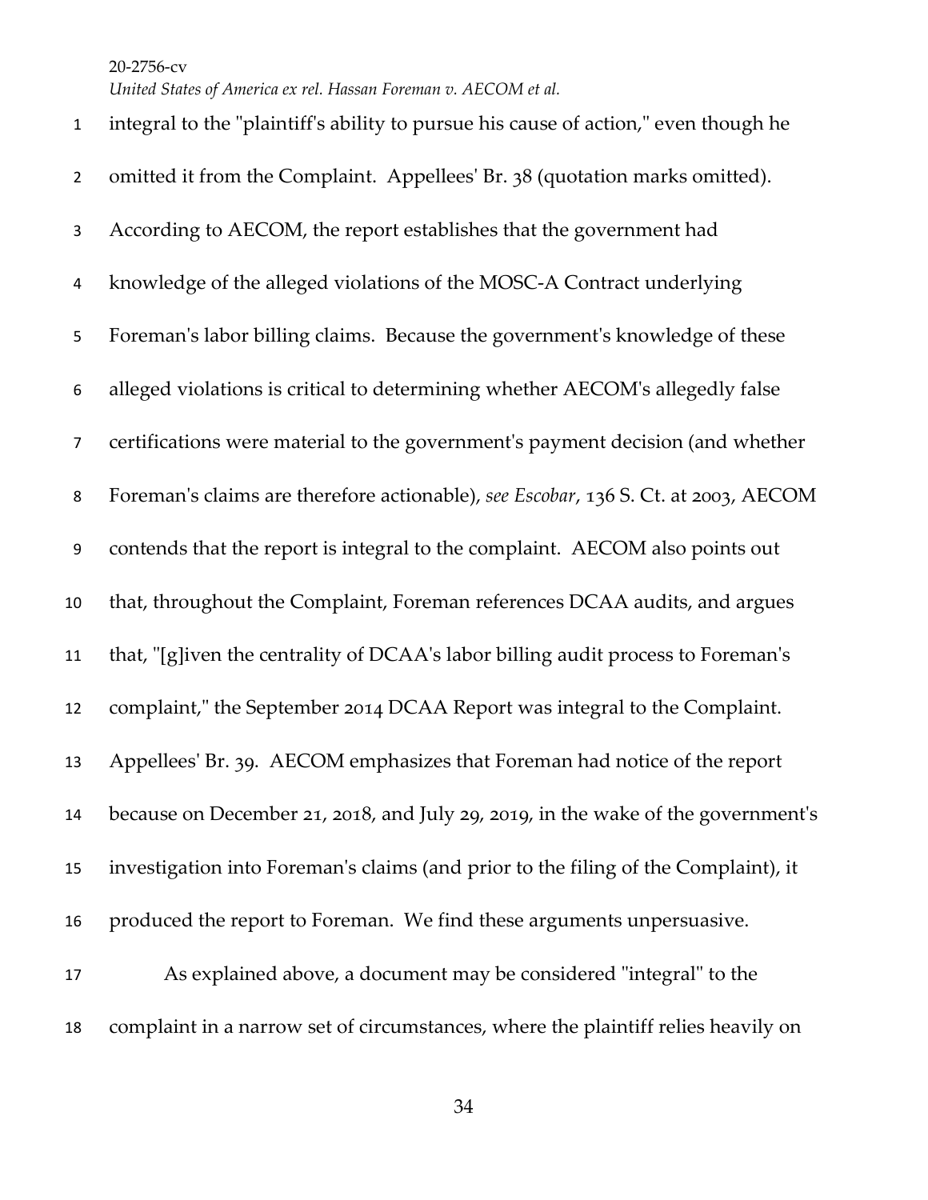integral to the "plaintiff's ability to pursue his cause of action," even though he omitted it from the Complaint. Appellees' Br. 38 (quotation marks omitted). According to AECOM, the report establishes that the government had knowledge of the alleged violations of the MOSC-A Contract underlying Foreman's labor billing claims. Because the government's knowledge of these alleged violations is critical to determining whether AECOM's allegedly false certifications were material to the government's payment decision (and whether Foreman's claims are therefore actionable), *see Escobar*, 136 S. Ct. at 2003, AECOM contends that the report is integral to the complaint. AECOM also points out that, throughout the Complaint, Foreman references DCAA audits, and argues that, "[g]iven the centrality of DCAA's labor billing audit process to Foreman's complaint," the September 2014 DCAA Report was integral to the Complaint. Appellees' Br. 39. AECOM emphasizes that Foreman had notice of the report because on December 21, 2018, and July 29, 2019, in the wake of the government's investigation into Foreman's claims (and prior to the filing of the Complaint), it produced the report to Foreman. We find these arguments unpersuasive.

As explained above, a document may be considered "integral" to the complaint in a narrow set of circumstances, where the plaintiff relies heavily on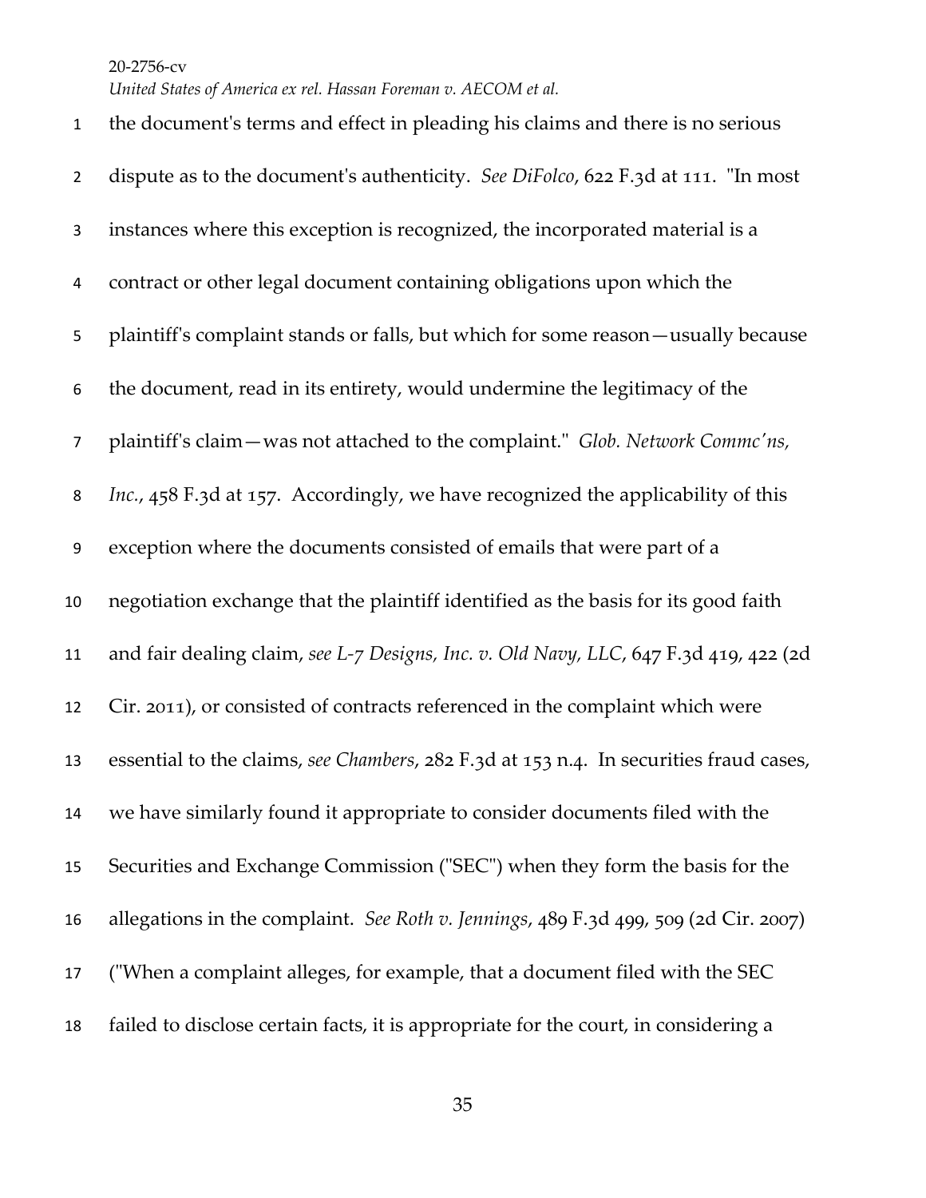the document's terms and effect in pleading his claims and there is no serious dispute as to the document's authenticity. *See DiFolco*, 622 F.3d at 111. "In most instances where this exception is recognized, the incorporated material is a contract or other legal document containing obligations upon which the plaintiff's complaint stands or falls, but which for some reason—usually because the document, read in its entirety, would undermine the legitimacy of the plaintiff's claim—was not attached to the complaint." *Glob. Network Commc'ns, Inc.*, 458 F.3d at 157. Accordingly, we have recognized the applicability of this exception where the documents consisted of emails that were part of a negotiation exchange that the plaintiff identified as the basis for its good faith and fair dealing claim, *see L-7 Designs, Inc. v. Old Navy, LLC*, 647 F.3d 419, 422 (2d Cir. 2011), or consisted of contracts referenced in the complaint which were essential to the claims, *see Chambers*, 282 F.3d at 153 n.4. In securities fraud cases, we have similarly found it appropriate to consider documents filed with the Securities and Exchange Commission ("SEC") when they form the basis for the allegations in the complaint. *See Roth v. Jennings*, 489 F.3d 499, 509 (2d Cir. 2007) ("When a complaint alleges, for example, that a document filed with the SEC failed to disclose certain facts, it is appropriate for the court, in considering a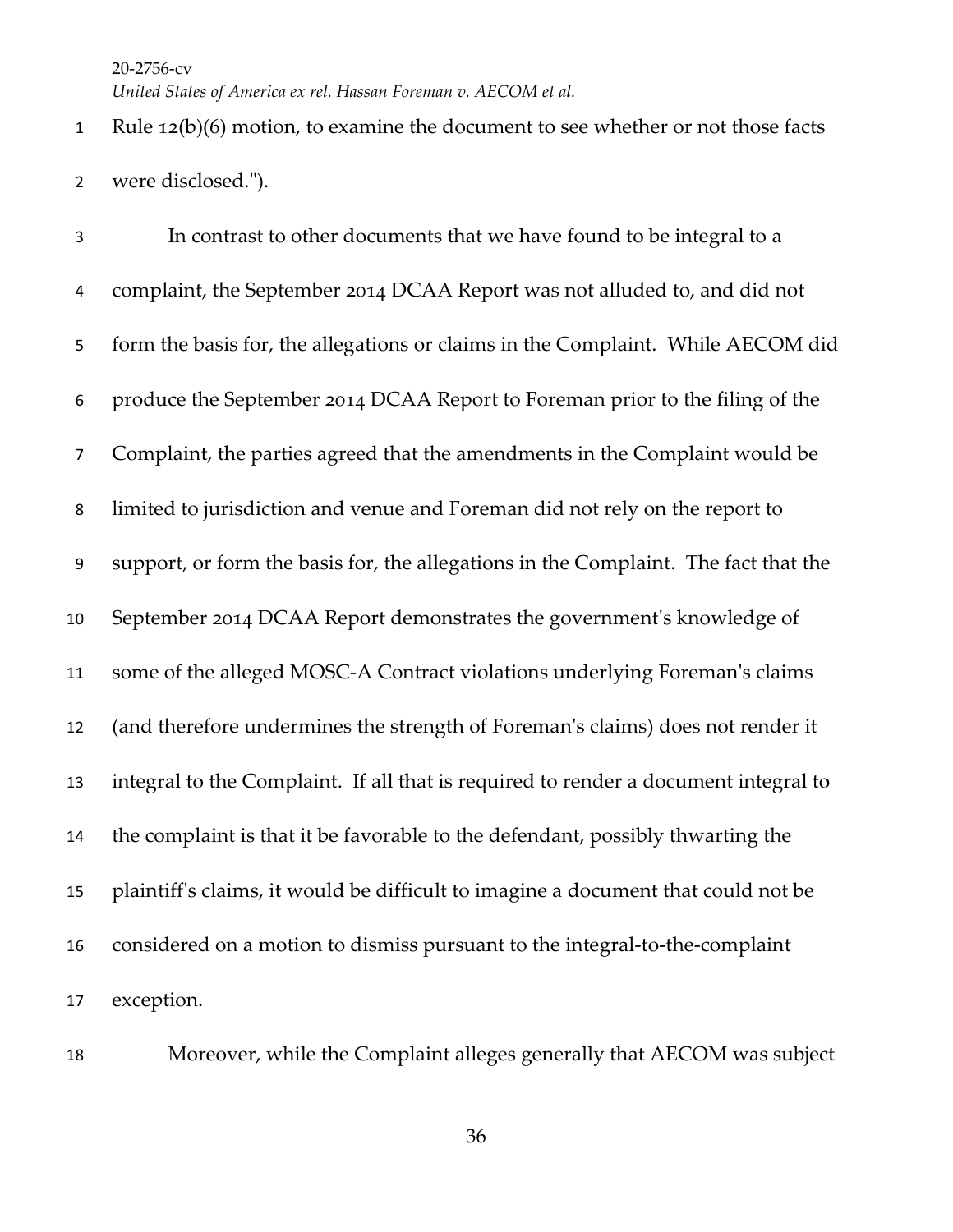Rule 12(b)(6) motion, to examine the document to see whether or not those facts were disclosed.").

In contrast to other documents that we have found to be integral to a complaint, the September 2014 DCAA Report was not alluded to, and did not form the basis for, the allegations or claims in the Complaint. While AECOM did produce the September 2014 DCAA Report to Foreman prior to the filing of the Complaint, the parties agreed that the amendments in the Complaint would be limited to jurisdiction and venue and Foreman did not rely on the report to support, or form the basis for, the allegations in the Complaint. The fact that the September 2014 DCAA Report demonstrates the government's knowledge of some of the alleged MOSC-A Contract violations underlying Foreman's claims (and therefore undermines the strength of Foreman's claims) does not render it integral to the Complaint. If all that is required to render a document integral to the complaint is that it be favorable to the defendant, possibly thwarting the plaintiff's claims, it would be difficult to imagine a document that could not be considered on a motion to dismiss pursuant to the integral-to-the-complaint exception.

Moreover, while the Complaint alleges generally that AECOM was subject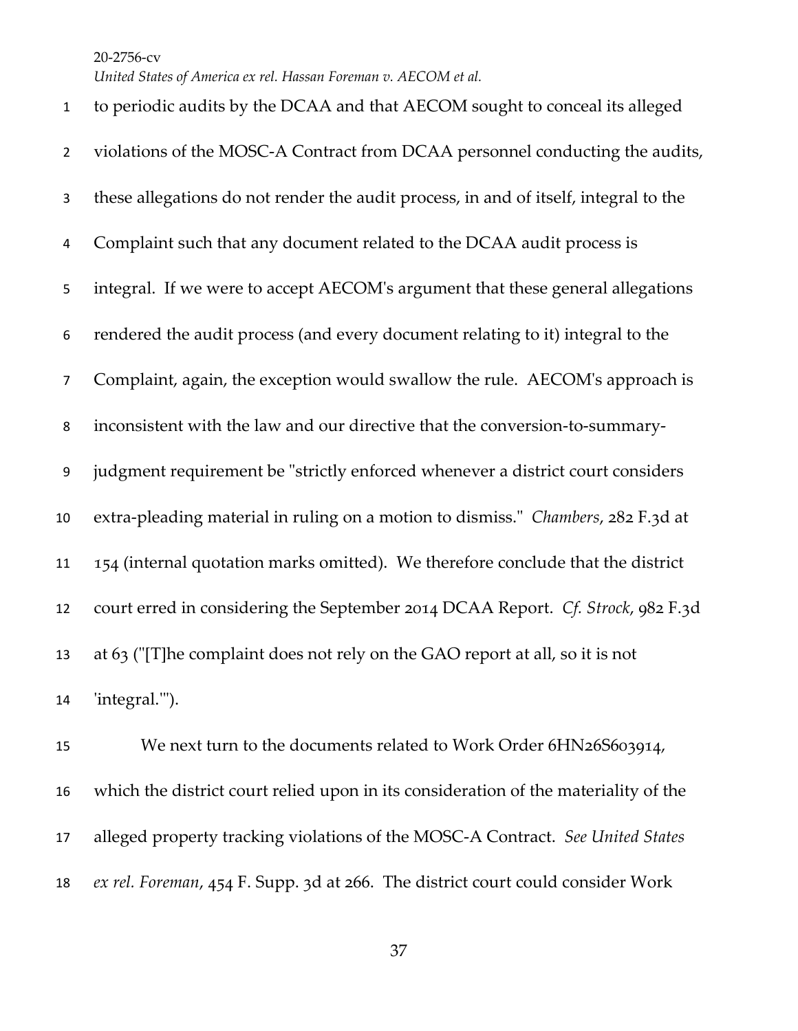to periodic audits by the DCAA and that AECOM sought to conceal its alleged violations of the MOSC-A Contract from DCAA personnel conducting the audits, these allegations do not render the audit process, in and of itself, integral to the Complaint such that any document related to the DCAA audit process is integral. If we were to accept AECOM's argument that these general allegations rendered the audit process (and every document relating to it) integral to the Complaint, again, the exception would swallow the rule. AECOM's approach is inconsistent with the law and our directive that the conversion-to-summary-judgment requirement be "strictly enforced whenever a district court considers extra-pleading material in ruling on a motion to dismiss." *Chambers*, 282 F.3d at 154 (internal quotation marks omitted). We therefore conclude that the district court erred in considering the September 2014 DCAA Report. *Cf. Strock*, 982 F.3d at 63 ("[T]he complaint does not rely on the GAO report at all, so it is not 'integral.'").

We next turn to the documents related to Work Order 6HN26S603914, which the district court relied upon in its consideration of the materiality of the alleged property tracking violations of the MOSC-A Contract. *See United States ex rel. Foreman*, 454 F. Supp. 3d at 266. The district court could consider Work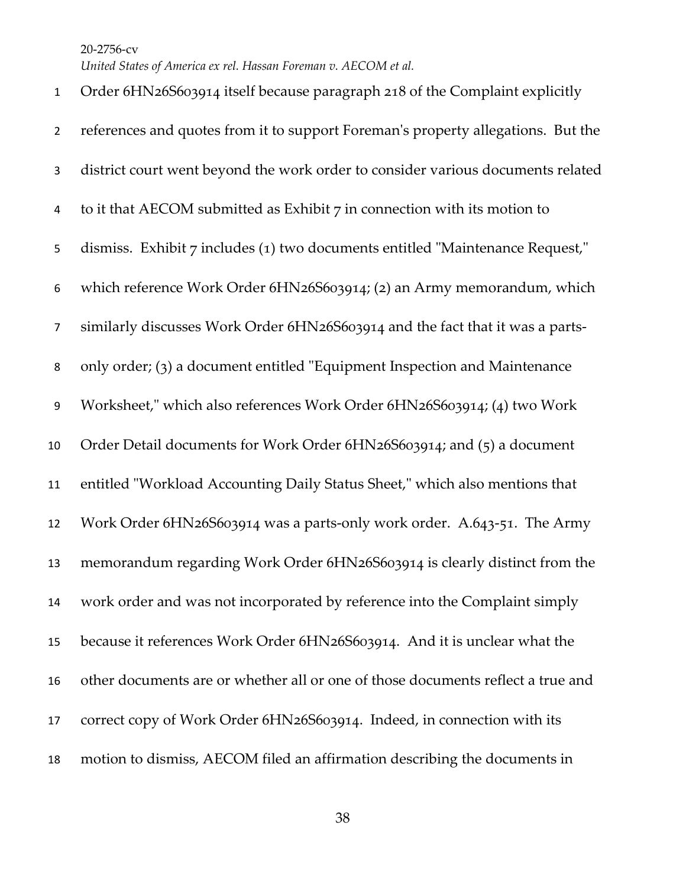Order 6HN26S603914 itself because paragraph 218 of the Complaint explicitly references and quotes from it to support Foreman's property allegations. But the district court went beyond the work order to consider various documents related to it that AECOM submitted as Exhibit 7 in connection with its motion to dismiss. Exhibit 7 includes (1) two documents entitled "Maintenance Request," which reference Work Order 6HN26S603914; (2) an Army memorandum, which similarly discusses Work Order 6HN26S603914 and the fact that it was a parts-only order; (3) a document entitled "Equipment Inspection and Maintenance Worksheet," which also references Work Order 6HN26S603914; (4) two Work Order Detail documents for Work Order 6HN26S603914; and (5) a document entitled "Workload Accounting Daily Status Sheet," which also mentions that Work Order 6HN26S603914 was a parts-only work order. A.643-51. The Army memorandum regarding Work Order 6HN26S603914 is clearly distinct from the work order and was not incorporated by reference into the Complaint simply because it references Work Order 6HN26S603914. And it is unclear what the other documents are or whether all or one of those documents reflect a true and correct copy of Work Order 6HN26S603914. Indeed, in connection with its motion to dismiss, AECOM filed an affirmation describing the documents in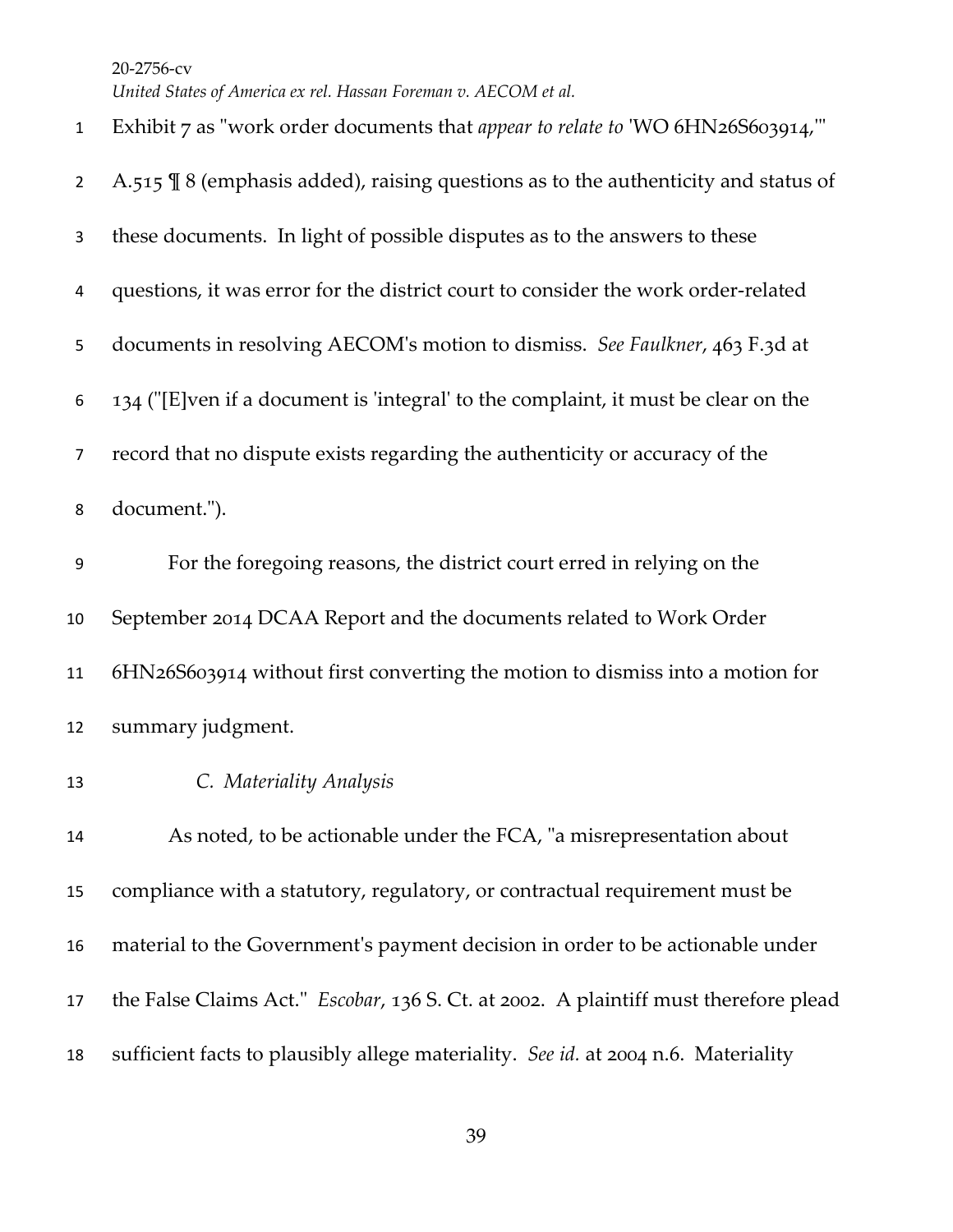Exhibit 7 as "work order documents that *appear to relate to* 'WO 6HN26S603914,'" A.515 ¶ 8 (emphasis added), raising questions as to the authenticity and status of these documents. In light of possible disputes as to the answers to these questions, it was error for the district court to consider the work order-related documents in resolving AECOM's motion to dismiss. *See Faulkner*, 463 F.3d at 134 ("[E]ven if a document is 'integral' to the complaint, it must be clear on the record that no dispute exists regarding the authenticity or accuracy of the document.").

For the foregoing reasons, the district court erred in relying on the September 2014 DCAA Report and the documents related to Work Order 6HN26S603914 without first converting the motion to dismiss into a motion for summary judgment.

*C. Materiality Analysis*

As noted, to be actionable under the FCA, "a misrepresentation about compliance with a statutory, regulatory, or contractual requirement must be material to the Government's payment decision in order to be actionable under the False Claims Act." *Escobar*, 136 S. Ct. at 2002. A plaintiff must therefore plead sufficient facts to plausibly allege materiality. *See id.* at 2004 n.6. Materiality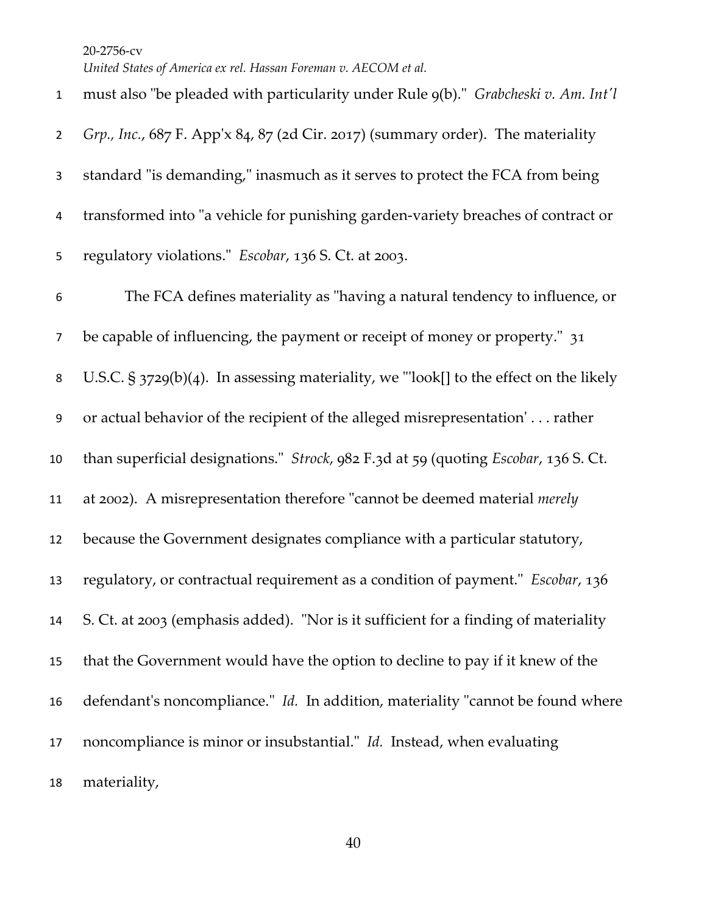must also "be pleaded with particularity under Rule 9(b)." *Grabcheski v. Am. Int'l Grp., Inc.*, 687 F. App'x 84, 87 (2d Cir. 2017) (summary order). The materiality standard "is demanding," inasmuch as it serves to protect the FCA from being transformed into "a vehicle for punishing garden-variety breaches of contract or regulatory violations." *Escobar*, 136 S. Ct. at 2003.

The FCA defines materiality as "having a natural tendency to influence, or be capable of influencing, the payment or receipt of money or property." 31 U.S.C. § 3729(b)(4). In assessing materiality, we "'look[] to the effect on the likely or actual behavior of the recipient of the alleged misrepresentation' . . . rather than superficial designations." *Strock*, 982 F.3d at 59 (quoting *Escobar*, 136 S. Ct. at 2002). A misrepresentation therefore "cannot be deemed material *merely* because the Government designates compliance with a particular statutory, regulatory, or contractual requirement as a condition of payment." *Escobar*, 136 S. Ct. at 2003 (emphasis added). "Nor is it sufficient for a finding of materiality that the Government would have the option to decline to pay if it knew of the defendant's noncompliance." *Id.* In addition, materiality "cannot be found where noncompliance is minor or insubstantial." *Id.* Instead, when evaluating materiality,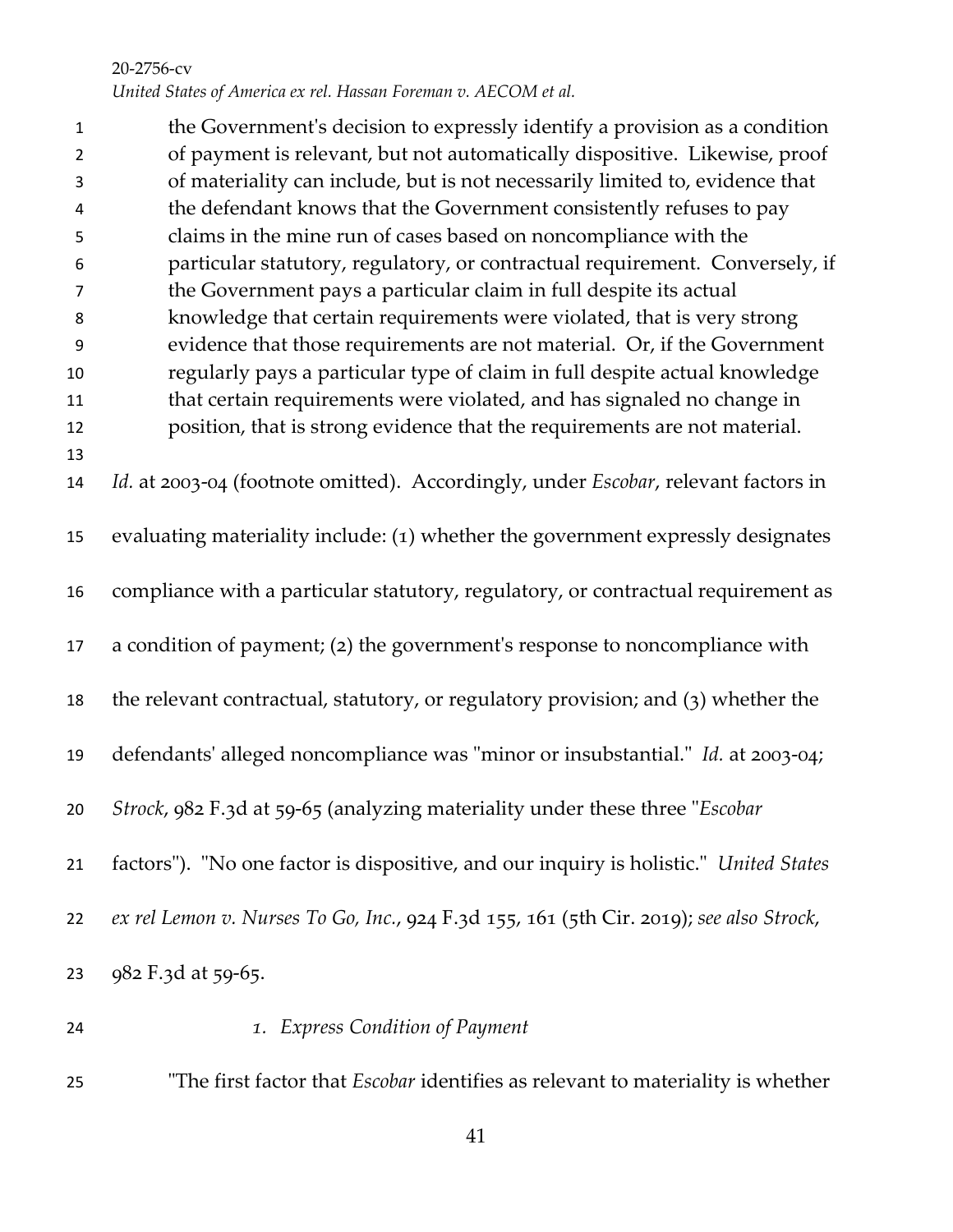> the Government's decision to expressly identify a provision as a condition of payment is relevant, but not automatically dispositive. Likewise, proof of materiality can include, but is not necessarily limited to, evidence that the defendant knows that the Government consistently refuses to pay claims in the mine run of cases based on noncompliance with the particular statutory, regulatory, or contractual requirement. Conversely, if the Government pays a particular claim in full despite its actual knowledge that certain requirements were violated, that is very strong evidence that those requirements are not material. Or, if the Government regularly pays a particular type of claim in full despite actual knowledge that certain requirements were violated, and has signaled no change in position, that is strong evidence that the requirements are not material.

*Id.* at 2003-04 (footnote omitted). Accordingly, under *Escobar*, relevant factors in evaluating materiality include: (1) whether the government expressly designates compliance with a particular statutory, regulatory, or contractual requirement as a condition of payment; (2) the government's response to noncompliance with the relevant contractual, statutory, or regulatory provision; and (3) whether the defendants' alleged noncompliance was "minor or insubstantial." *Id.* at 2003-04; *Strock*, 982 F.3d at 59-65 (analyzing materiality under these three "*Escobar* factors"). "No one factor is dispositive, and our inquiry is holistic." *United States ex rel Lemon v. Nurses To Go, Inc.*, 924 F.3d 155, 161 (5th Cir. 2019); *see also Strock*, 982 F.3d at 59-65.

*1. Express Condition of Payment*

"The first factor that *Escobar* identifies as relevant to materiality is whether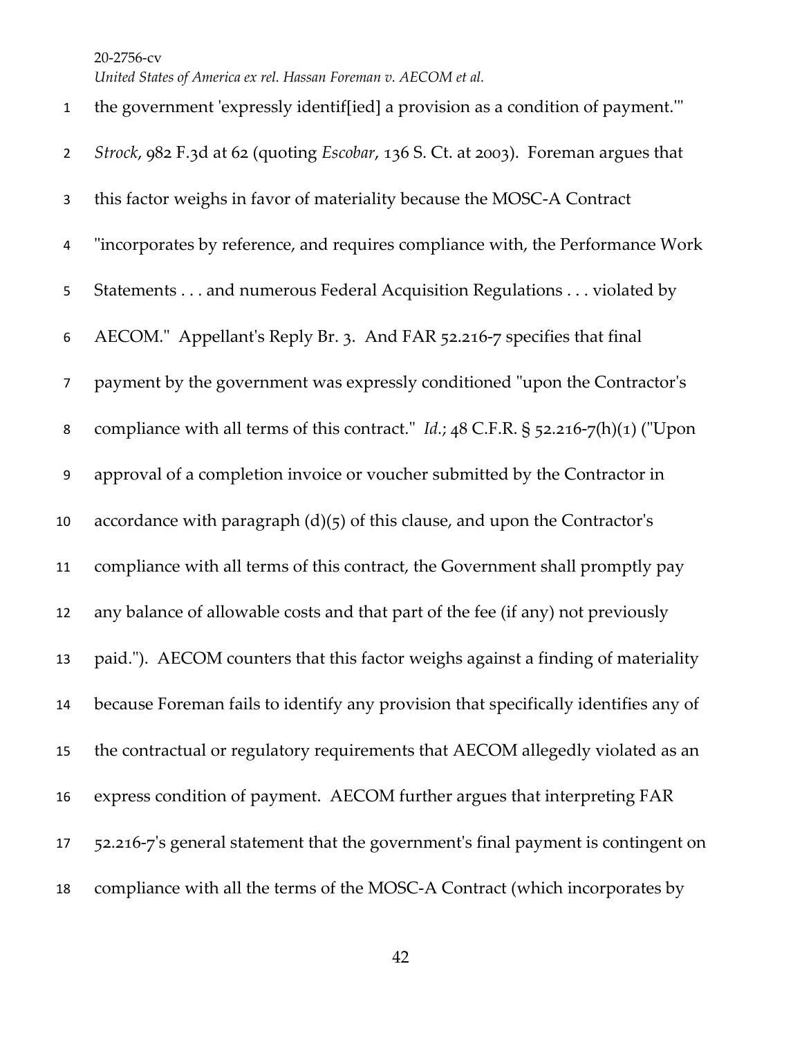the government 'expressly identif[ied] a provision as a condition of payment.'" *Strock*, 982 F.3d at 62 (quoting *Escobar*, 136 S. Ct. at 2003). Foreman argues that this factor weighs in favor of materiality because the MOSC-A Contract "incorporates by reference, and requires compliance with, the Performance Work Statements . . . and numerous Federal Acquisition Regulations . . . violated by AECOM." Appellant's Reply Br. 3. And FAR 52.216-7 specifies that final payment by the government was expressly conditioned "upon the Contractor's compliance with all terms of this contract." *Id.*; 48 C.F.R. § 52.216-7(h)(1) ("Upon approval of a completion invoice or voucher submitted by the Contractor in accordance with paragraph (d)(5) of this clause, and upon the Contractor's compliance with all terms of this contract, the Government shall promptly pay any balance of allowable costs and that part of the fee (if any) not previously paid."). AECOM counters that this factor weighs against a finding of materiality because Foreman fails to identify any provision that specifically identifies any of the contractual or regulatory requirements that AECOM allegedly violated as an express condition of payment. AECOM further argues that interpreting FAR 52.216-7's general statement that the government's final payment is contingent on compliance with all the terms of the MOSC-A Contract (which incorporates by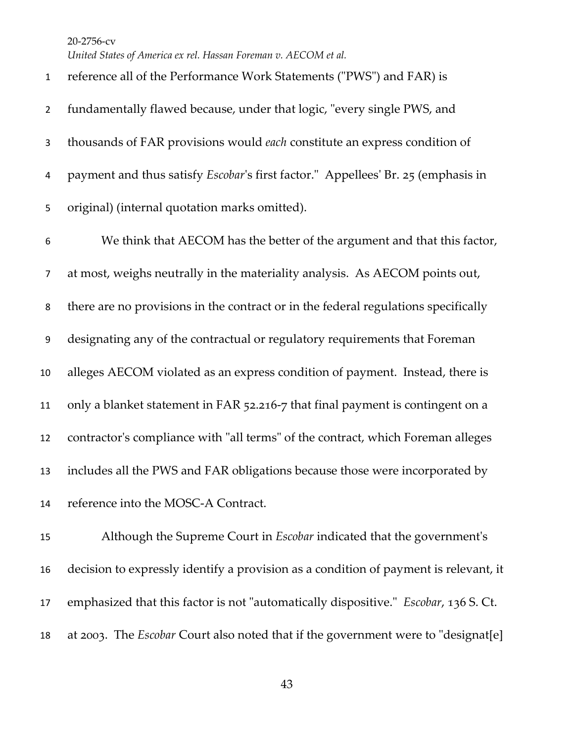reference all of the Performance Work Statements ("PWS") and FAR) is fundamentally flawed because, under that logic, "every single PWS, and thousands of FAR provisions would *each* constitute an express condition of payment and thus satisfy *Escobar*'s first factor." Appellees' Br. 25 (emphasis in original) (internal quotation marks omitted).

We think that AECOM has the better of the argument and that this factor, at most, weighs neutrally in the materiality analysis. As AECOM points out, there are no provisions in the contract or in the federal regulations specifically designating any of the contractual or regulatory requirements that Foreman alleges AECOM violated as an express condition of payment. Instead, there is only a blanket statement in FAR 52.216-7 that final payment is contingent on a contractor's compliance with "all terms" of the contract, which Foreman alleges includes all the PWS and FAR obligations because those were incorporated by reference into the MOSC-A Contract.

Although the Supreme Court in *Escobar* indicated that the government's decision to expressly identify a provision as a condition of payment is relevant, it emphasized that this factor is not "automatically dispositive." *Escobar*, 136 S. Ct. at 2003. The *Escobar* Court also noted that if the government were to "designat[e]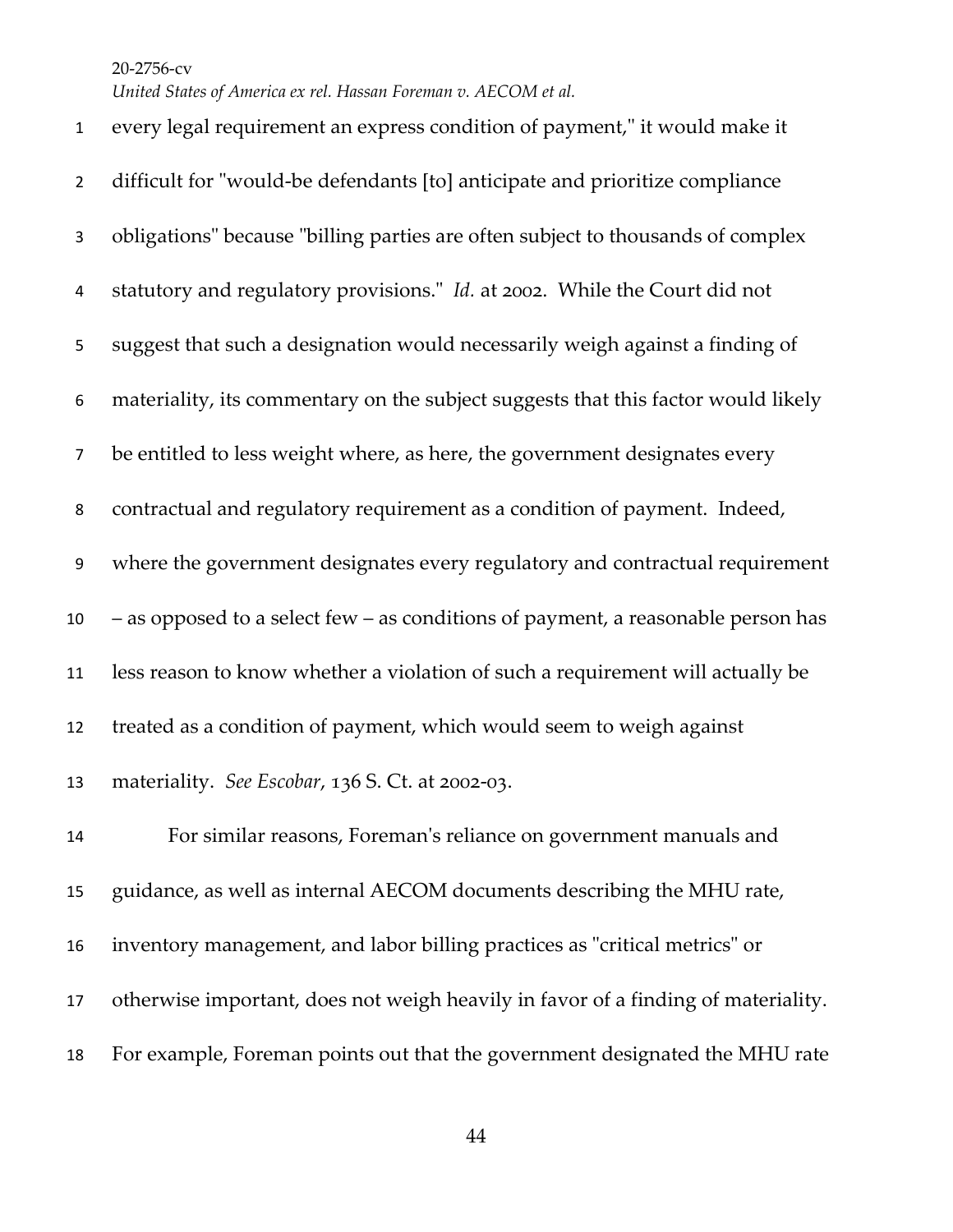every legal requirement an express condition of payment," it would make it difficult for "would-be defendants [to] anticipate and prioritize compliance obligations" because "billing parties are often subject to thousands of complex statutory and regulatory provisions." *Id.* at 2002. While the Court did not suggest that such a designation would necessarily weigh against a finding of materiality, its commentary on the subject suggests that this factor would likely be entitled to less weight where, as here, the government designates every contractual and regulatory requirement as a condition of payment. Indeed, where the government designates every regulatory and contractual requirement – as opposed to a select few – as conditions of payment, a reasonable person has less reason to know whether a violation of such a requirement will actually be treated as a condition of payment, which would seem to weigh against materiality. *See Escobar*, 136 S. Ct. at 2002-03.

For similar reasons, Foreman's reliance on government manuals and guidance, as well as internal AECOM documents describing the MHU rate, inventory management, and labor billing practices as "critical metrics" or otherwise important, does not weigh heavily in favor of a finding of materiality. For example, Foreman points out that the government designated the MHU rate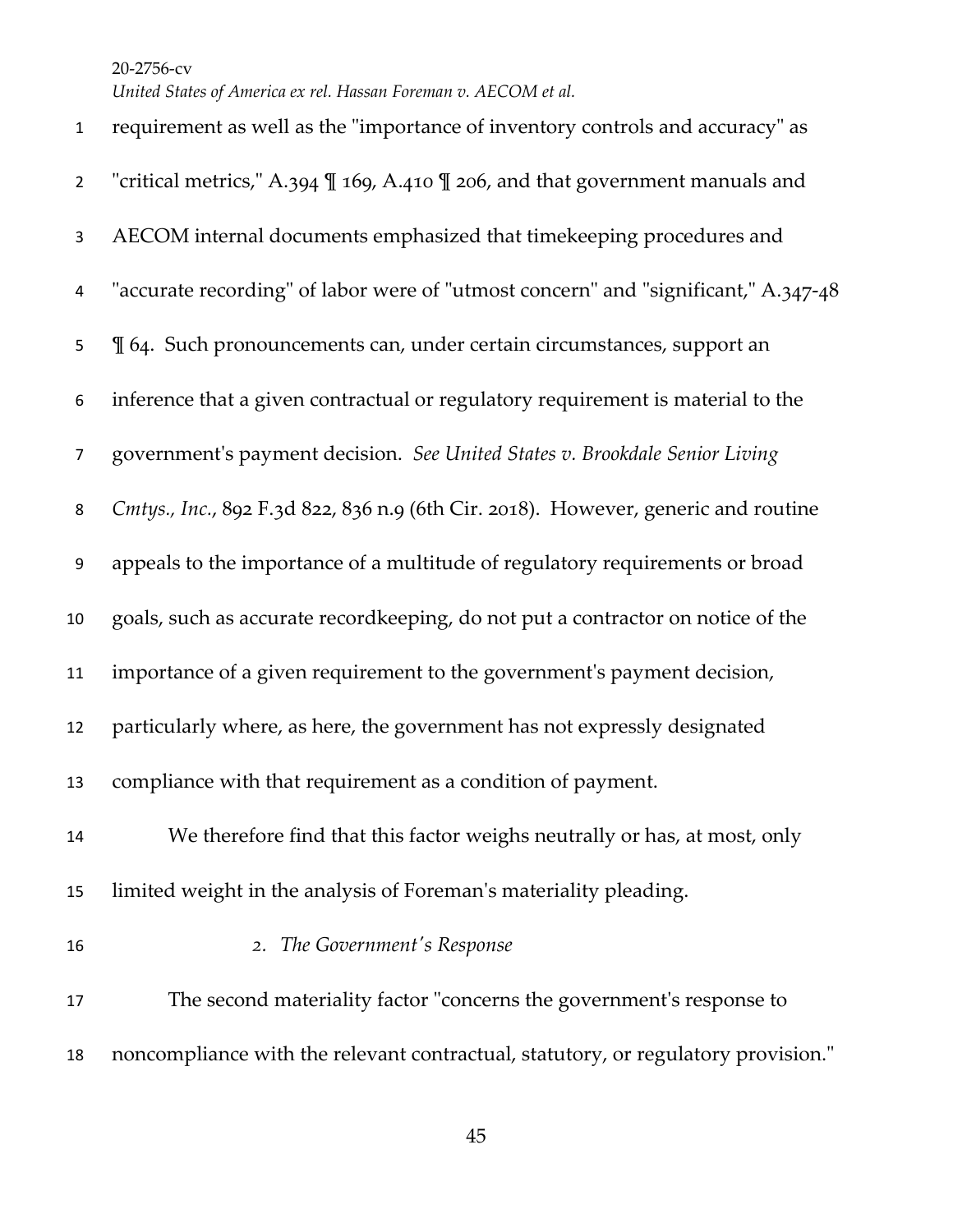requirement as well as the "importance of inventory controls and accuracy" as "critical metrics," A.394 ¶ 169, A.410 ¶ 206, and that government manuals and AECOM internal documents emphasized that timekeeping procedures and "accurate recording" of labor were of "utmost concern" and "significant," A.347-48 ¶ 64. Such pronouncements can, under certain circumstances, support an inference that a given contractual or regulatory requirement is material to the government's payment decision. *See United States v. Brookdale Senior Living Cmtys., Inc.*, 892 F.3d 822, 836 n.9 (6th Cir. 2018). However, generic and routine appeals to the importance of a multitude of regulatory requirements or broad goals, such as accurate recordkeeping, do not put a contractor on notice of the importance of a given requirement to the government's payment decision, particularly where, as here, the government has not expressly designated compliance with that requirement as a condition of payment.

We therefore find that this factor weighs neutrally or has, at most, only limited weight in the analysis of Foreman's materiality pleading.

*2. The Government's Response*

The second materiality factor "concerns the government's response to noncompliance with the relevant contractual, statutory, or regulatory provision."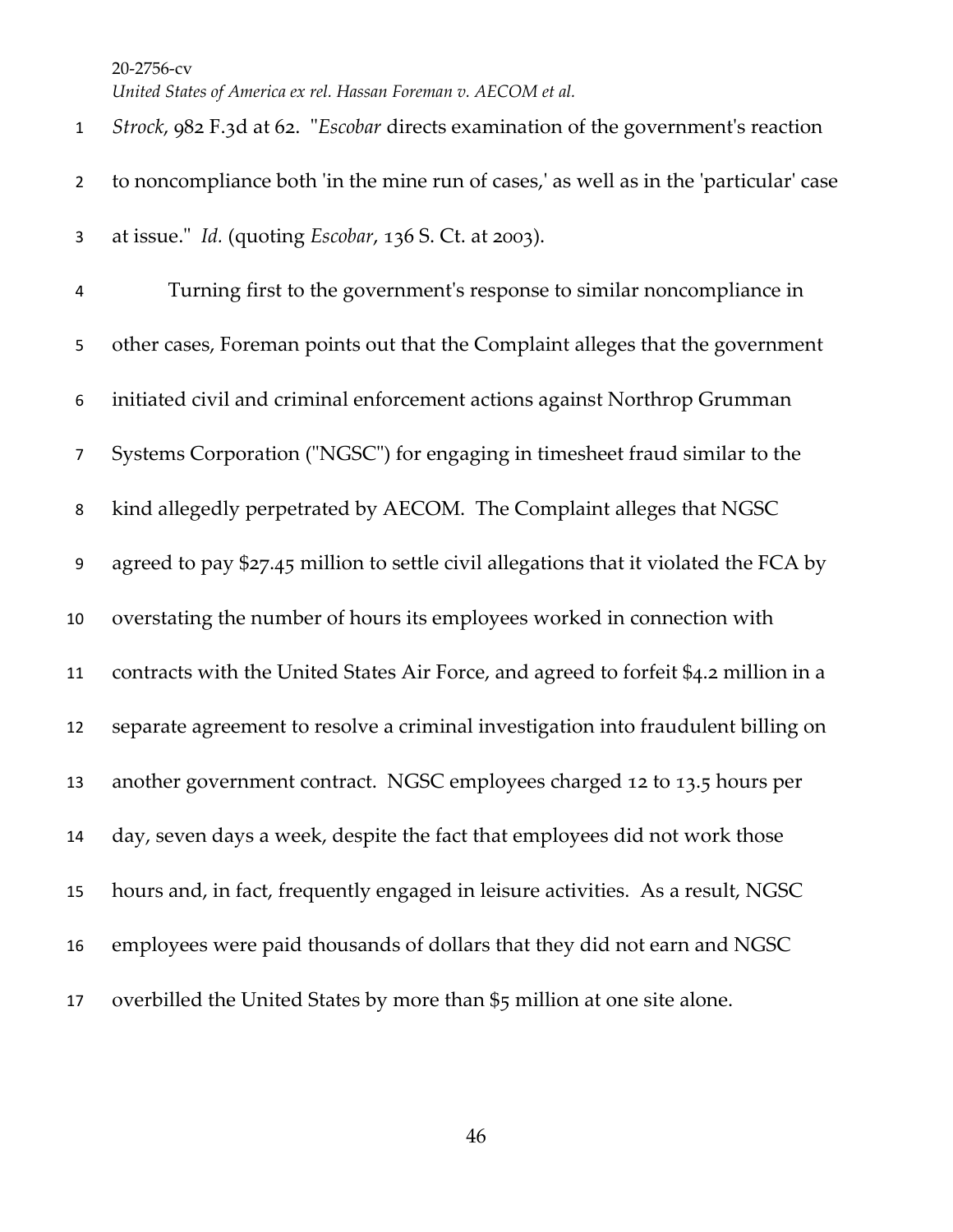*Strock*, 982 F.3d at 62. "*Escobar* directs examination of the government's reaction to noncompliance both 'in the mine run of cases,' as well as in the 'particular' case at issue." *Id.* (quoting *Escobar*, 136 S. Ct. at 2003).

Turning first to the government's response to similar noncompliance in other cases, Foreman points out that the Complaint alleges that the government initiated civil and criminal enforcement actions against Northrop Grumman Systems Corporation ("NGSC") for engaging in timesheet fraud similar to the kind allegedly perpetrated by AECOM. The Complaint alleges that NGSC agreed to pay $27.45 million to settle civil allegations that it violated the FCA by overstating the number of hours its employees worked in connection with contracts with the United States Air Force, and agreed to forfeit $4.2 million in a separate agreement to resolve a criminal investigation into fraudulent billing on another government contract. NGSC employees charged 12 to 13.5 hours per day, seven days a week, despite the fact that employees did not work those hours and, in fact, frequently engaged in leisure activities. As a result, NGSC employees were paid thousands of dollars that they did not earn and NGSC overbilled the United States by more than $5 million at one site alone.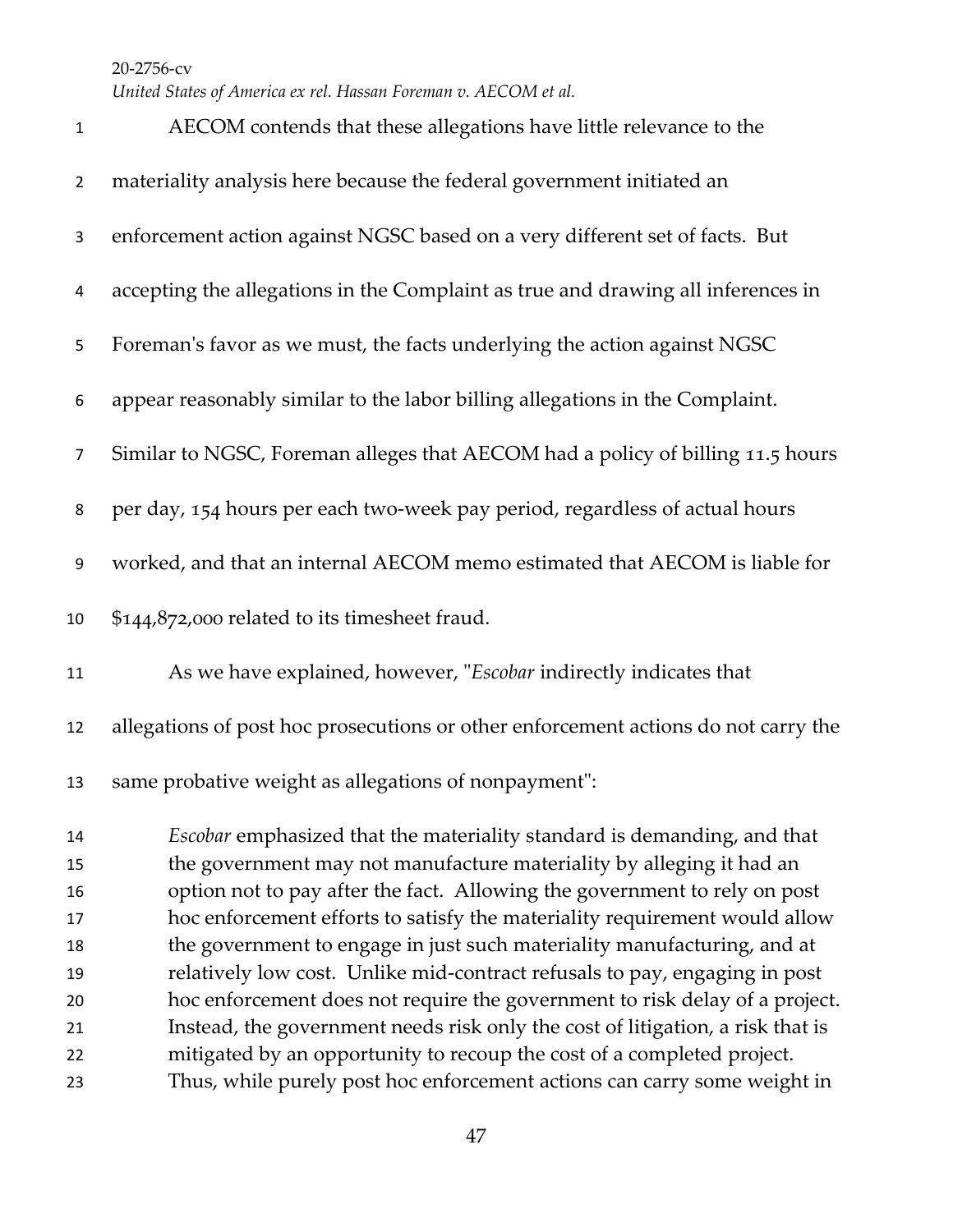AECOM contends that these allegations have little relevance to the materiality analysis here because the federal government initiated an enforcement action against NGSC based on a very different set of facts. But accepting the allegations in the Complaint as true and drawing all inferences in Foreman's favor as we must, the facts underlying the action against NGSC appear reasonably similar to the labor billing allegations in the Complaint. Similar to NGSC, Foreman alleges that AECOM had a policy of billing 11.5 hours per day, 154 hours per each two-week pay period, regardless of actual hours worked, and that an internal AECOM memo estimated that AECOM is liable for $144,872,000 related to its timesheet fraud.

As we have explained, however, "*Escobar* indirectly indicates that allegations of post hoc prosecutions or other enforcement actions do not carry the same probative weight as allegations of nonpayment":

> *Escobar* emphasized that the materiality standard is demanding, and that the government may not manufacture materiality by alleging it had an option not to pay after the fact. Allowing the government to rely on post hoc enforcement efforts to satisfy the materiality requirement would allow the government to engage in just such materiality manufacturing, and at relatively low cost. Unlike mid-contract refusals to pay, engaging in post hoc enforcement does not require the government to risk delay of a project. Instead, the government needs risk only the cost of litigation, a risk that is mitigated by an opportunity to recoup the cost of a completed project. Thus, while purely post hoc enforcement actions can carry some weight in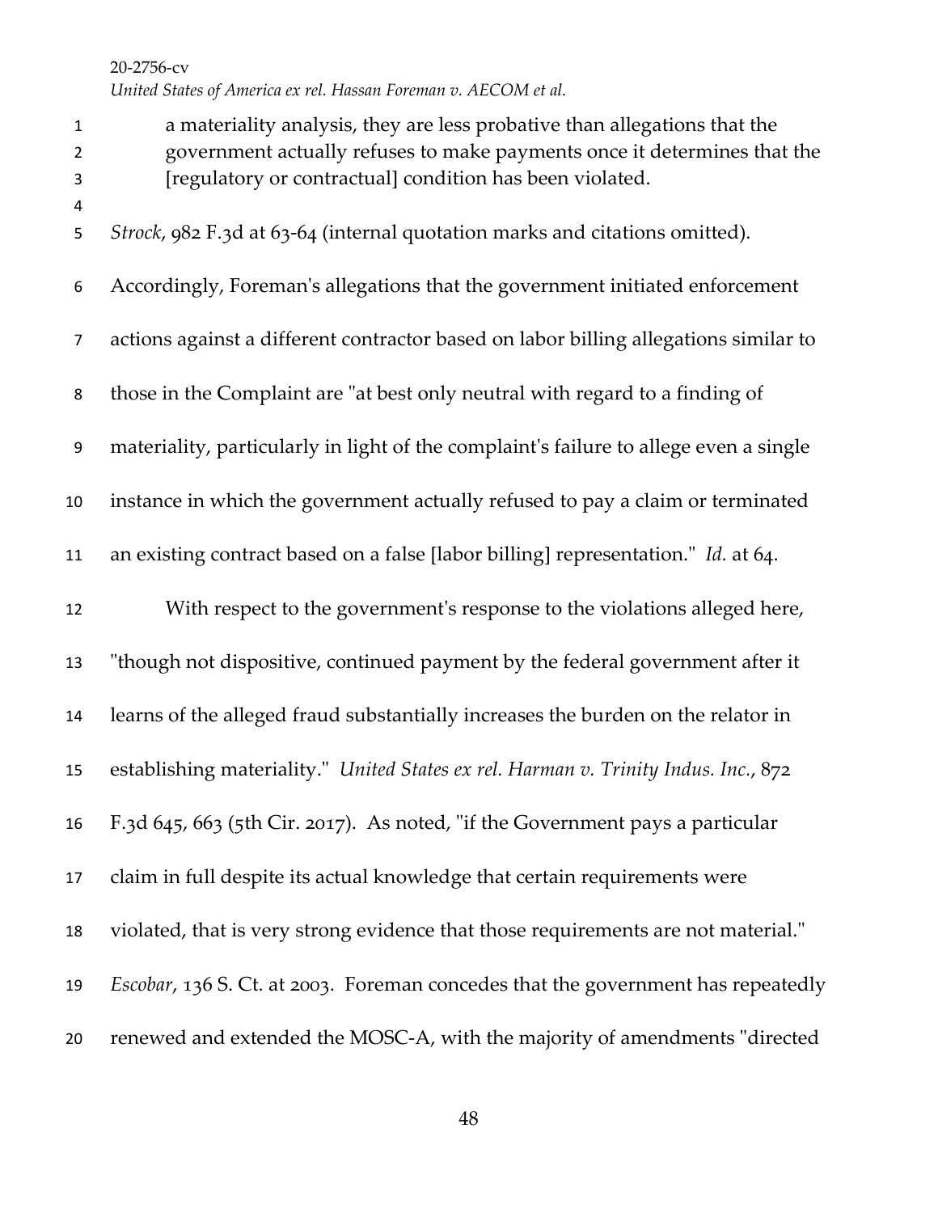> a materiality analysis, they are less probative than allegations that the government actually refuses to make payments once it determines that the [regulatory or contractual] condition has been violated.

*Strock*, 982 F.3d at 63-64 (internal quotation marks and citations omitted). Accordingly, Foreman's allegations that the government initiated enforcement actions against a different contractor based on labor billing allegations similar to those in the Complaint are "at best only neutral with regard to a finding of materiality, particularly in light of the complaint's failure to allege even a single instance in which the government actually refused to pay a claim or terminated an existing contract based on a false [labor billing] representation." *Id.* at 64.

With respect to the government's response to the violations alleged here, "though not dispositive, continued payment by the federal government after it learns of the alleged fraud substantially increases the burden on the relator in establishing materiality." *United States ex rel. Harman v. Trinity Indus. Inc.*, 872 F.3d 645, 663 (5th Cir. 2017). As noted, "if the Government pays a particular claim in full despite its actual knowledge that certain requirements were violated, that is very strong evidence that those requirements are not material." *Escobar*, 136 S. Ct. at 2003. Foreman concedes that the government has repeatedly renewed and extended the MOSC-A, with the majority of amendments "directed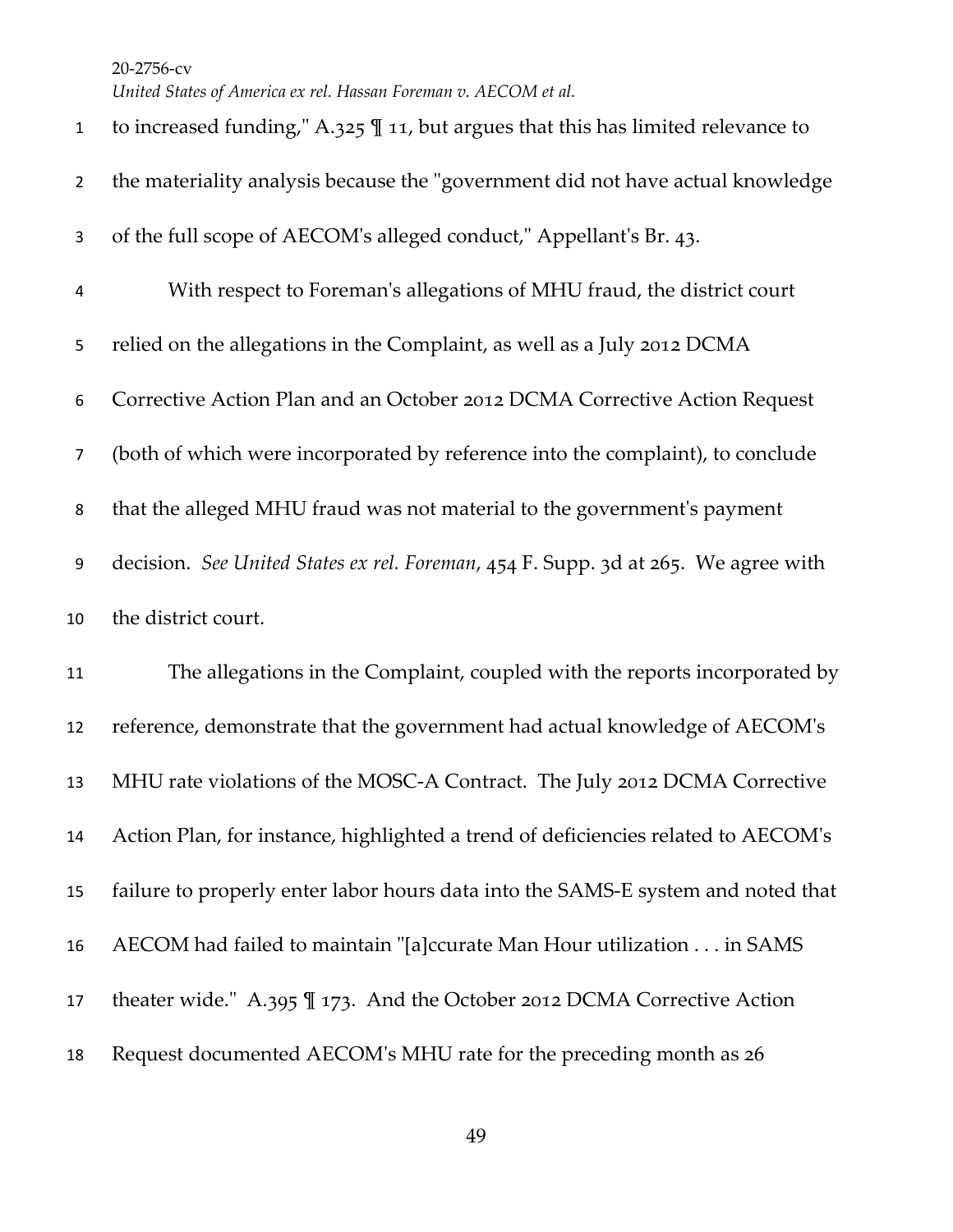to increased funding," A.325 ¶ 11, but argues that this has limited relevance to the materiality analysis because the "government did not have actual knowledge of the full scope of AECOM's alleged conduct," Appellant's Br. 43.

With respect to Foreman's allegations of MHU fraud, the district court relied on the allegations in the Complaint, as well as a July 2012 DCMA Corrective Action Plan and an October 2012 DCMA Corrective Action Request (both of which were incorporated by reference into the complaint), to conclude that the alleged MHU fraud was not material to the government's payment decision. *See United States ex rel. Foreman*, 454 F. Supp. 3d at 265. We agree with the district court.

The allegations in the Complaint, coupled with the reports incorporated by reference, demonstrate that the government had actual knowledge of AECOM's MHU rate violations of the MOSC-A Contract. The July 2012 DCMA Corrective Action Plan, for instance, highlighted a trend of deficiencies related to AECOM's failure to properly enter labor hours data into the SAMS-E system and noted that AECOM had failed to maintain "[a]ccurate Man Hour utilization . . . in SAMS theater wide." A.395 ¶ 173. And the October 2012 DCMA Corrective Action Request documented AECOM's MHU rate for the preceding month as 26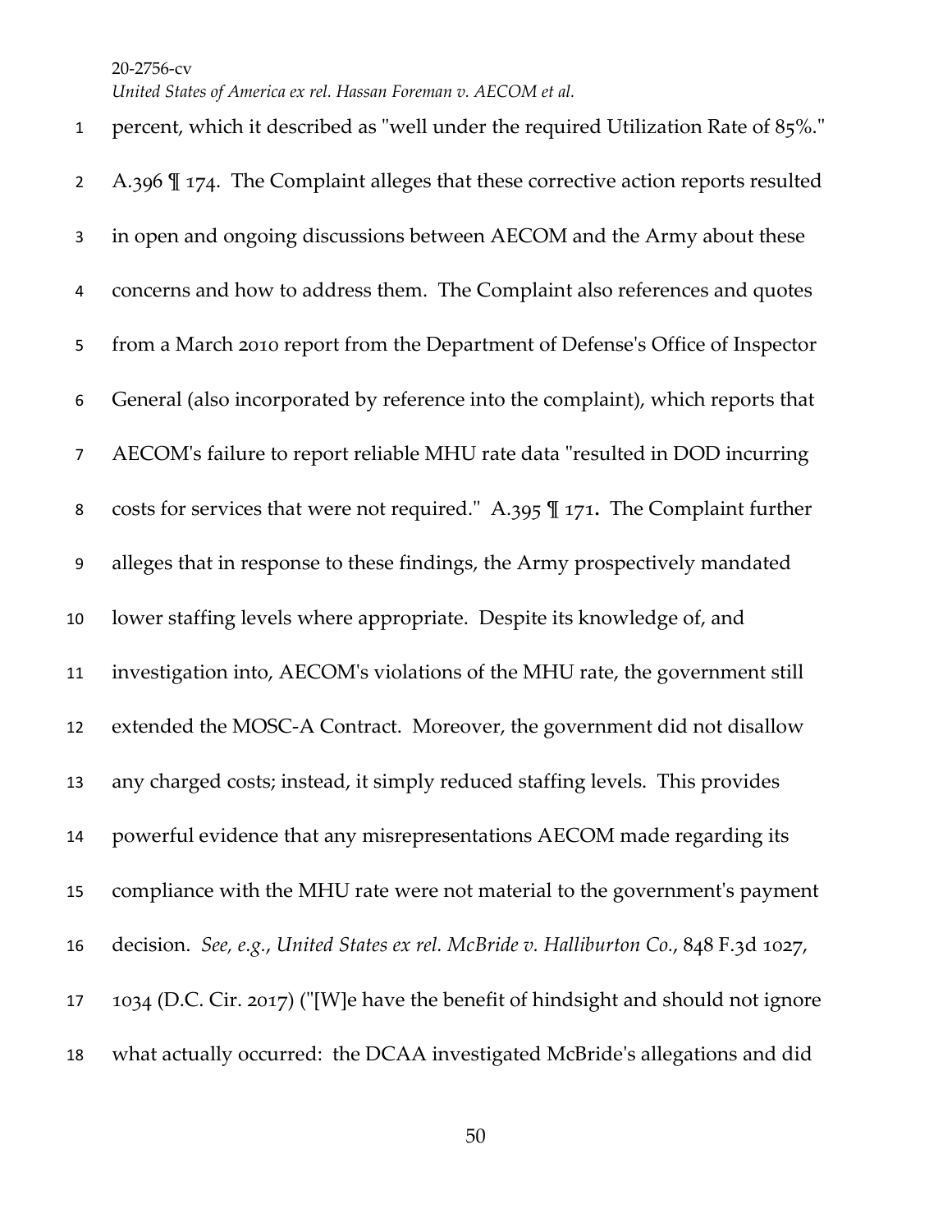percent, which it described as "well under the required Utilization Rate of 85%." A.396 ¶ 174. The Complaint alleges that these corrective action reports resulted in open and ongoing discussions between AECOM and the Army about these concerns and how to address them. The Complaint also references and quotes from a March 2010 report from the Department of Defense's Office of Inspector General (also incorporated by reference into the complaint), which reports that AECOM's failure to report reliable MHU rate data "resulted in DOD incurring costs for services that were not required." A.395 ¶ 171**.** The Complaint further alleges that in response to these findings, the Army prospectively mandated lower staffing levels where appropriate. Despite its knowledge of, and investigation into, AECOM's violations of the MHU rate, the government still extended the MOSC-A Contract. Moreover, the government did not disallow any charged costs; instead, it simply reduced staffing levels. This provides powerful evidence that any misrepresentations AECOM made regarding its compliance with the MHU rate were not material to the government's payment decision. *See, e.g.*, *United States ex rel. McBride v. Halliburton Co.*, 848 F.3d 1027, 1034 (D.C. Cir. 2017) ("[W]e have the benefit of hindsight and should not ignore what actually occurred: the DCAA investigated McBride's allegations and did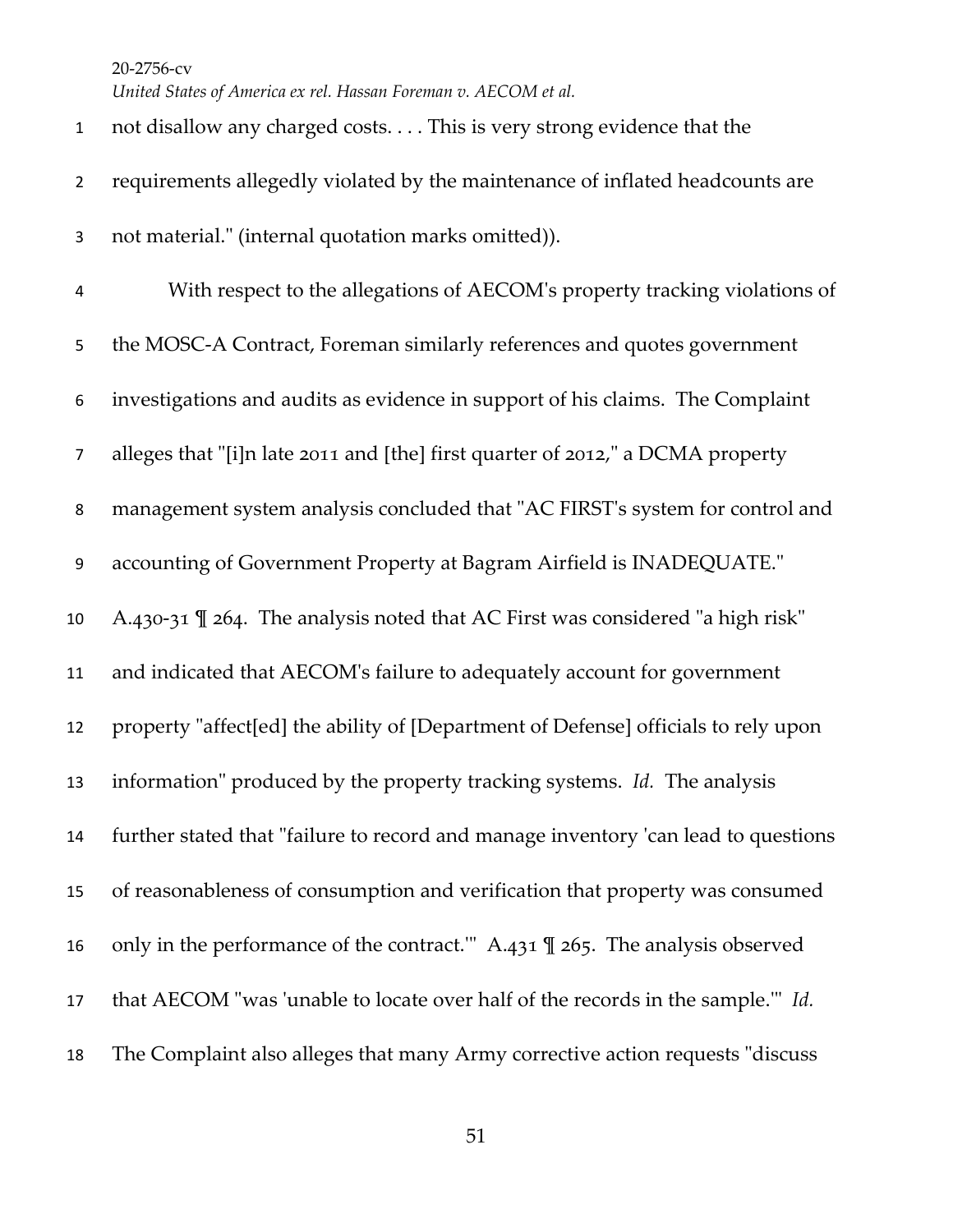not disallow any charged costs. . . . This is very strong evidence that the requirements allegedly violated by the maintenance of inflated headcounts are not material." (internal quotation marks omitted)).

With respect to the allegations of AECOM's property tracking violations of the MOSC-A Contract, Foreman similarly references and quotes government investigations and audits as evidence in support of his claims. The Complaint alleges that "[i]n late 2011 and [the] first quarter of 2012," a DCMA property management system analysis concluded that "AC FIRST's system for control and accounting of Government Property at Bagram Airfield is INADEQUATE." A.430-31 ¶ 264. The analysis noted that AC First was considered "a high risk" and indicated that AECOM's failure to adequately account for government property "affect[ed] the ability of [Department of Defense] officials to rely upon information" produced by the property tracking systems. *Id.* The analysis further stated that "failure to record and manage inventory 'can lead to questions of reasonableness of consumption and verification that property was consumed only in the performance of the contract.'" A.431 ¶ 265. The analysis observed that AECOM "was 'unable to locate over half of the records in the sample.'" *Id.* The Complaint also alleges that many Army corrective action requests "discuss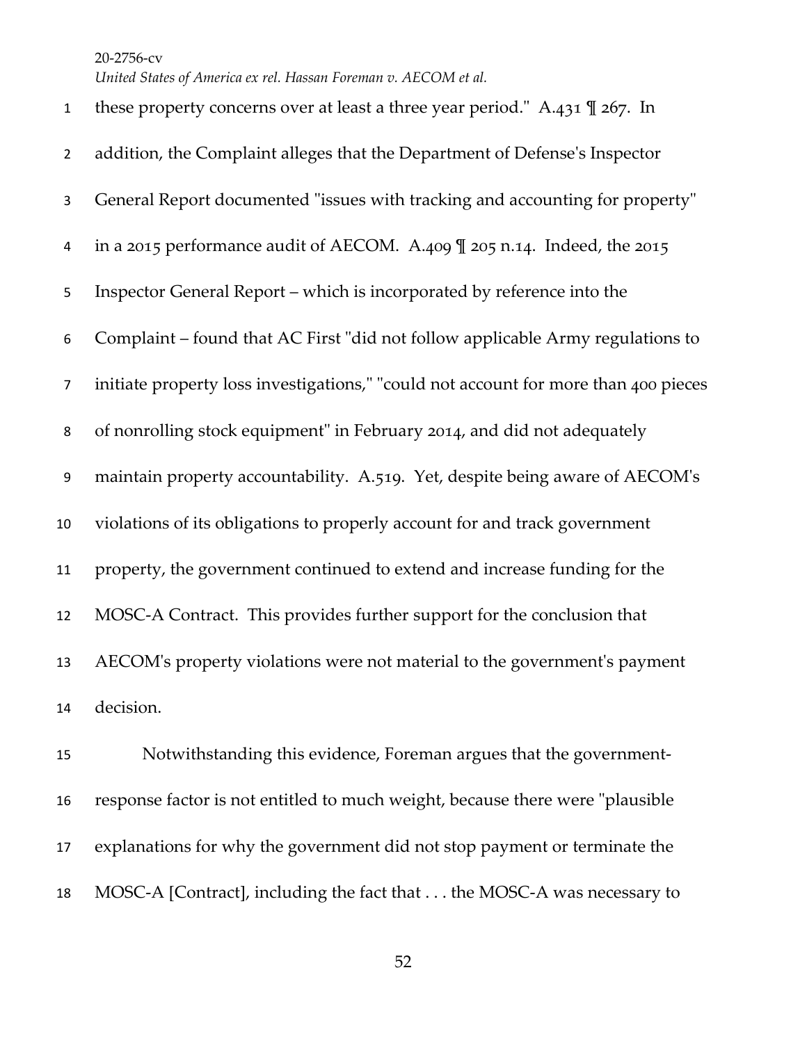these property concerns over at least a three year period." A.431 ¶ 267. In addition, the Complaint alleges that the Department of Defense's Inspector General Report documented "issues with tracking and accounting for property" in a 2015 performance audit of AECOM. A.409 ¶ 205 n.14. Indeed, the 2015 Inspector General Report – which is incorporated by reference into the Complaint – found that AC First "did not follow applicable Army regulations to initiate property loss investigations," "could not account for more than 400 pieces of nonrolling stock equipment" in February 2014, and did not adequately maintain property accountability. A.519. Yet, despite being aware of AECOM's violations of its obligations to properly account for and track government property, the government continued to extend and increase funding for the MOSC-A Contract. This provides further support for the conclusion that AECOM's property violations were not material to the government's payment decision.

Notwithstanding this evidence, Foreman argues that the government-response factor is not entitled to much weight, because there were "plausible explanations for why the government did not stop payment or terminate the MOSC-A [Contract], including the fact that . . . the MOSC-A was necessary to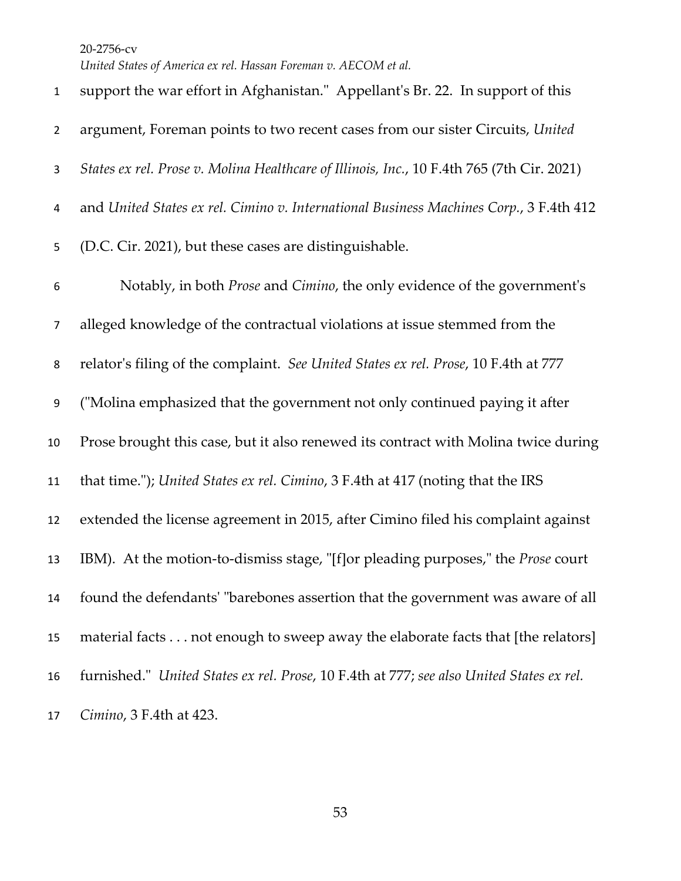support the war effort in Afghanistan." Appellant's Br. 22. In support of this argument, Foreman points to two recent cases from our sister Circuits, *United States ex rel. Prose v. Molina Healthcare of Illinois, Inc.*, 10 F.4th 765 (7th Cir. 2021) and *United States ex rel. Cimino v. International Business Machines Corp.*, 3 F.4th 412 (D.C. Cir. 2021), but these cases are distinguishable.

Notably, in both *Prose* and *Cimino*, the only evidence of the government's alleged knowledge of the contractual violations at issue stemmed from the relator's filing of the complaint. *See United States ex rel. Prose*, 10 F.4th at 777 ("Molina emphasized that the government not only continued paying it after Prose brought this case, but it also renewed its contract with Molina twice during that time."); *United States ex rel. Cimino*, 3 F.4th at 417 (noting that the IRS extended the license agreement in 2015, after Cimino filed his complaint against IBM). At the motion-to-dismiss stage, "[f]or pleading purposes," the *Prose* court found the defendants' "barebones assertion that the government was aware of all material facts . . . not enough to sweep away the elaborate facts that [the relators] furnished." *United States ex rel. Prose*, 10 F.4th at 777; *see also United States ex rel. Cimino*, 3 F.4th at 423.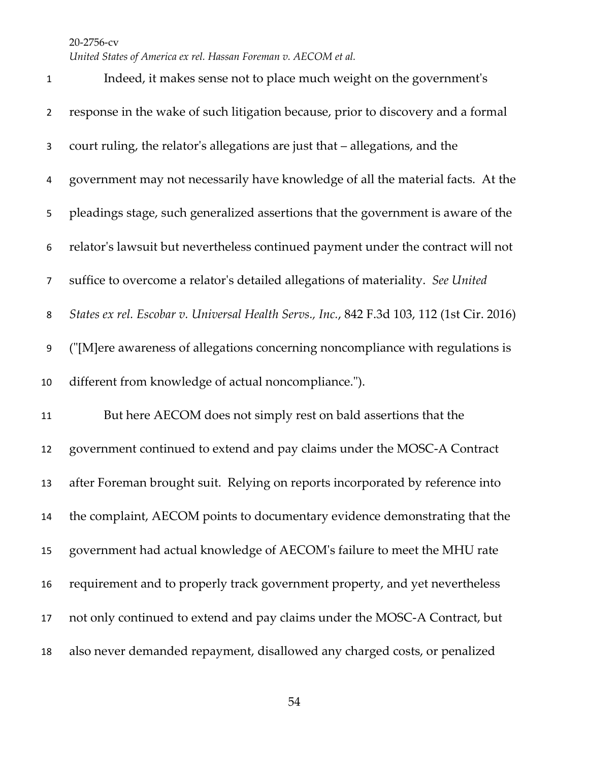Indeed, it makes sense not to place much weight on the government's response in the wake of such litigation because, prior to discovery and a formal court ruling, the relator's allegations are just that – allegations, and the government may not necessarily have knowledge of all the material facts. At the pleadings stage, such generalized assertions that the government is aware of the relator's lawsuit but nevertheless continued payment under the contract will not suffice to overcome a relator's detailed allegations of materiality. *See United States ex rel. Escobar v. Universal Health Servs., Inc.*, 842 F.3d 103, 112 (1st Cir. 2016) ("[M]ere awareness of allegations concerning noncompliance with regulations is different from knowledge of actual noncompliance.").

But here AECOM does not simply rest on bald assertions that the government continued to extend and pay claims under the MOSC-A Contract after Foreman brought suit. Relying on reports incorporated by reference into the complaint, AECOM points to documentary evidence demonstrating that the government had actual knowledge of AECOM's failure to meet the MHU rate requirement and to properly track government property, and yet nevertheless not only continued to extend and pay claims under the MOSC-A Contract, but also never demanded repayment, disallowed any charged costs, or penalized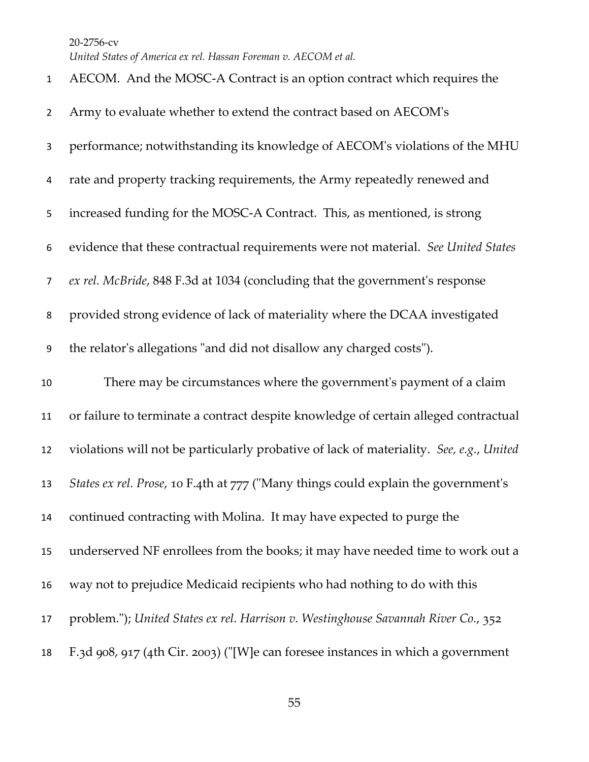AECOM. And the MOSC-A Contract is an option contract which requires the Army to evaluate whether to extend the contract based on AECOM's performance; notwithstanding its knowledge of AECOM's violations of the MHU rate and property tracking requirements, the Army repeatedly renewed and increased funding for the MOSC-A Contract. This, as mentioned, is strong evidence that these contractual requirements were not material. *See United States ex rel. McBride*, 848 F.3d at 1034 (concluding that the government's response provided strong evidence of lack of materiality where the DCAA investigated the relator's allegations "and did not disallow any charged costs").

There may be circumstances where the government's payment of a claim or failure to terminate a contract despite knowledge of certain alleged contractual violations will not be particularly probative of lack of materiality. *See, e.g.*, *United States ex rel. Prose*, 10 F.4th at 777 ("Many things could explain the government's continued contracting with Molina. It may have expected to purge the underserved NF enrollees from the books; it may have needed time to work out a way not to prejudice Medicaid recipients who had nothing to do with this problem."); *United States ex rel. Harrison v. Westinghouse Savannah River Co.*, 352 F.3d 908, 917 (4th Cir. 2003) ("[W]e can foresee instances in which a government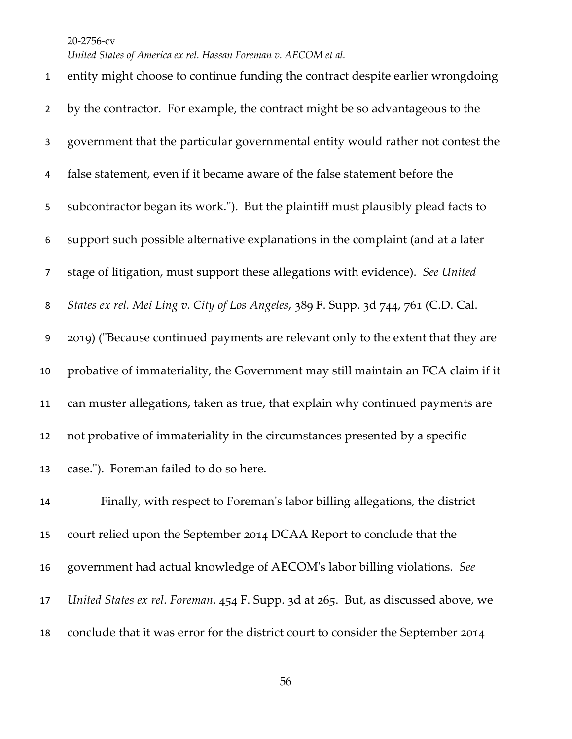entity might choose to continue funding the contract despite earlier wrongdoing by the contractor. For example, the contract might be so advantageous to the government that the particular governmental entity would rather not contest the false statement, even if it became aware of the false statement before the subcontractor began its work."). But the plaintiff must plausibly plead facts to support such possible alternative explanations in the complaint (and at a later stage of litigation, must support these allegations with evidence). *See United States ex rel. Mei Ling v. City of Los Angeles*, 389 F. Supp. 3d 744, 761 (C.D. Cal. 2019) ("Because continued payments are relevant only to the extent that they are probative of immateriality, the Government may still maintain an FCA claim if it can muster allegations, taken as true, that explain why continued payments are not probative of immateriality in the circumstances presented by a specific case."). Foreman failed to do so here.

Finally, with respect to Foreman's labor billing allegations, the district court relied upon the September 2014 DCAA Report to conclude that the government had actual knowledge of AECOM's labor billing violations. *See United States ex rel. Foreman*, 454 F. Supp. 3d at 265. But, as discussed above, we conclude that it was error for the district court to consider the September 2014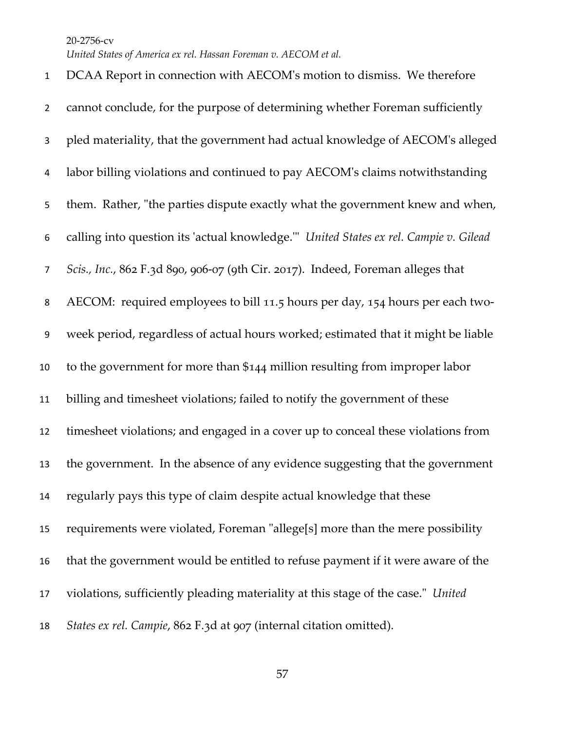DCAA Report in connection with AECOM's motion to dismiss. We therefore cannot conclude, for the purpose of determining whether Foreman sufficiently pled materiality, that the government had actual knowledge of AECOM's alleged labor billing violations and continued to pay AECOM's claims notwithstanding them. Rather, "the parties dispute exactly what the government knew and when, calling into question its 'actual knowledge.'" *United States ex rel. Campie v. Gilead Scis., Inc.*, 862 F.3d 890, 906-07 (9th Cir. 2017). Indeed, Foreman alleges that AECOM: required employees to bill 11.5 hours per day, 154 hours per each two-week period, regardless of actual hours worked; estimated that it might be liable to the government for more than $144 million resulting from improper labor billing and timesheet violations; failed to notify the government of these timesheet violations; and engaged in a cover up to conceal these violations from the government. In the absence of any evidence suggesting that the government regularly pays this type of claim despite actual knowledge that these requirements were violated, Foreman "allege[s] more than the mere possibility that the government would be entitled to refuse payment if it were aware of the violations, sufficiently pleading materiality at this stage of the case." *United States ex rel. Campie*, 862 F.3d at 907 (internal citation omitted).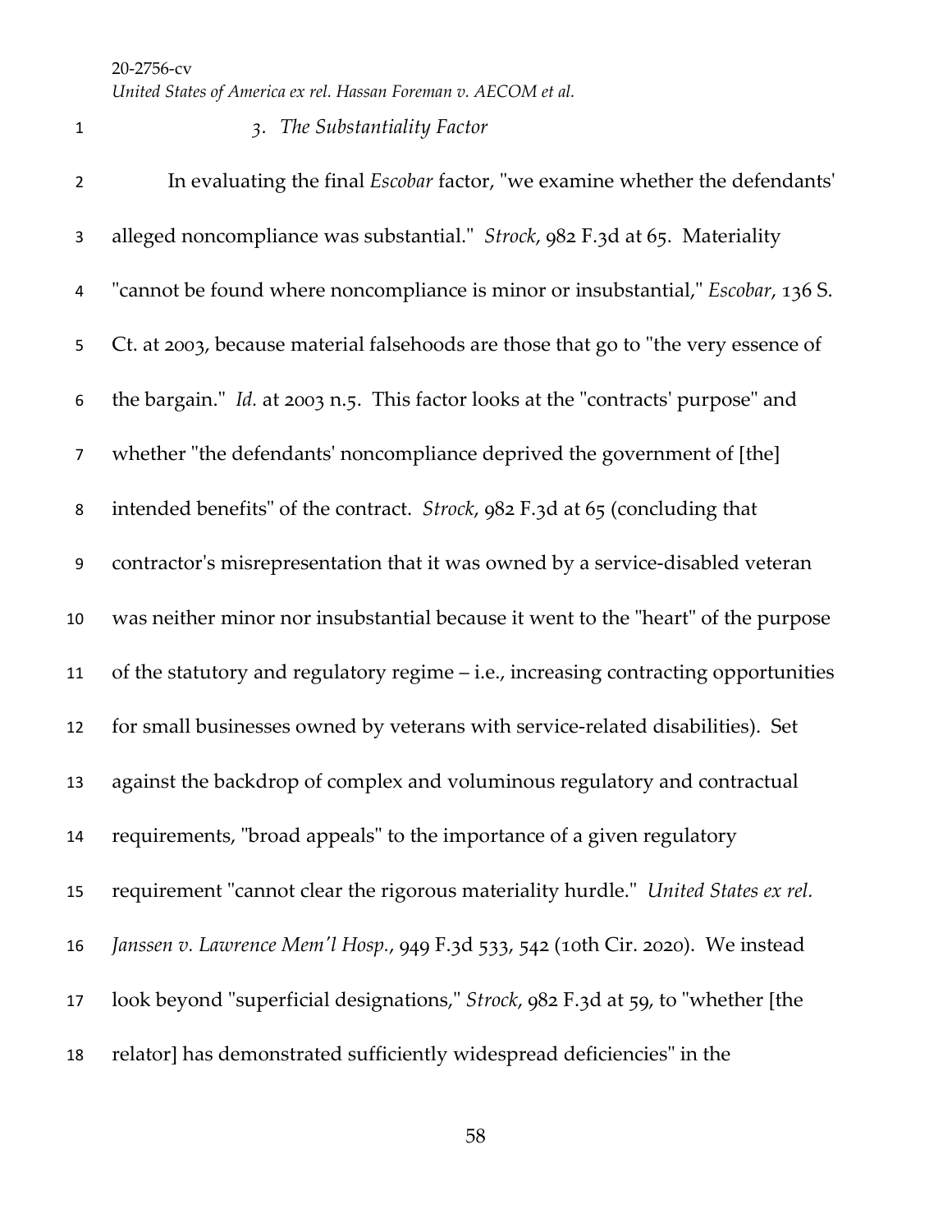### *3. The Substantiality Factor*

In evaluating the final *Escobar* factor, "we examine whether the defendants' alleged noncompliance was substantial." *Strock*, 982 F.3d at 65. Materiality "cannot be found where noncompliance is minor or insubstantial," *Escobar*, 136 S. Ct. at 2003, because material falsehoods are those that go to "the very essence of the bargain." *Id.* at 2003 n.5. This factor looks at the "contracts' purpose" and whether "the defendants' noncompliance deprived the government of [the] intended benefits" of the contract. *Strock*, 982 F.3d at 65 (concluding that contractor's misrepresentation that it was owned by a service-disabled veteran was neither minor nor insubstantial because it went to the "heart" of the purpose of the statutory and regulatory regime – i.e., increasing contracting opportunities for small businesses owned by veterans with service-related disabilities). Set against the backdrop of complex and voluminous regulatory and contractual requirements, "broad appeals" to the importance of a given regulatory requirement "cannot clear the rigorous materiality hurdle." *United States ex rel. Janssen v. Lawrence Mem'l Hosp.*, 949 F.3d 533, 542 (10th Cir. 2020). We instead look beyond "superficial designations," *Strock*, 982 F.3d at 59, to "whether [the relator] has demonstrated sufficiently widespread deficiencies" in the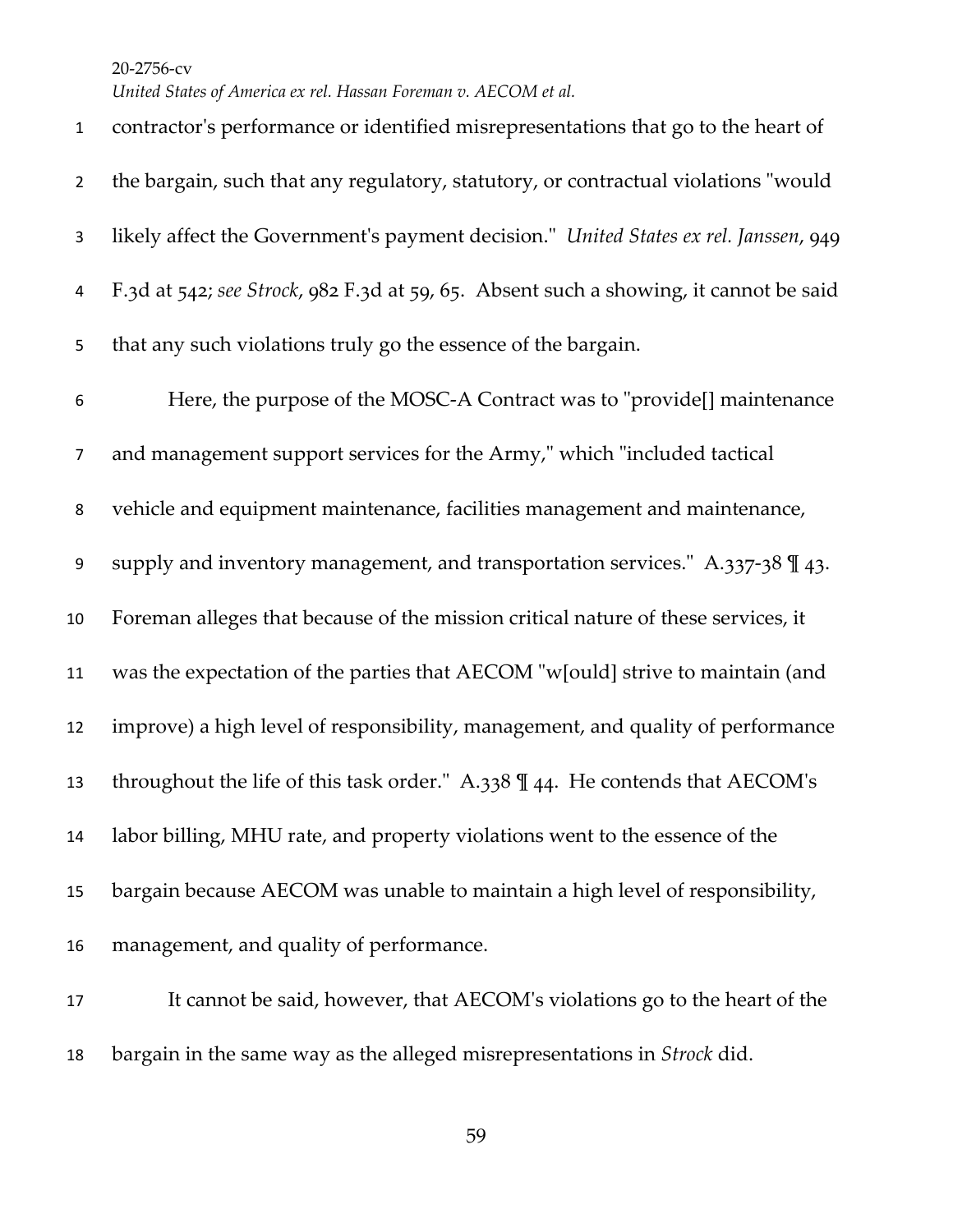contractor's performance or identified misrepresentations that go to the heart of the bargain, such that any regulatory, statutory, or contractual violations "would likely affect the Government's payment decision." *United States ex rel. Janssen*, 949 F.3d at 542; *see Strock*, 982 F.3d at 59, 65. Absent such a showing, it cannot be said that any such violations truly go the essence of the bargain.

Here, the purpose of the MOSC-A Contract was to "provide[] maintenance and management support services for the Army," which "included tactical vehicle and equipment maintenance, facilities management and maintenance, supply and inventory management, and transportation services." A.337-38 ¶ 43. Foreman alleges that because of the mission critical nature of these services, it was the expectation of the parties that AECOM "w[ould] strive to maintain (and improve) a high level of responsibility, management, and quality of performance throughout the life of this task order." A.338 ¶ 44. He contends that AECOM's labor billing, MHU rate, and property violations went to the essence of the bargain because AECOM was unable to maintain a high level of responsibility, management, and quality of performance.

It cannot be said, however, that AECOM's violations go to the heart of the bargain in the same way as the alleged misrepresentations in *Strock* did.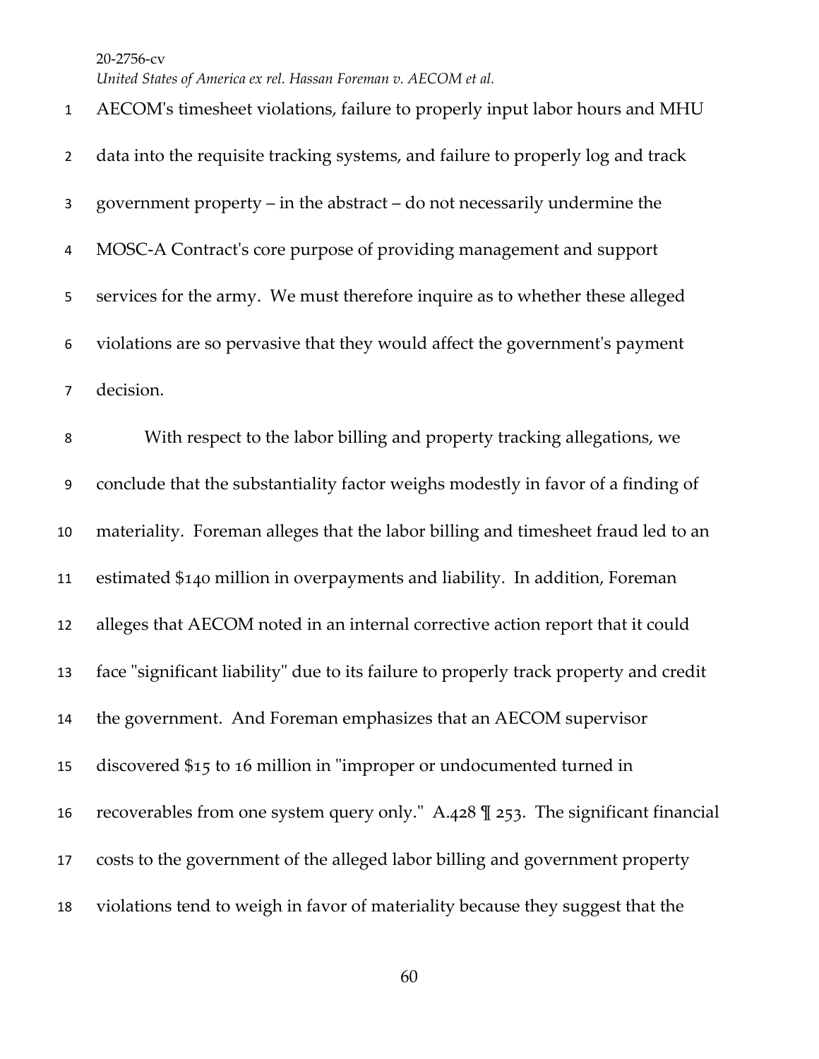AECOM's timesheet violations, failure to properly input labor hours and MHU data into the requisite tracking systems, and failure to properly log and track government property – in the abstract – do not necessarily undermine the MOSC-A Contract's core purpose of providing management and support services for the army. We must therefore inquire as to whether these alleged violations are so pervasive that they would affect the government's payment decision.

With respect to the labor billing and property tracking allegations, we conclude that the substantiality factor weighs modestly in favor of a finding of materiality. Foreman alleges that the labor billing and timesheet fraud led to an estimated $140 million in overpayments and liability. In addition, Foreman alleges that AECOM noted in an internal corrective action report that it could face "significant liability" due to its failure to properly track property and credit the government. And Foreman emphasizes that an AECOM supervisor discovered $15 to 16 million in "improper or undocumented turned in recoverables from one system query only." A.428 ¶ 253. The significant financial costs to the government of the alleged labor billing and government property violations tend to weigh in favor of materiality because they suggest that the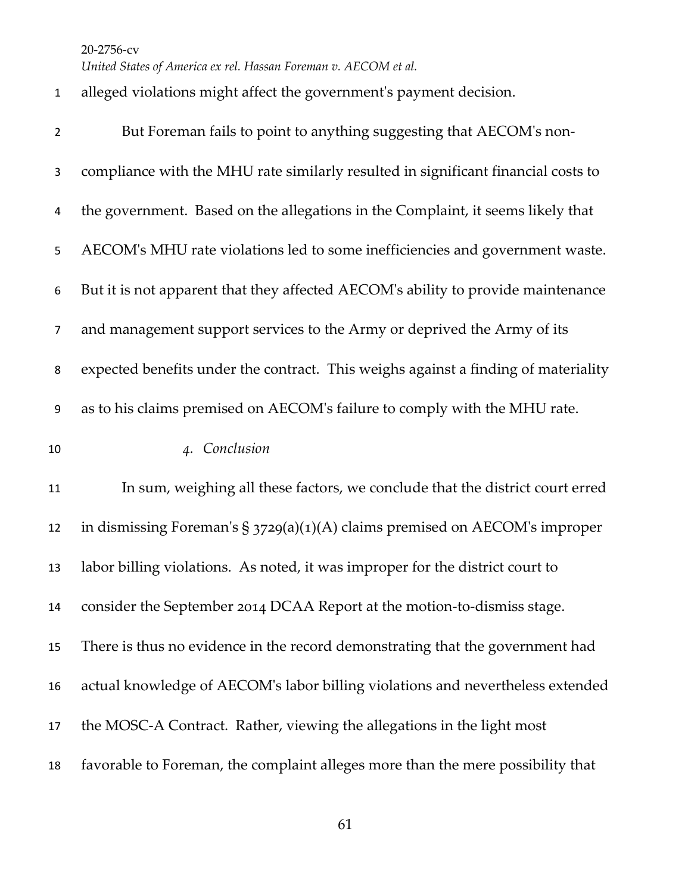alleged violations might affect the government's payment decision.

But Foreman fails to point to anything suggesting that AECOM's non-compliance with the MHU rate similarly resulted in significant financial costs to the government. Based on the allegations in the Complaint, it seems likely that AECOM's MHU rate violations led to some inefficiencies and government waste. But it is not apparent that they affected AECOM's ability to provide maintenance and management support services to the Army or deprived the Army of its expected benefits under the contract. This weighs against a finding of materiality as to his claims premised on AECOM's failure to comply with the MHU rate.

*4. Conclusion*

In sum, weighing all these factors, we conclude that the district court erred in dismissing Foreman's § 3729(a)(1)(A) claims premised on AECOM's improper labor billing violations. As noted, it was improper for the district court to consider the September 2014 DCAA Report at the motion-to-dismiss stage. There is thus no evidence in the record demonstrating that the government had actual knowledge of AECOM's labor billing violations and nevertheless extended the MOSC-A Contract. Rather, viewing the allegations in the light most favorable to Foreman, the complaint alleges more than the mere possibility that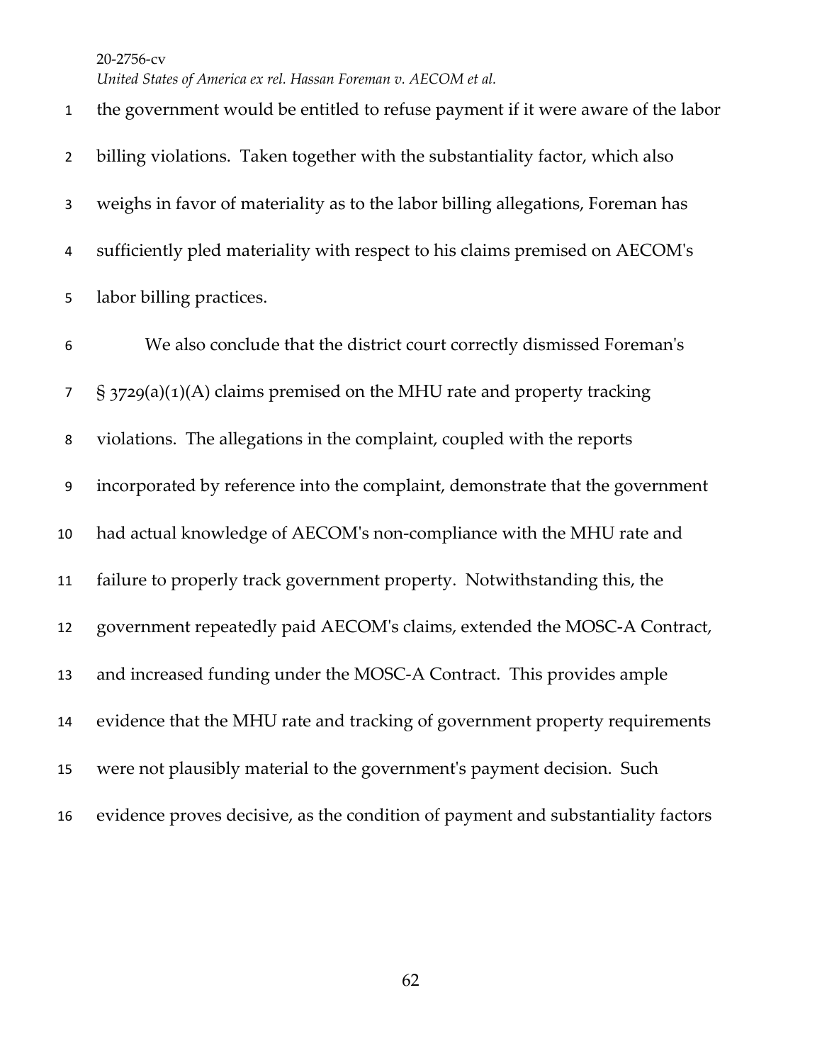the government would be entitled to refuse payment if it were aware of the labor billing violations. Taken together with the substantiality factor, which also weighs in favor of materiality as to the labor billing allegations, Foreman has sufficiently pled materiality with respect to his claims premised on AECOM's labor billing practices.

We also conclude that the district court correctly dismissed Foreman's § 3729(a)(1)(A) claims premised on the MHU rate and property tracking violations. The allegations in the complaint, coupled with the reports incorporated by reference into the complaint, demonstrate that the government had actual knowledge of AECOM's non-compliance with the MHU rate and failure to properly track government property. Notwithstanding this, the government repeatedly paid AECOM's claims, extended the MOSC-A Contract, and increased funding under the MOSC-A Contract. This provides ample evidence that the MHU rate and tracking of government property requirements were not plausibly material to the government's payment decision. Such evidence proves decisive, as the condition of payment and substantiality factors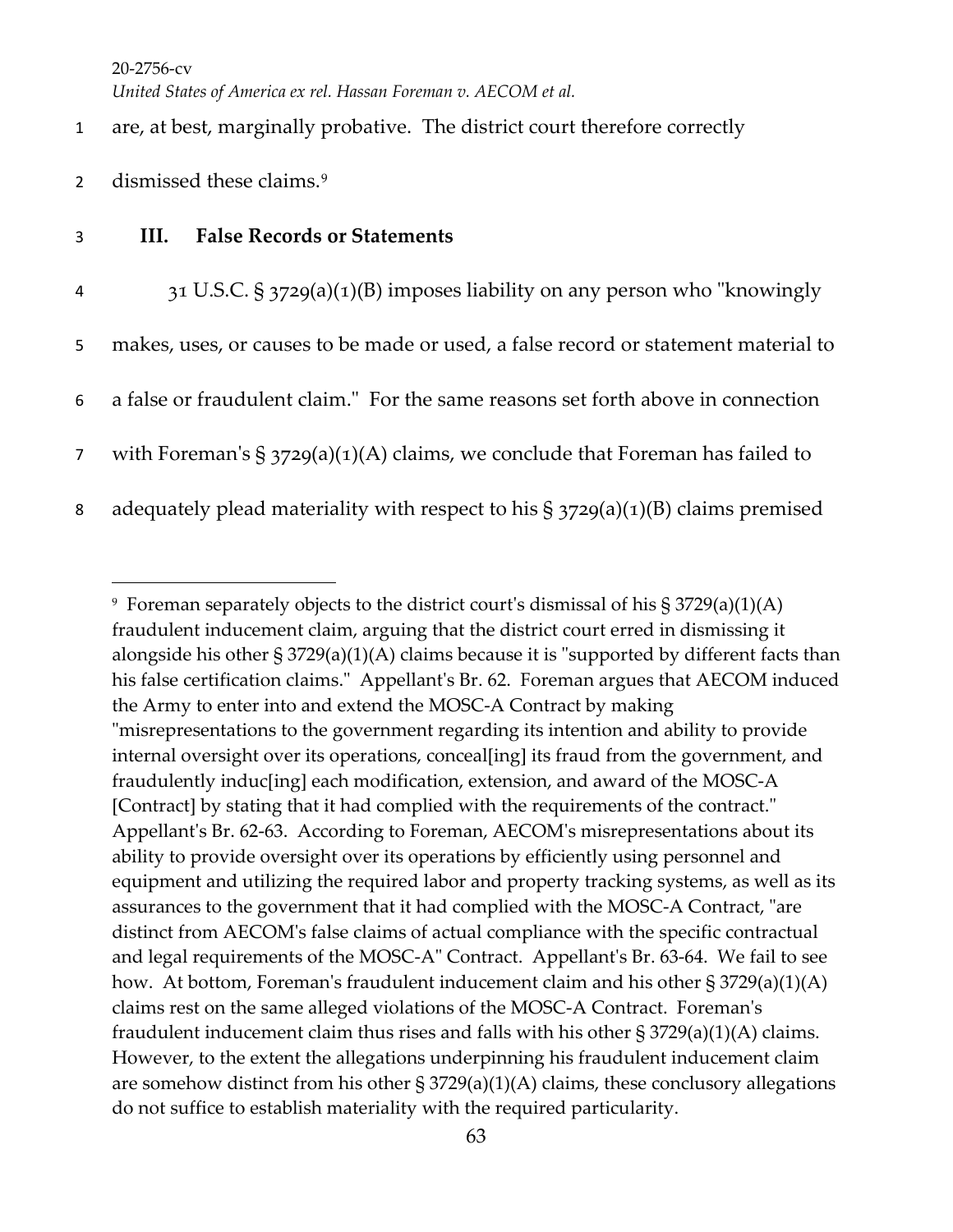are, at best, marginally probative. The district court therefore correctly dismissed these claims.[9]

### III. False Records or Statements

31 U.S.C. § 3729(a)(1)(B) imposes liability on any person who "knowingly makes, uses, or causes to be made or used, a false record or statement material to a false or fraudulent claim." For the same reasons set forth above in connection with Foreman's § 3729(a)(1)(A) claims, we conclude that Foreman has failed to adequately plead materiality with respect to his § 3729(a)(1)(B) claims premised

---

[9] Foreman separately objects to the district court's dismissal of his § 3729(a)(1)(A) fraudulent inducement claim, arguing that the district court erred in dismissing it alongside his other § 3729(a)(1)(A) claims because it is "supported by different facts than his false certification claims." Appellant's Br. 62. Foreman argues that AECOM induced the Army to enter into and extend the MOSC-A Contract by making "misrepresentations to the government regarding its intention and ability to provide internal oversight over its operations, conceal[ing] its fraud from the government, and fraudulently induc[ing] each modification, extension, and award of the MOSC-A [Contract] by stating that it had complied with the requirements of the contract." Appellant's Br. 62-63. According to Foreman, AECOM's misrepresentations about its ability to provide oversight over its operations by efficiently using personnel and equipment and utilizing the required labor and property tracking systems, as well as its assurances to the government that it had complied with the MOSC-A Contract, "are distinct from AECOM's false claims of actual compliance with the specific contractual and legal requirements of the MOSC-A" Contract. Appellant's Br. 63-64. We fail to see how. At bottom, Foreman's fraudulent inducement claim and his other § 3729(a)(1)(A) claims rest on the same alleged violations of the MOSC-A Contract. Foreman's fraudulent inducement claim thus rises and falls with his other § 3729(a)(1)(A) claims. However, to the extent the allegations underpinning his fraudulent inducement claim are somehow distinct from his other § 3729(a)(1)(A) claims, these conclusory allegations do not suffice to establish materiality with the required particularity.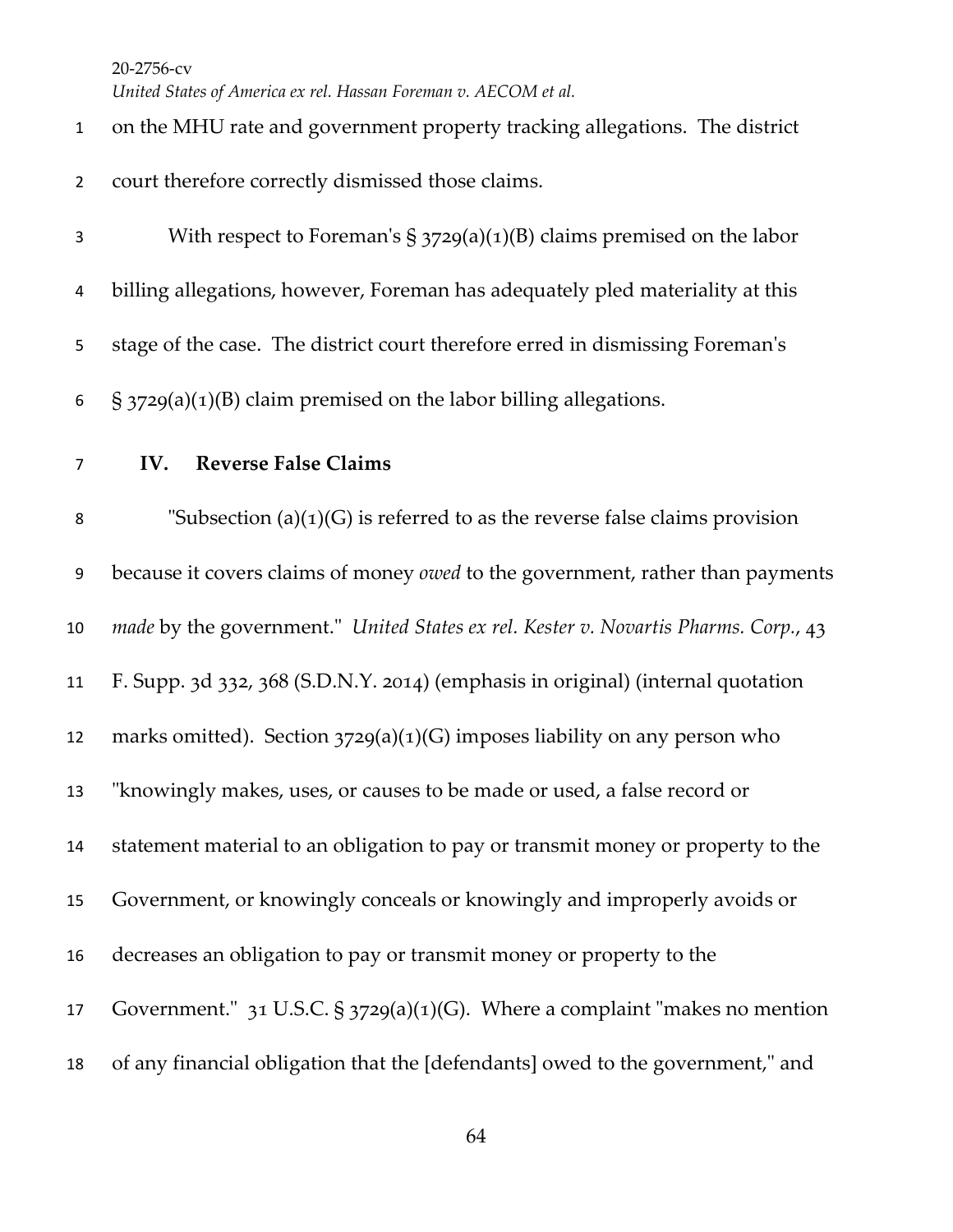on the MHU rate and government property tracking allegations. The district court therefore correctly dismissed those claims.

With respect to Foreman's § 3729(a)(1)(B) claims premised on the labor billing allegations, however, Foreman has adequately pled materiality at this stage of the case. The district court therefore erred in dismissing Foreman's § 3729(a)(1)(B) claim premised on the labor billing allegations.

## IV. Reverse False Claims

"Subsection (a)(1)(G) is referred to as the reverse false claims provision because it covers claims of money *owed* to the government, rather than payments *made* by the government." *United States ex rel. Kester v. Novartis Pharms. Corp.*, 43 F. Supp. 3d 332, 368 (S.D.N.Y. 2014) (emphasis in original) (internal quotation marks omitted). Section 3729(a)(1)(G) imposes liability on any person who "knowingly makes, uses, or causes to be made or used, a false record or statement material to an obligation to pay or transmit money or property to the Government, or knowingly conceals or knowingly and improperly avoids or decreases an obligation to pay or transmit money or property to the Government." 31 U.S.C. § 3729(a)(1)(G). Where a complaint "makes no mention of any financial obligation that the [defendants] owed to the government," and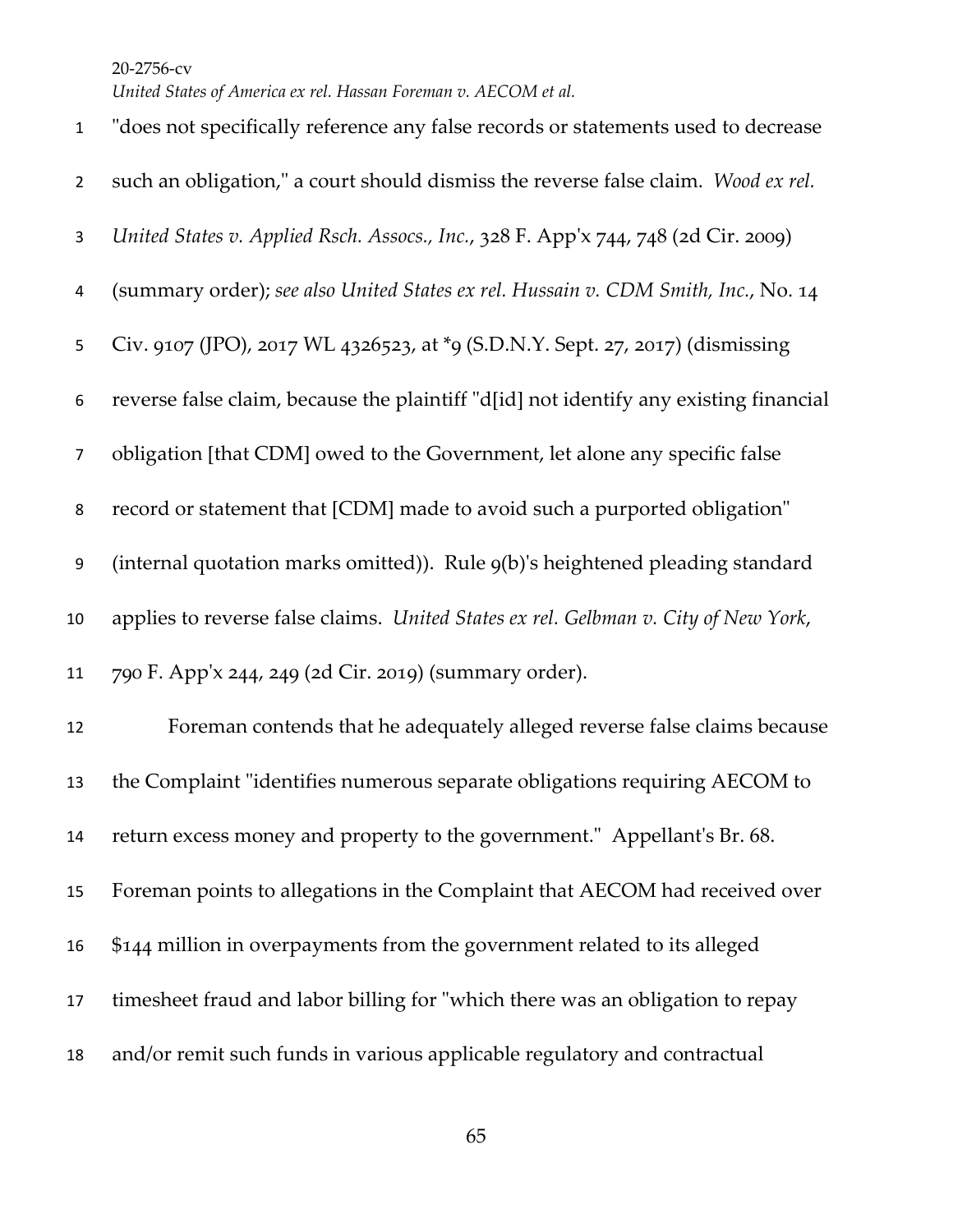"does not specifically reference any false records or statements used to decrease such an obligation," a court should dismiss the reverse false claim. *Wood ex rel. United States v. Applied Rsch. Assocs., Inc.*, 328 F. App'x 744, 748 (2d Cir. 2009) (summary order); *see also United States ex rel. Hussain v. CDM Smith, Inc.*, No. 14 Civ. 9107 (JPO), 2017 WL 4326523, at *9 (S.D.N.Y. Sept. 27, 2017) (dismissing reverse false claim, because the plaintiff "d[id] not identify any existing financial obligation [that CDM] owed to the Government, let alone any specific false record or statement that [CDM] made to avoid such a purported obligation" (internal quotation marks omitted)). Rule 9(b)'s heightened pleading standard applies to reverse false claims. *United States ex rel. Gelbman v. City of New York*, 790 F. App'x 244, 249 (2d Cir. 2019) (summary order).

Foreman contends that he adequately alleged reverse false claims because the Complaint "identifies numerous separate obligations requiring AECOM to return excess money and property to the government." Appellant's Br. 68. Foreman points to allegations in the Complaint that AECOM had received over $144 million in overpayments from the government related to its alleged timesheet fraud and labor billing for "which there was an obligation to repay and/or remit such funds in various applicable regulatory and contractual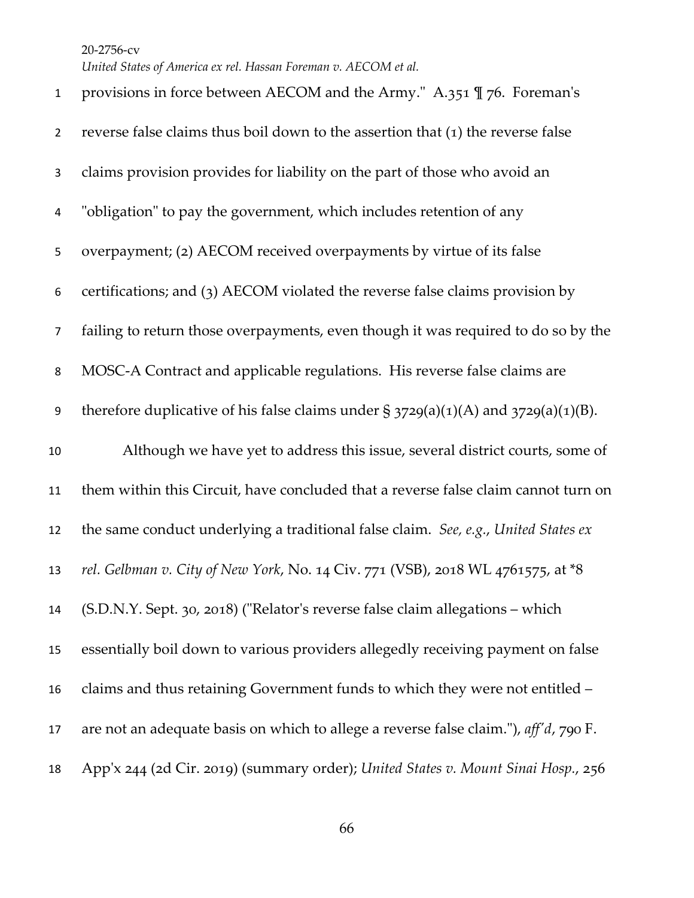provisions in force between AECOM and the Army." A.351 ¶ 76. Foreman's reverse false claims thus boil down to the assertion that (1) the reverse false claims provision provides for liability on the part of those who avoid an "obligation" to pay the government, which includes retention of any overpayment; (2) AECOM received overpayments by virtue of its false certifications; and (3) AECOM violated the reverse false claims provision by failing to return those overpayments, even though it was required to do so by the MOSC-A Contract and applicable regulations. His reverse false claims are therefore duplicative of his false claims under § 3729(a)(1)(A) and 3729(a)(1)(B).

Although we have yet to address this issue, several district courts, some of them within this Circuit, have concluded that a reverse false claim cannot turn on the same conduct underlying a traditional false claim. *See, e.g.*, *United States ex rel. Gelbman v. City of New York*, No. 14 Civ. 771 (VSB), 2018 WL 4761575, at *8 (S.D.N.Y. Sept. 30, 2018) ("Relator's reverse false claim allegations – which essentially boil down to various providers allegedly receiving payment on false claims and thus retaining Government funds to which they were not entitled – are not an adequate basis on which to allege a reverse false claim."), *aff'd*, 790 F. App'x 244 (2d Cir. 2019) (summary order); *United States v. Mount Sinai Hosp.*, 256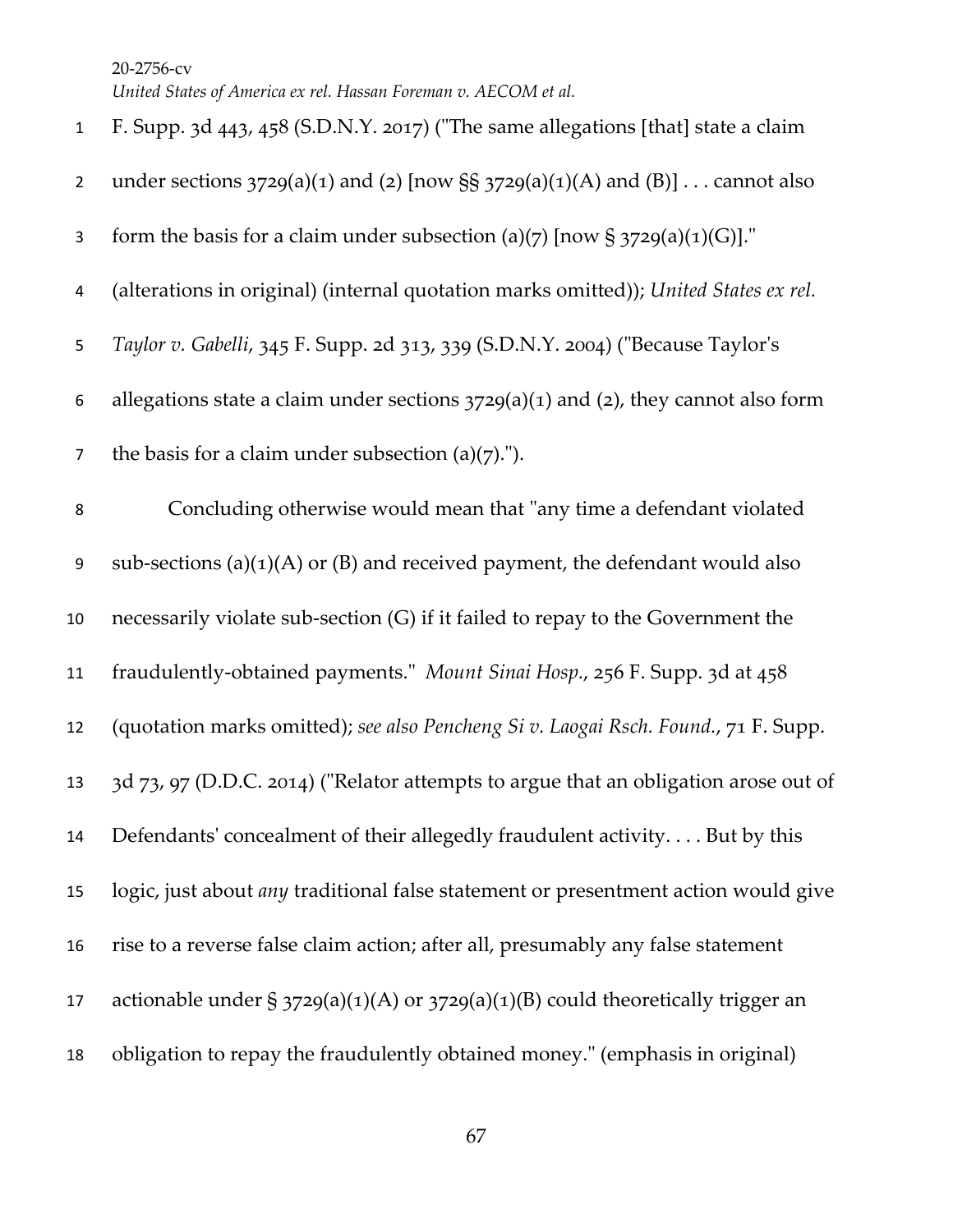F. Supp. 3d 443, 458 (S.D.N.Y. 2017) ("The same allegations [that] state a claim under sections 3729(a)(1) and (2) [now §§ 3729(a)(1)(A) and (B)] . . . cannot also form the basis for a claim under subsection (a)(7) [now § 3729(a)(1)(G)]." (alterations in original) (internal quotation marks omitted)); *United States ex rel. Taylor v. Gabelli*, 345 F. Supp. 2d 313, 339 (S.D.N.Y. 2004) ("Because Taylor's allegations state a claim under sections 3729(a)(1) and (2), they cannot also form the basis for a claim under subsection (a)(7).").

Concluding otherwise would mean that "any time a defendant violated sub-sections (a)(1)(A) or (B) and received payment, the defendant would also necessarily violate sub-section (G) if it failed to repay to the Government the fraudulently-obtained payments." *Mount Sinai Hosp.*, 256 F. Supp. 3d at 458 (quotation marks omitted); *see also Pencheng Si v. Laogai Rsch. Found.*, 71 F. Supp. 3d 73, 97 (D.D.C. 2014) ("Relator attempts to argue that an obligation arose out of Defendants' concealment of their allegedly fraudulent activity. . . . But by this logic, just about *any* traditional false statement or presentment action would give rise to a reverse false claim action; after all, presumably any false statement actionable under § 3729(a)(1)(A) or 3729(a)(1)(B) could theoretically trigger an obligation to repay the fraudulently obtained money." (emphasis in original)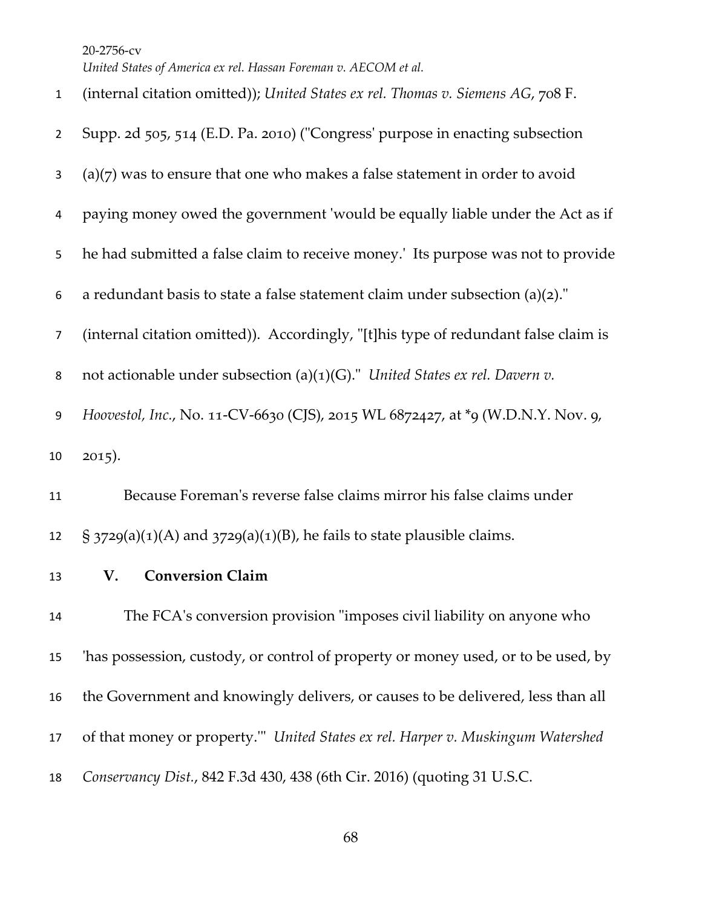(internal citation omitted)); *United States ex rel. Thomas v. Siemens AG*, 708 F. Supp. 2d 505, 514 (E.D. Pa. 2010) ("Congress' purpose in enacting subsection (a)(7) was to ensure that one who makes a false statement in order to avoid paying money owed the government 'would be equally liable under the Act as if he had submitted a false claim to receive money.' Its purpose was not to provide a redundant basis to state a false statement claim under subsection (a)(2)." (internal citation omitted)). Accordingly, "[t]his type of redundant false claim is not actionable under subsection (a)(1)(G)." *United States ex rel. Davern v. Hoovestol, Inc.*, No. 11-CV-6630 (CJS), 2015 WL 6872427, at *9 (W.D.N.Y. Nov. 9, 2015).

Because Foreman's reverse false claims mirror his false claims under § 3729(a)(1)(A) and 3729(a)(1)(B), he fails to state plausible claims.

## V. Conversion Claim

The FCA's conversion provision "imposes civil liability on anyone who 'has possession, custody, or control of property or money used, or to be used, by the Government and knowingly delivers, or causes to be delivered, less than all of that money or property.'" *United States ex rel. Harper v. Muskingum Watershed Conservancy Dist.*, 842 F.3d 430, 438 (6th Cir. 2016) (quoting 31 U.S.C.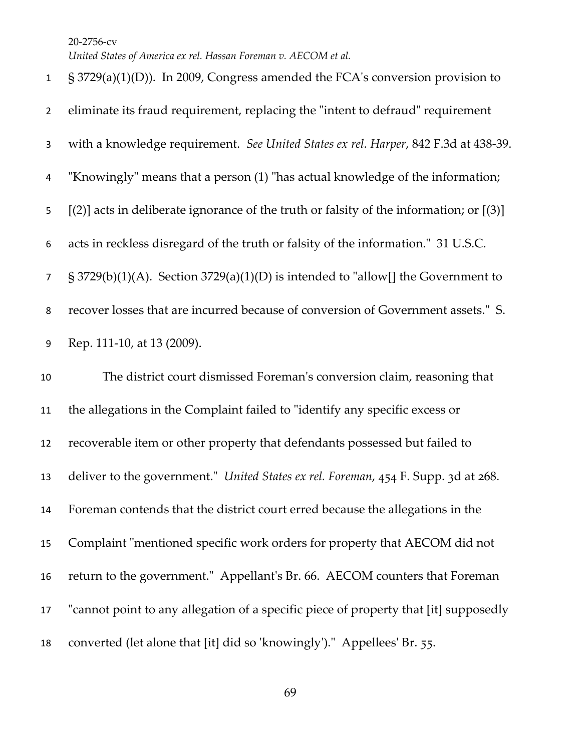§ 3729(a)(1)(D)). In 2009, Congress amended the FCA's conversion provision to eliminate its fraud requirement, replacing the "intent to defraud" requirement with a knowledge requirement. *See United States ex rel. Harper*, 842 F.3d at 438-39. "Knowingly" means that a person (1) "has actual knowledge of the information; [(2)] acts in deliberate ignorance of the truth or falsity of the information; or [(3)] acts in reckless disregard of the truth or falsity of the information." 31 U.S.C. § 3729(b)(1)(A). Section 3729(a)(1)(D) is intended to "allow[] the Government to recover losses that are incurred because of conversion of Government assets." S. Rep. 111-10, at 13 (2009).

The district court dismissed Foreman's conversion claim, reasoning that the allegations in the Complaint failed to "identify any specific excess or recoverable item or other property that defendants possessed but failed to deliver to the government." *United States ex rel. Foreman*, 454 F. Supp. 3d at 268. Foreman contends that the district court erred because the allegations in the Complaint "mentioned specific work orders for property that AECOM did not return to the government." Appellant's Br. 66. AECOM counters that Foreman "cannot point to any allegation of a specific piece of property that [it] supposedly converted (let alone that [it] did so 'knowingly')." Appellees' Br. 55.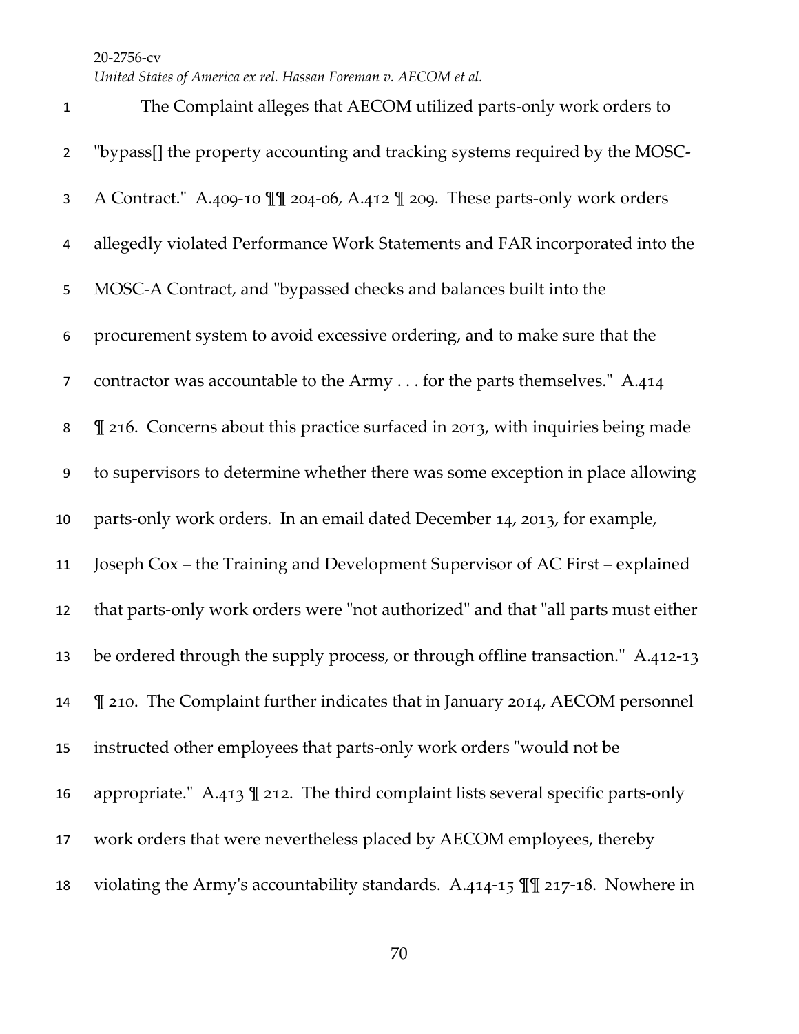The Complaint alleges that AECOM utilized parts-only work orders to "bypass[] the property accounting and tracking systems required by the MOSC-A Contract." A.409-10 ¶¶ 204-06, A.412 ¶ 209. These parts-only work orders allegedly violated Performance Work Statements and FAR incorporated into the MOSC-A Contract, and "bypassed checks and balances built into the procurement system to avoid excessive ordering, and to make sure that the contractor was accountable to the Army . . . for the parts themselves." A.414 ¶ 216. Concerns about this practice surfaced in 2013, with inquiries being made to supervisors to determine whether there was some exception in place allowing parts-only work orders. In an email dated December 14, 2013, for example, Joseph Cox – the Training and Development Supervisor of AC First – explained that parts-only work orders were "not authorized" and that "all parts must either be ordered through the supply process, or through offline transaction." A.412-13 ¶ 210. The Complaint further indicates that in January 2014, AECOM personnel instructed other employees that parts-only work orders "would not be appropriate." A.413 ¶ 212. The third complaint lists several specific parts-only work orders that were nevertheless placed by AECOM employees, thereby violating the Army's accountability standards. A.414-15 ¶¶ 217-18. Nowhere in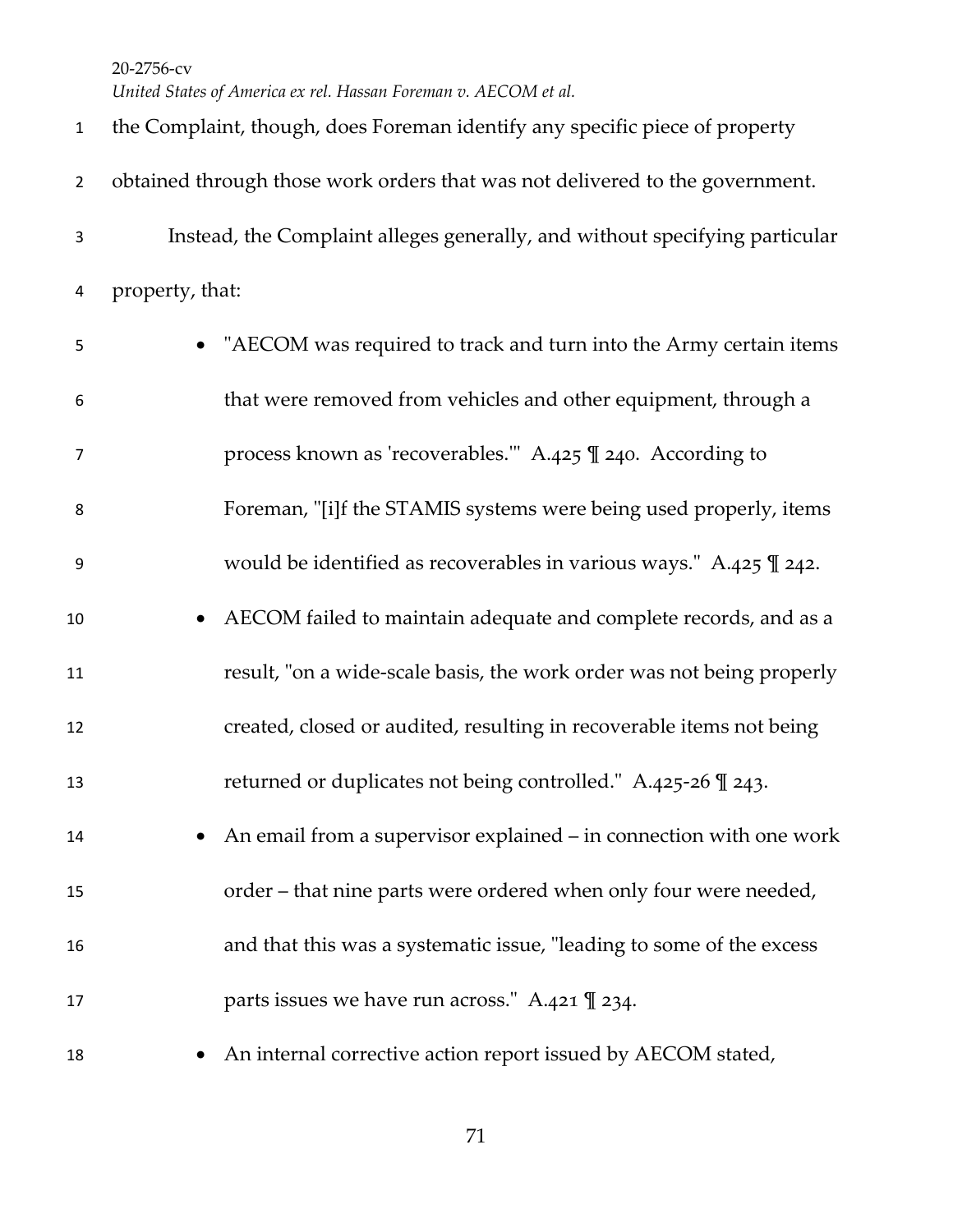the Complaint, though, does Foreman identify any specific piece of property obtained through those work orders that was not delivered to the government.

Instead, the Complaint alleges generally, and without specifying particular property, that:

- "AECOM was required to track and turn into the Army certain items that were removed from vehicles and other equipment, through a process known as 'recoverables.'" A.425 ¶ 240. According to Foreman, "[i]f the STAMIS systems were being used properly, items would be identified as recoverables in various ways." A.425 ¶ 242.
- AECOM failed to maintain adequate and complete records, and as a result, "on a wide-scale basis, the work order was not being properly created, closed or audited, resulting in recoverable items not being returned or duplicates not being controlled." A.425-26 ¶ 243.
- An email from a supervisor explained – in connection with one work order – that nine parts were ordered when only four were needed, and that this was a systematic issue, "leading to some of the excess parts issues we have run across." A.421 ¶ 234.
- An internal corrective action report issued by AECOM stated,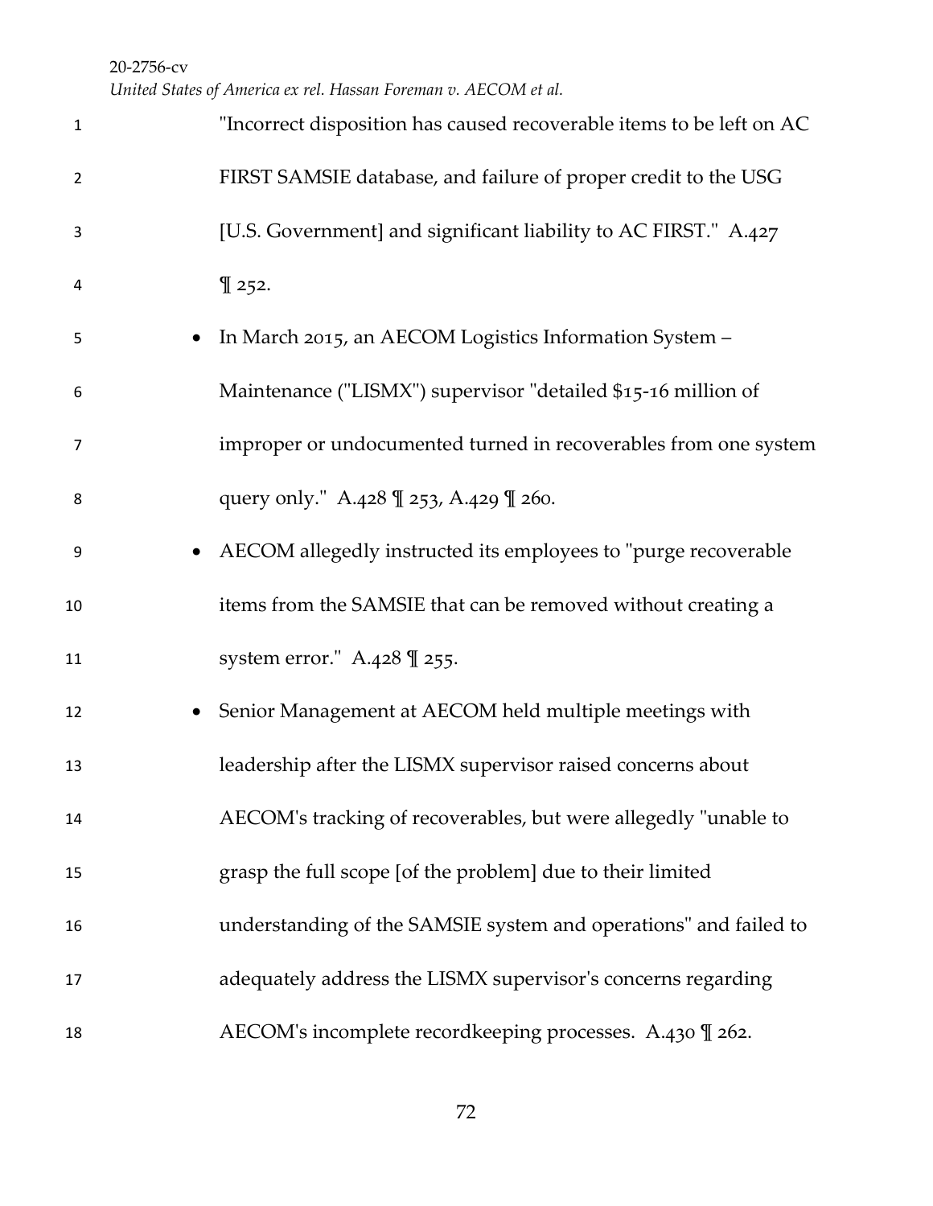"Incorrect disposition has caused recoverable items to be left on AC FIRST SAMSIE database, and failure of proper credit to the USG [U.S. Government] and significant liability to AC FIRST." A.427 ¶ 252.

- In March 2015, an AECOM Logistics Information System – Maintenance ("LISMX") supervisor "detailed $15-16 million of improper or undocumented turned in recoverables from one system query only." A.428 ¶ 253, A.429 ¶ 260.
- AECOM allegedly instructed its employees to "purge recoverable items from the SAMSIE that can be removed without creating a system error." A.428 ¶ 255.
- Senior Management at AECOM held multiple meetings with leadership after the LISMX supervisor raised concerns about AECOM's tracking of recoverables, but were allegedly "unable to grasp the full scope [of the problem] due to their limited understanding of the SAMSIE system and operations" and failed to adequately address the LISMX supervisor's concerns regarding AECOM's incomplete recordkeeping processes. A.430 ¶ 262.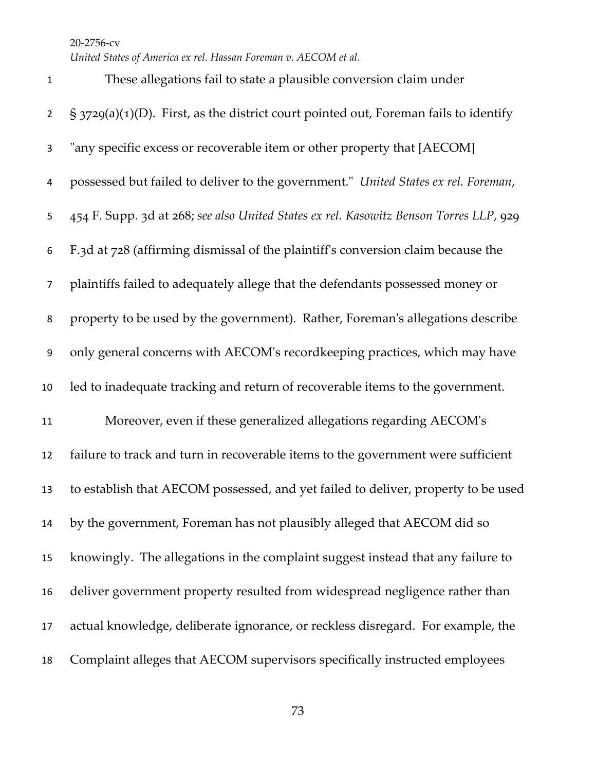These allegations fail to state a plausible conversion claim under § 3729(a)(1)(D). First, as the district court pointed out, Foreman fails to identify "any specific excess or recoverable item or other property that [AECOM] possessed but failed to deliver to the government." *United States ex rel. Foreman*, 454 F. Supp. 3d at 268; *see also United States ex rel. Kasowitz Benson Torres LLP*, 929 F.3d at 728 (affirming dismissal of the plaintiff's conversion claim because the plaintiffs failed to adequately allege that the defendants possessed money or property to be used by the government). Rather, Foreman's allegations describe only general concerns with AECOM's recordkeeping practices, which may have led to inadequate tracking and return of recoverable items to the government.

Moreover, even if these generalized allegations regarding AECOM's failure to track and turn in recoverable items to the government were sufficient to establish that AECOM possessed, and yet failed to deliver, property to be used by the government, Foreman has not plausibly alleged that AECOM did so knowingly. The allegations in the complaint suggest instead that any failure to deliver government property resulted from widespread negligence rather than actual knowledge, deliberate ignorance, or reckless disregard. For example, the Complaint alleges that AECOM supervisors specifically instructed employees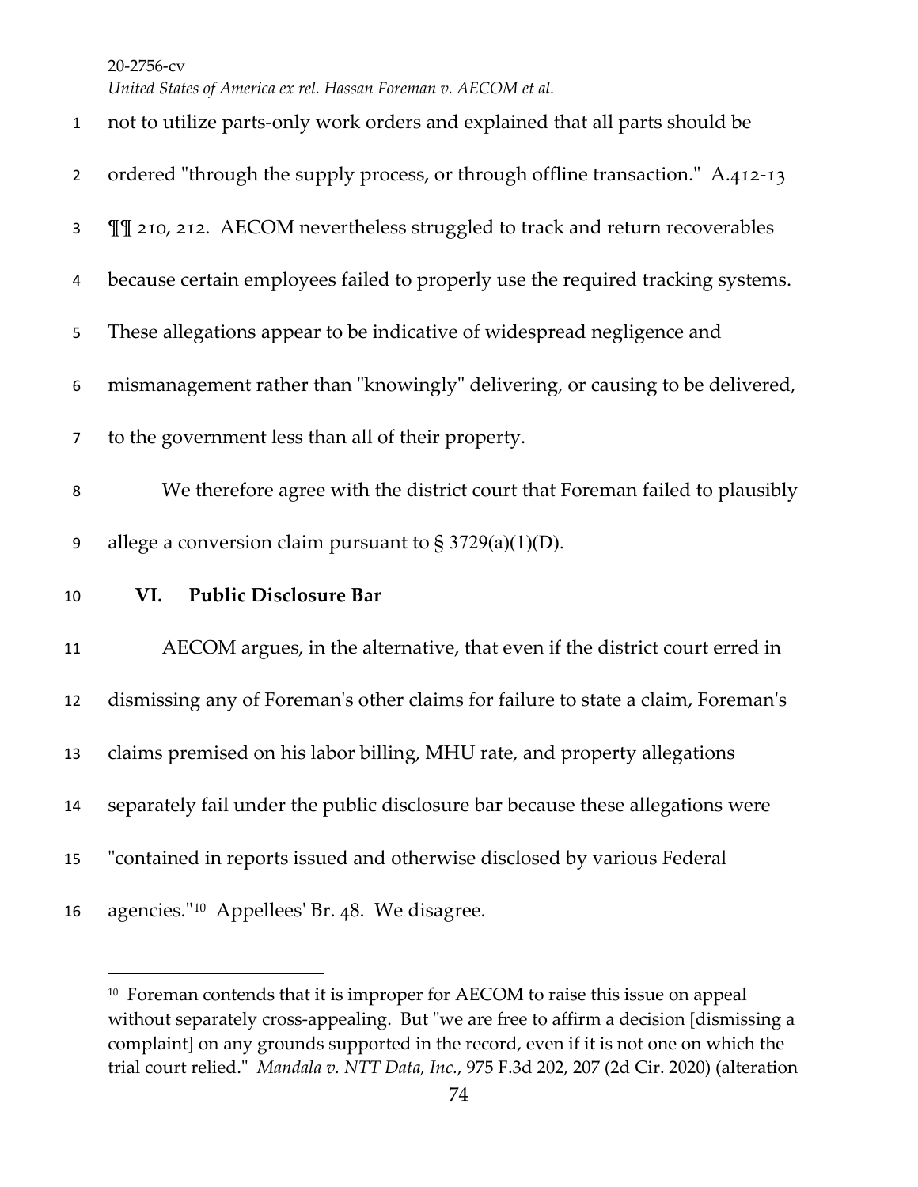not to utilize parts-only work orders and explained that all parts should be ordered "through the supply process, or through offline transaction." A.412-13 ¶¶ 210, 212. AECOM nevertheless struggled to track and return recoverables because certain employees failed to properly use the required tracking systems. These allegations appear to be indicative of widespread negligence and mismanagement rather than "knowingly" delivering, or causing to be delivered, to the government less than all of their property.

We therefore agree with the district court that Foreman failed to plausibly allege a conversion claim pursuant to § 3729(a)(1)(D).

## VI. Public Disclosure Bar

AECOM argues, in the alternative, that even if the district court erred in dismissing any of Foreman's other claims for failure to state a claim, Foreman's claims premised on his labor billing, MHU rate, and property allegations separately fail under the public disclosure bar because these allegations were "contained in reports issued and otherwise disclosed by various Federal agencies."[10] Appellees' Br. 48. We disagree.

---

[10] Foreman contends that it is improper for AECOM to raise this issue on appeal without separately cross-appealing. But "we are free to affirm a decision [dismissing a complaint] on any grounds supported in the record, even if it is not one on which the trial court relied." *Mandala v. NTT Data, Inc.*, 975 F.3d 202, 207 (2d Cir. 2020) (alteration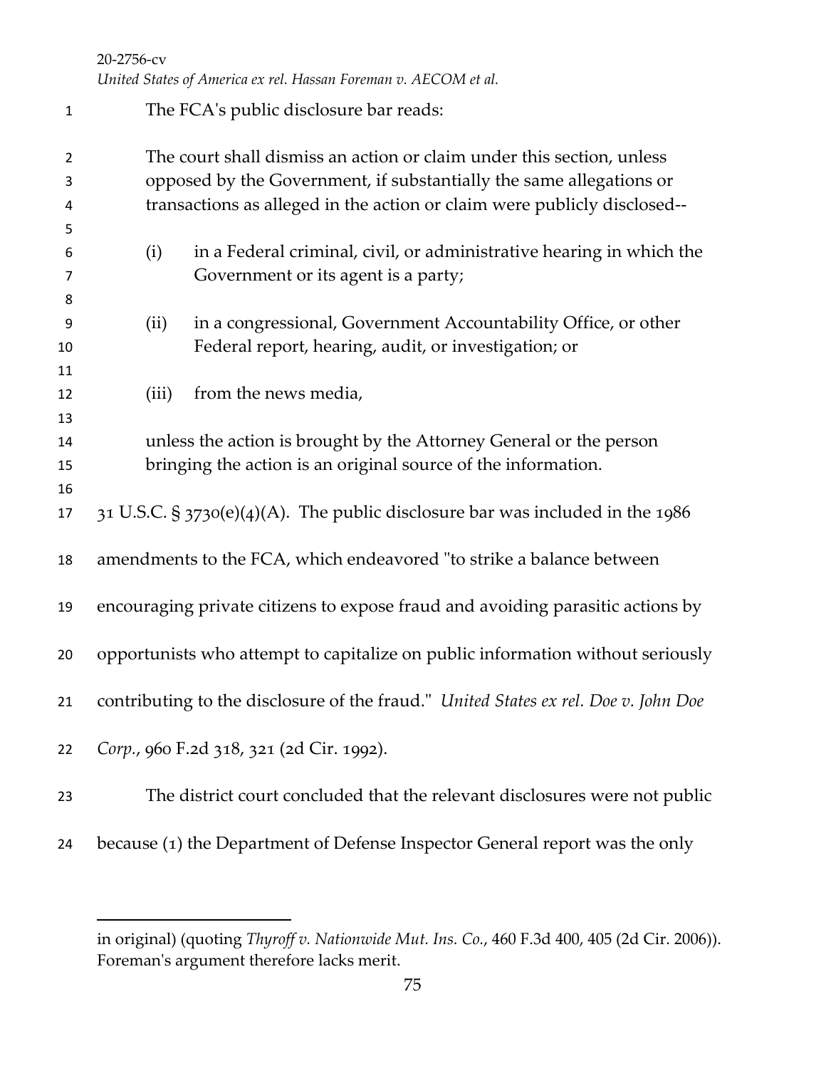The FCA's public disclosure bar reads:

> The court shall dismiss an action or claim under this section, unless opposed by the Government, if substantially the same allegations or transactions as alleged in the action or claim were publicly disclosed--
>
> (i) in a Federal criminal, civil, or administrative hearing in which the Government or its agent is a party;
>
> (ii) in a congressional, Government Accountability Office, or other Federal report, hearing, audit, or investigation; or
>
> (iii) from the news media,
>
> unless the action is brought by the Attorney General or the person bringing the action is an original source of the information.

31 U.S.C. § 3730(e)(4)(A). The public disclosure bar was included in the 1986 amendments to the FCA, which endeavored "to strike a balance between encouraging private citizens to expose fraud and avoiding parasitic actions by opportunists who attempt to capitalize on public information without seriously contributing to the disclosure of the fraud." *United States ex rel. Doe v. John Doe Corp.*, 960 F.2d 318, 321 (2d Cir. 1992).

The district court concluded that the relevant disclosures were not public because (1) the Department of Defense Inspector General report was the only

---

in original) (quoting *Thyroff v. Nationwide Mut. Ins. Co.*, 460 F.3d 400, 405 (2d Cir. 2006)). Foreman's argument therefore lacks merit.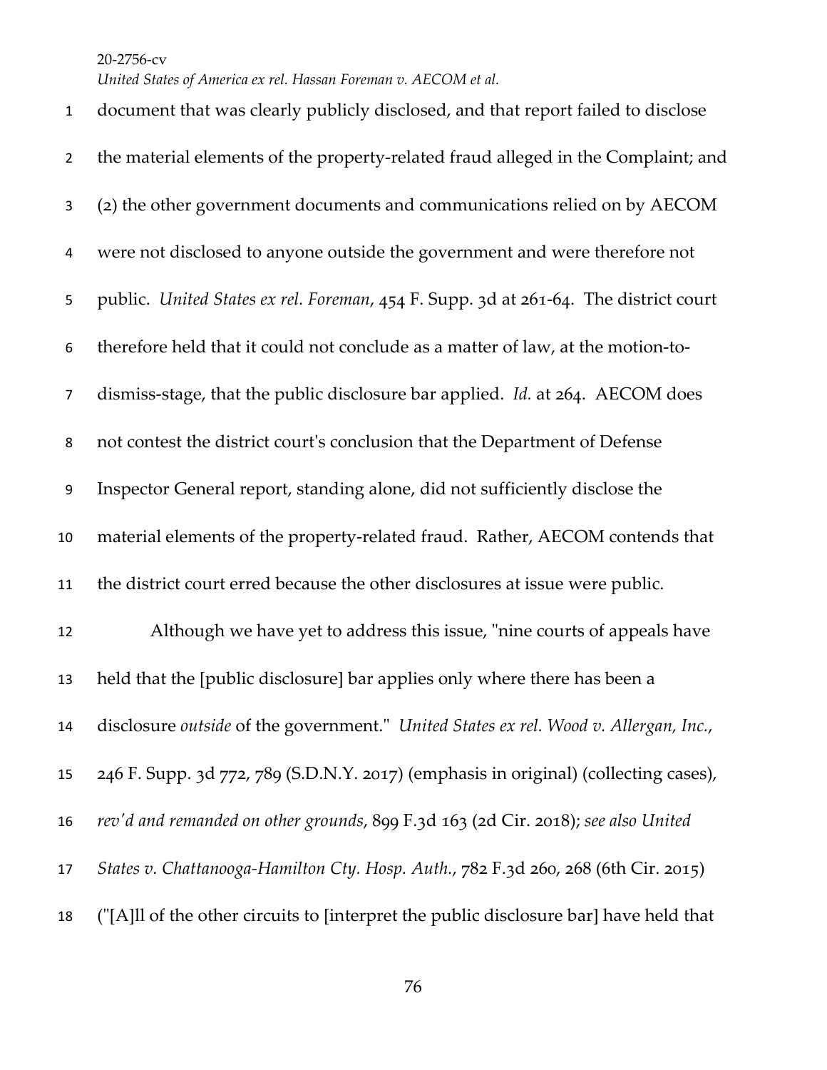document that was clearly publicly disclosed, and that report failed to disclose the material elements of the property-related fraud alleged in the Complaint; and (2) the other government documents and communications relied on by AECOM were not disclosed to anyone outside the government and were therefore not public. *United States ex rel. Foreman*, 454 F. Supp. 3d at 261-64. The district court therefore held that it could not conclude as a matter of law, at the motion-to-dismiss-stage, that the public disclosure bar applied. *Id.* at 264. AECOM does not contest the district court's conclusion that the Department of Defense Inspector General report, standing alone, did not sufficiently disclose the material elements of the property-related fraud. Rather, AECOM contends that the district court erred because the other disclosures at issue were public.

Although we have yet to address this issue, "nine courts of appeals have held that the [public disclosure] bar applies only where there has been a disclosure *outside* of the government." *United States ex rel. Wood v. Allergan, Inc.*, 246 F. Supp. 3d 772, 789 (S.D.N.Y. 2017) (emphasis in original) (collecting cases), *rev'd and remanded on other grounds*, 899 F.3d 163 (2d Cir. 2018); *see also United States v. Chattanooga-Hamilton Cty. Hosp. Auth.*, 782 F.3d 260, 268 (6th Cir. 2015) ("[A]ll of the other circuits to [interpret the public disclosure bar] have held that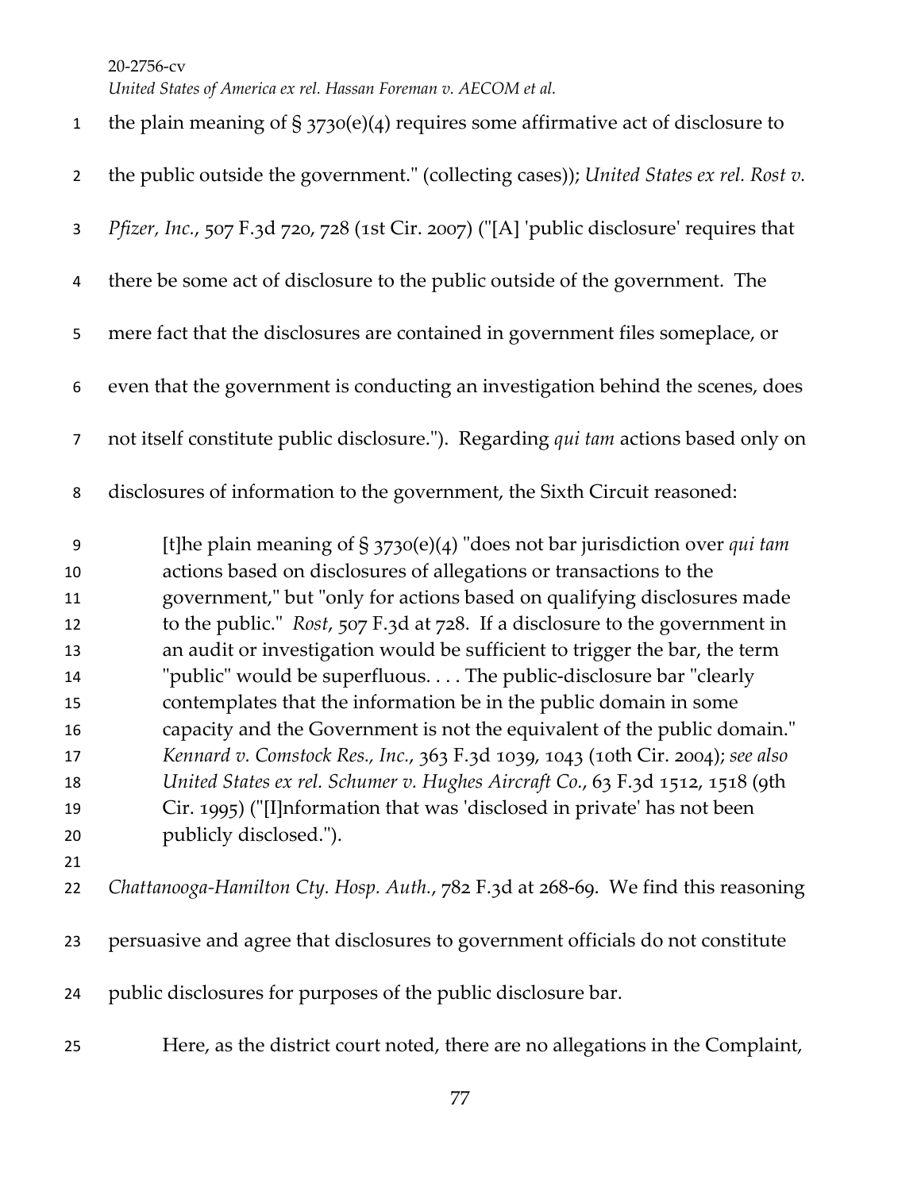the plain meaning of § 3730(e)(4) requires some affirmative act of disclosure to the public outside the government." (collecting cases)); *United States ex rel. Rost v. Pfizer, Inc.*, 507 F.3d 720, 728 (1st Cir. 2007) ("[A] 'public disclosure' requires that there be some act of disclosure to the public outside of the government. The mere fact that the disclosures are contained in government files someplace, or even that the government is conducting an investigation behind the scenes, does not itself constitute public disclosure."). Regarding *qui tam* actions based only on disclosures of information to the government, the Sixth Circuit reasoned:

> [t]he plain meaning of § 3730(e)(4) "does not bar jurisdiction over *qui tam* actions based on disclosures of allegations or transactions to the government," but "only for actions based on qualifying disclosures made to the public." *Rost*, 507 F.3d at 728. If a disclosure to the government in an audit or investigation would be sufficient to trigger the bar, the term "public" would be superfluous. . . . The public-disclosure bar "clearly contemplates that the information be in the public domain in some capacity and the Government is not the equivalent of the public domain." *Kennard v. Comstock Res., Inc.*, 363 F.3d 1039, 1043 (10th Cir. 2004); *see also United States ex rel. Schumer v. Hughes Aircraft Co.*, 63 F.3d 1512, 1518 (9th Cir. 1995) ("[I]nformation that was 'disclosed in private' has not been publicly disclosed.").

*Chattanooga-Hamilton Cty. Hosp. Auth.*, 782 F.3d at 268-69. We find this reasoning persuasive and agree that disclosures to government officials do not constitute public disclosures for purposes of the public disclosure bar.

Here, as the district court noted, there are no allegations in the Complaint,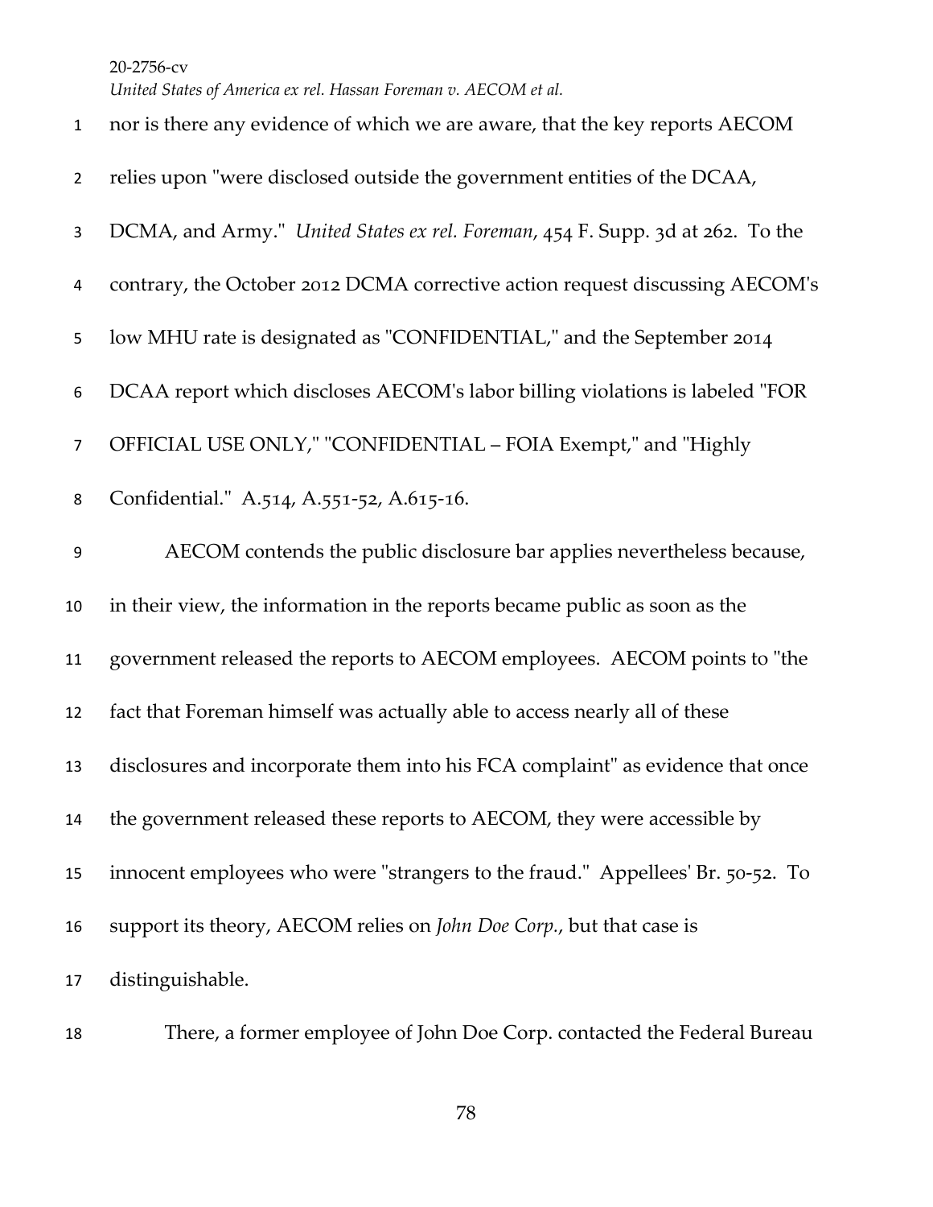nor is there any evidence of which we are aware, that the key reports AECOM relies upon "were disclosed outside the government entities of the DCAA, DCMA, and Army." *United States ex rel. Foreman*, 454 F. Supp. 3d at 262. To the contrary, the October 2012 DCMA corrective action request discussing AECOM's low MHU rate is designated as "CONFIDENTIAL," and the September 2014 DCAA report which discloses AECOM's labor billing violations is labeled "FOR OFFICIAL USE ONLY," "CONFIDENTIAL – FOIA Exempt," and "Highly Confidential." A.514, A.551-52, A.615-16.

AECOM contends the public disclosure bar applies nevertheless because, in their view, the information in the reports became public as soon as the government released the reports to AECOM employees. AECOM points to "the fact that Foreman himself was actually able to access nearly all of these disclosures and incorporate them into his FCA complaint" as evidence that once the government released these reports to AECOM, they were accessible by innocent employees who were "strangers to the fraud." Appellees' Br. 50-52. To support its theory, AECOM relies on *John Doe Corp.*, but that case is distinguishable.

There, a former employee of John Doe Corp. contacted the Federal Bureau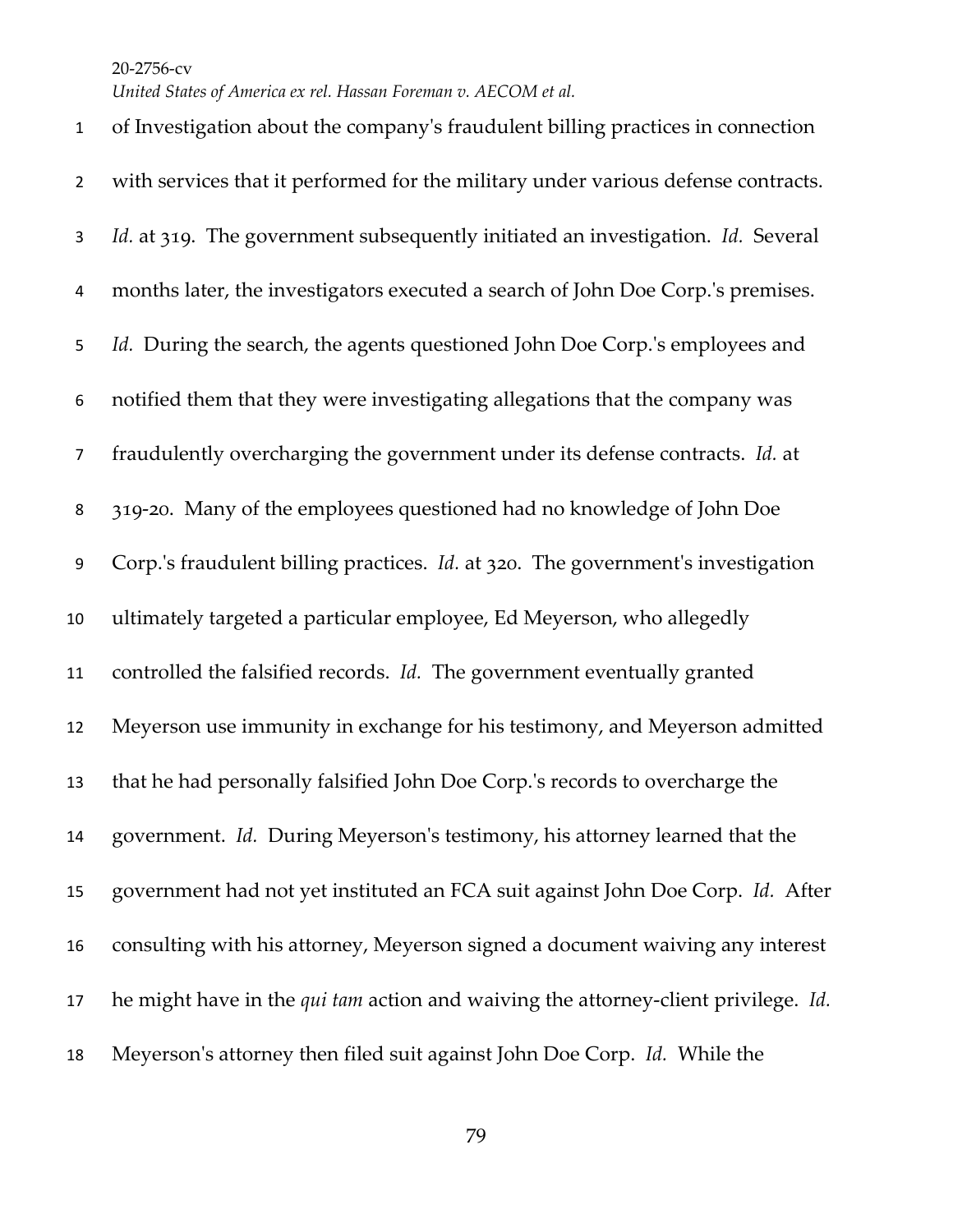of Investigation about the company's fraudulent billing practices in connection with services that it performed for the military under various defense contracts. *Id.* at 319. The government subsequently initiated an investigation. *Id.* Several months later, the investigators executed a search of John Doe Corp.'s premises. *Id.* During the search, the agents questioned John Doe Corp.'s employees and notified them that they were investigating allegations that the company was fraudulently overcharging the government under its defense contracts. *Id.* at 319-20. Many of the employees questioned had no knowledge of John Doe Corp.'s fraudulent billing practices. *Id.* at 320. The government's investigation ultimately targeted a particular employee, Ed Meyerson, who allegedly controlled the falsified records. *Id.* The government eventually granted Meyerson use immunity in exchange for his testimony, and Meyerson admitted that he had personally falsified John Doe Corp.'s records to overcharge the government. *Id.* During Meyerson's testimony, his attorney learned that the government had not yet instituted an FCA suit against John Doe Corp. *Id.* After consulting with his attorney, Meyerson signed a document waiving any interest he might have in the *qui tam* action and waiving the attorney-client privilege. *Id.* Meyerson's attorney then filed suit against John Doe Corp. *Id.* While the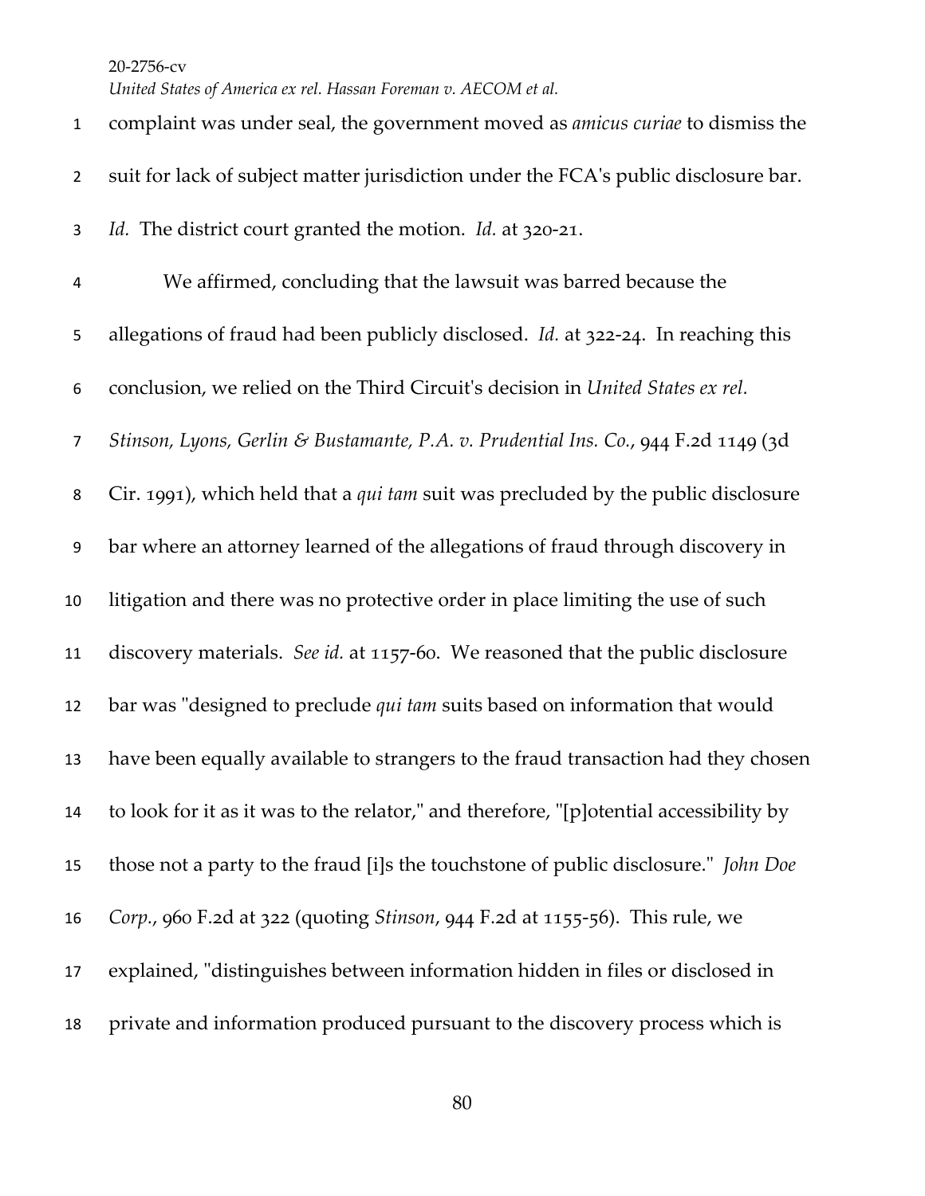complaint was under seal, the government moved as *amicus curiae* to dismiss the suit for lack of subject matter jurisdiction under the FCA's public disclosure bar. *Id.* The district court granted the motion. *Id.* at 320-21.

We affirmed, concluding that the lawsuit was barred because the allegations of fraud had been publicly disclosed. *Id.* at 322-24. In reaching this conclusion, we relied on the Third Circuit's decision in *United States ex rel. Stinson, Lyons, Gerlin & Bustamante, P.A. v. Prudential Ins. Co.*, 944 F.2d 1149 (3d Cir. 1991), which held that a *qui tam* suit was precluded by the public disclosure bar where an attorney learned of the allegations of fraud through discovery in litigation and there was no protective order in place limiting the use of such discovery materials. *See id.* at 1157-60. We reasoned that the public disclosure bar was "designed to preclude *qui tam* suits based on information that would have been equally available to strangers to the fraud transaction had they chosen to look for it as it was to the relator," and therefore, "[p]otential accessibility by those not a party to the fraud [i]s the touchstone of public disclosure." *John Doe Corp.*, 960 F.2d at 322 (quoting *Stinson*, 944 F.2d at 1155-56). This rule, we explained, "distinguishes between information hidden in files or disclosed in private and information produced pursuant to the discovery process which is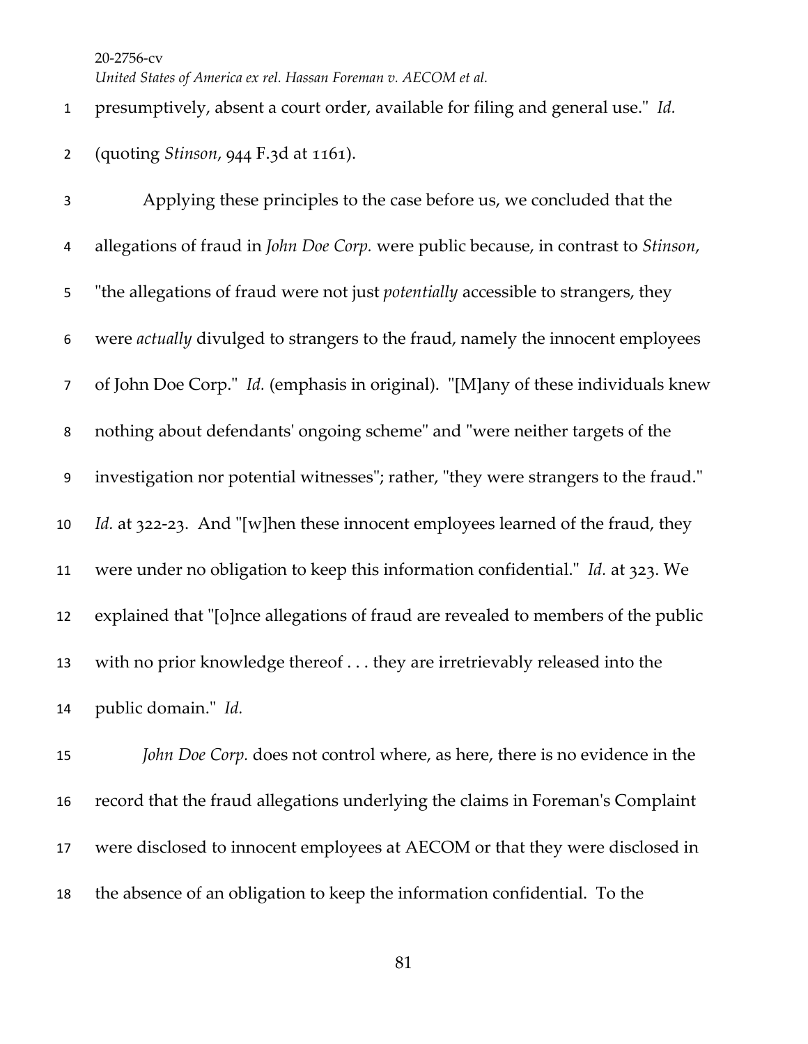presumptively, absent a court order, available for filing and general use." *Id.* (quoting *Stinson*, 944 F.3d at 1161).

Applying these principles to the case before us, we concluded that the allegations of fraud in *John Doe Corp.* were public because, in contrast to *Stinson*, "the allegations of fraud were not just *potentially* accessible to strangers, they were *actually* divulged to strangers to the fraud, namely the innocent employees of John Doe Corp." *Id.* (emphasis in original). "[M]any of these individuals knew nothing about defendants' ongoing scheme" and "were neither targets of the investigation nor potential witnesses"; rather, "they were strangers to the fraud." *Id.* at 322-23. And "[w]hen these innocent employees learned of the fraud, they were under no obligation to keep this information confidential." *Id.* at 323. We explained that "[o]nce allegations of fraud are revealed to members of the public with no prior knowledge thereof . . . they are irretrievably released into the public domain." *Id.*

*John Doe Corp.* does not control where, as here, there is no evidence in the record that the fraud allegations underlying the claims in Foreman's Complaint were disclosed to innocent employees at AECOM or that they were disclosed in the absence of an obligation to keep the information confidential. To the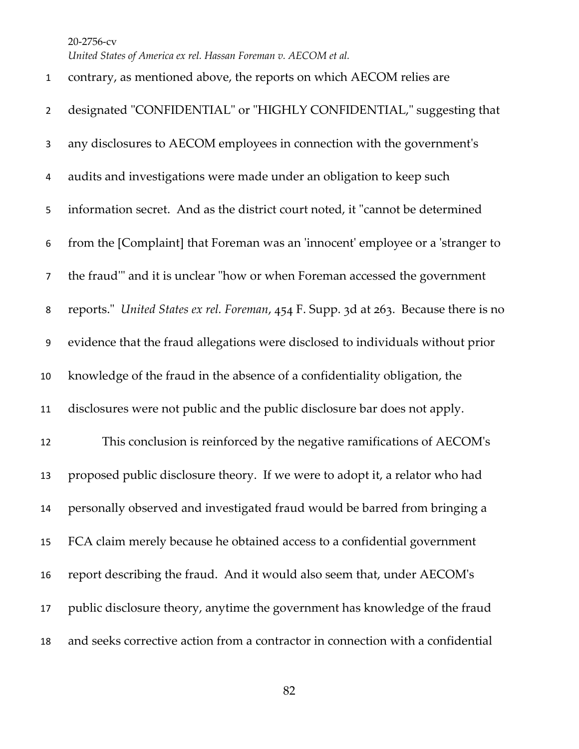contrary, as mentioned above, the reports on which AECOM relies are designated "CONFIDENTIAL" or "HIGHLY CONFIDENTIAL," suggesting that any disclosures to AECOM employees in connection with the government's audits and investigations were made under an obligation to keep such information secret. And as the district court noted, it "cannot be determined from the [Complaint] that Foreman was an 'innocent' employee or a 'stranger to the fraud'" and it is unclear "how or when Foreman accessed the government reports." *United States ex rel. Foreman*, 454 F. Supp. 3d at 263. Because there is no evidence that the fraud allegations were disclosed to individuals without prior knowledge of the fraud in the absence of a confidentiality obligation, the disclosures were not public and the public disclosure bar does not apply.

This conclusion is reinforced by the negative ramifications of AECOM's proposed public disclosure theory. If we were to adopt it, a relator who had personally observed and investigated fraud would be barred from bringing a FCA claim merely because he obtained access to a confidential government report describing the fraud. And it would also seem that, under AECOM's public disclosure theory, anytime the government has knowledge of the fraud and seeks corrective action from a contractor in connection with a confidential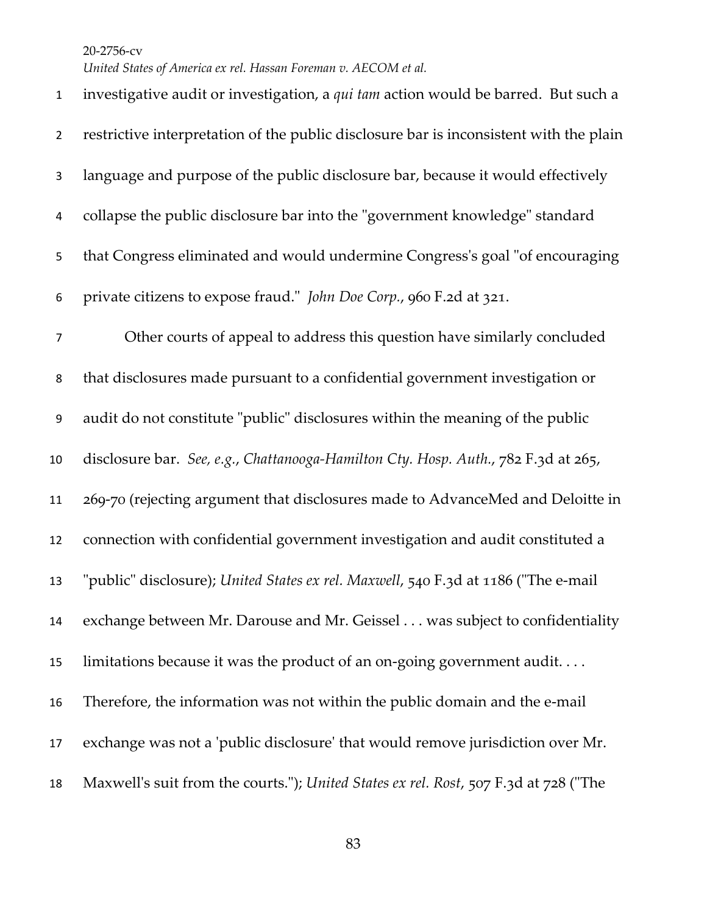investigative audit or investigation, a *qui tam* action would be barred. But such a restrictive interpretation of the public disclosure bar is inconsistent with the plain language and purpose of the public disclosure bar, because it would effectively collapse the public disclosure bar into the "government knowledge" standard that Congress eliminated and would undermine Congress's goal "of encouraging private citizens to expose fraud." *John Doe Corp.*, 960 F.2d at 321.

Other courts of appeal to address this question have similarly concluded that disclosures made pursuant to a confidential government investigation or audit do not constitute "public" disclosures within the meaning of the public disclosure bar. *See, e.g.*, *Chattanooga-Hamilton Cty. Hosp. Auth.*, 782 F.3d at 265, 269-70 (rejecting argument that disclosures made to AdvanceMed and Deloitte in connection with confidential government investigation and audit constituted a "public" disclosure); *United States ex rel. Maxwell*, 540 F.3d at 1186 ("The e-mail exchange between Mr. Darouse and Mr. Geissel . . . was subject to confidentiality limitations because it was the product of an on-going government audit. . . . Therefore, the information was not within the public domain and the e-mail exchange was not a 'public disclosure' that would remove jurisdiction over Mr. Maxwell's suit from the courts."); *United States ex rel. Rost*, 507 F.3d at 728 ("The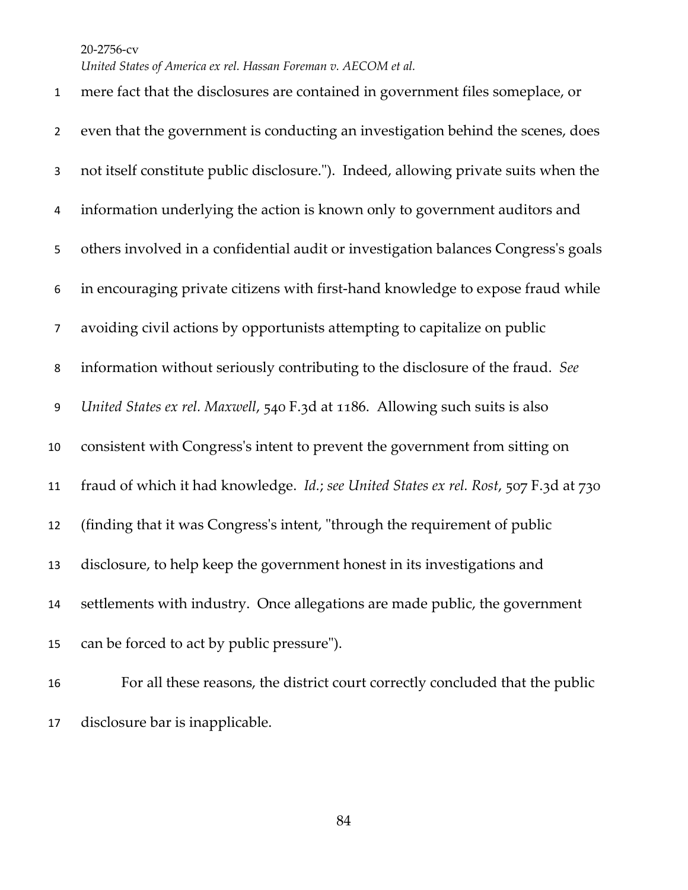mere fact that the disclosures are contained in government files someplace, or even that the government is conducting an investigation behind the scenes, does not itself constitute public disclosure."). Indeed, allowing private suits when the information underlying the action is known only to government auditors and others involved in a confidential audit or investigation balances Congress's goals in encouraging private citizens with first-hand knowledge to expose fraud while avoiding civil actions by opportunists attempting to capitalize on public information without seriously contributing to the disclosure of the fraud. *See United States ex rel. Maxwell*, 540 F.3d at 1186. Allowing such suits is also consistent with Congress's intent to prevent the government from sitting on fraud of which it had knowledge. *Id.*; *see United States ex rel. Rost*, 507 F.3d at 730 (finding that it was Congress's intent, "through the requirement of public disclosure, to help keep the government honest in its investigations and settlements with industry. Once allegations are made public, the government can be forced to act by public pressure").

For all these reasons, the district court correctly concluded that the public disclosure bar is inapplicable.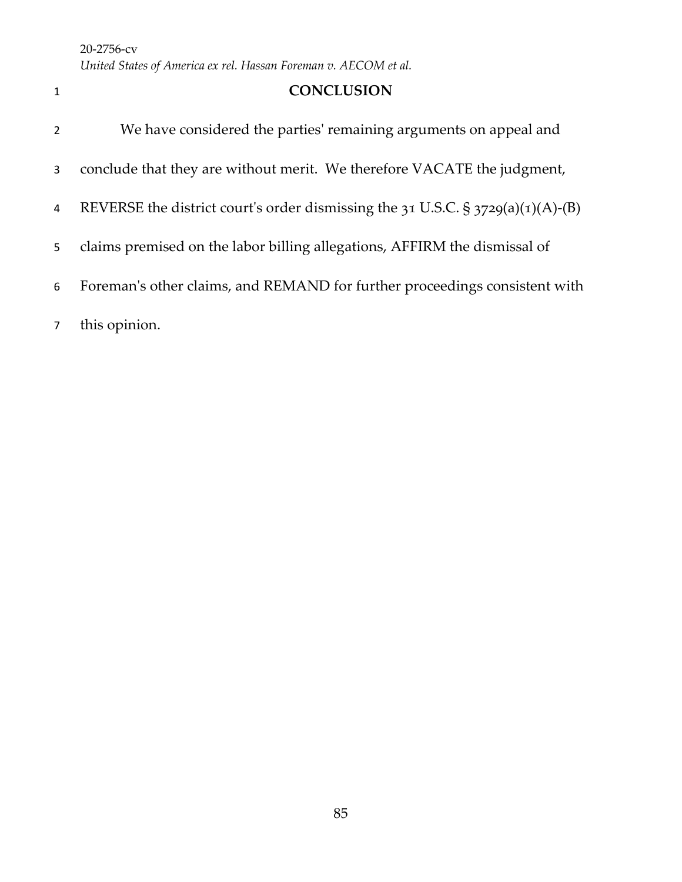## CONCLUSION

We have considered the parties' remaining arguments on appeal and conclude that they are without merit. We therefore VACATE the judgment, REVERSE the district court's order dismissing the 31 U.S.C. § 3729(a)(1)(A)-(B) claims premised on the labor billing allegations, AFFIRM the dismissal of Foreman's other claims, and REMAND for further proceedings consistent with this opinion.